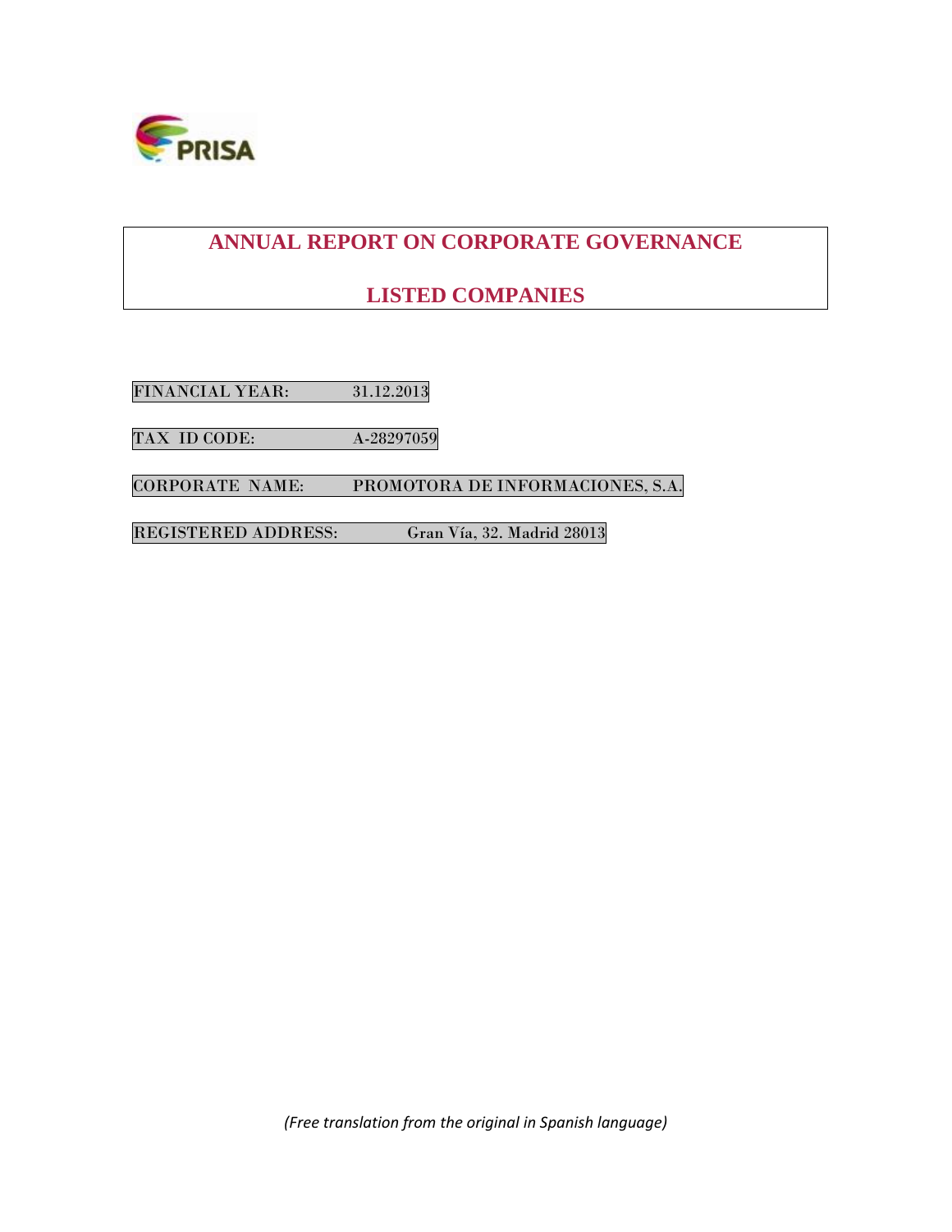# ANNUAL REPORT ON CORPORATE GOVERNANCE

# LISTED COMPANIES

FINANCIAL YEAR: 31.12.2013

TAX ID CODE: A-28297059

CORPORATE NAME: PROMOTORA DE INFORMACIONES, S.A.

REGISTERED ADDRESS: Gran Vía, 32. Madrid 28013

*(Free translation from the original in Spanish language)*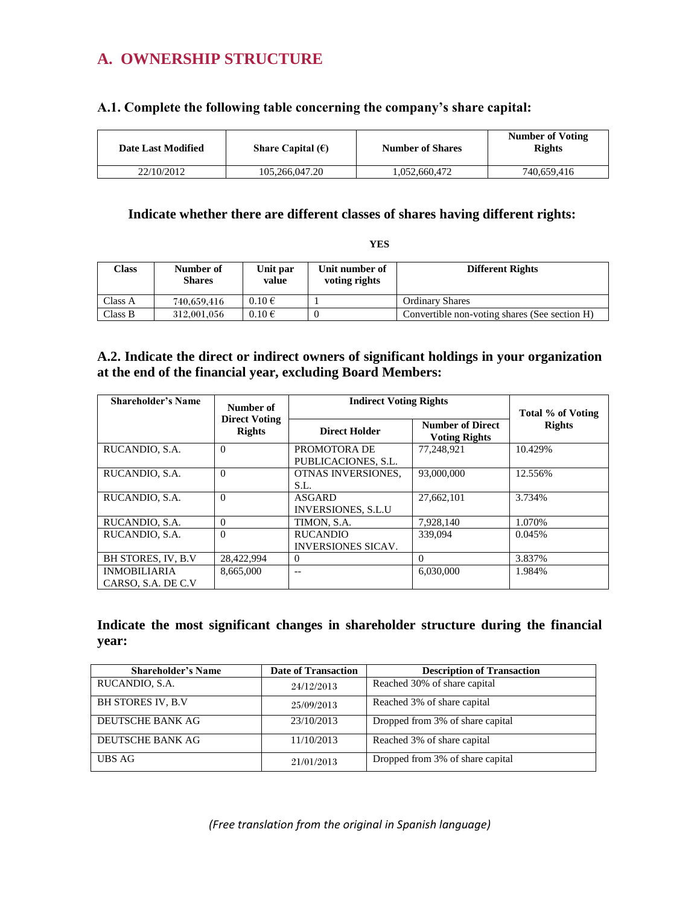## A. OWNERSHIP STRUCTURE

### A.1. Complete the following table concerning the company's share capital:

| Date Last Modified | Share Capital (€) | Number of Shares | Number of Voting Rights |
|---|---|---|---|
| 22/10/2012 | 105,266,047.20 | 1,052,660,472 | 740,659,416 |

**Indicate whether there are different classes of shares having different rights:**

**YES**

| Class | Number of Shares | Unit par value | Unit number of voting rights | Different Rights |
|---|---|---|---|---|
| Class A | 740,659,416 | 0.10 € | 1 | Ordinary Shares |
| Class B | 312,001,056 | 0.10 € | 0 | Convertible non-voting shares (See section H) |

### A.2. Indicate the direct or indirect owners of significant holdings in your organization at the end of the financial year, excluding Board Members:

| Shareholder's Name | Number of Direct Voting Rights | Indirect Voting Rights | | Total % of Voting Rights |
|---|---|---|---|---|
| | | Direct Holder | Number of Direct Voting Rights | |
| RUCANDIO, S.A. | 0 | PROMOTORA DE PUBLICACIONES, S.L. | 77,248,921 | 10.429% |
| RUCANDIO, S.A. | 0 | OTNAS INVERSIONES, S.L. | 93,000,000 | 12.556% |
| RUCANDIO, S.A. | 0 | ASGARD INVERSIONES, S.L.U | 27,662,101 | 3.734% |
| RUCANDIO, S.A. | 0 | TIMON, S.A. | 7,928,140 | 1.070% |
| RUCANDIO, S.A. | 0 | RUCANDIO INVERSIONES SICAV. | 339,094 | 0.045% |
| BH STORES, IV, B.V | 28,422,994 | 0 | 0 | 3.837% |
| INMOBILIARIA CARSO, S.A. DE C.V | 8,665,000 | -- | 6,030,000 | 1.984% |

**Indicate the most significant changes in shareholder structure during the financial year:**

| Shareholder's Name | Date of Transaction | Description of Transaction |
|---|---|---|
| RUCANDIO, S.A. | 24/12/2013 | Reached 30% of share capital |
| BH STORES IV, B.V | 25/09/2013 | Reached 3% of share capital |
| DEUTSCHE BANK AG | 23/10/2013 | Dropped from 3% of share capital |
| DEUTSCHE BANK AG | 11/10/2013 | Reached 3% of share capital |
| UBS AG | 21/01/2013 | Dropped from 3% of share capital |

*(Free translation from the original in Spanish language)*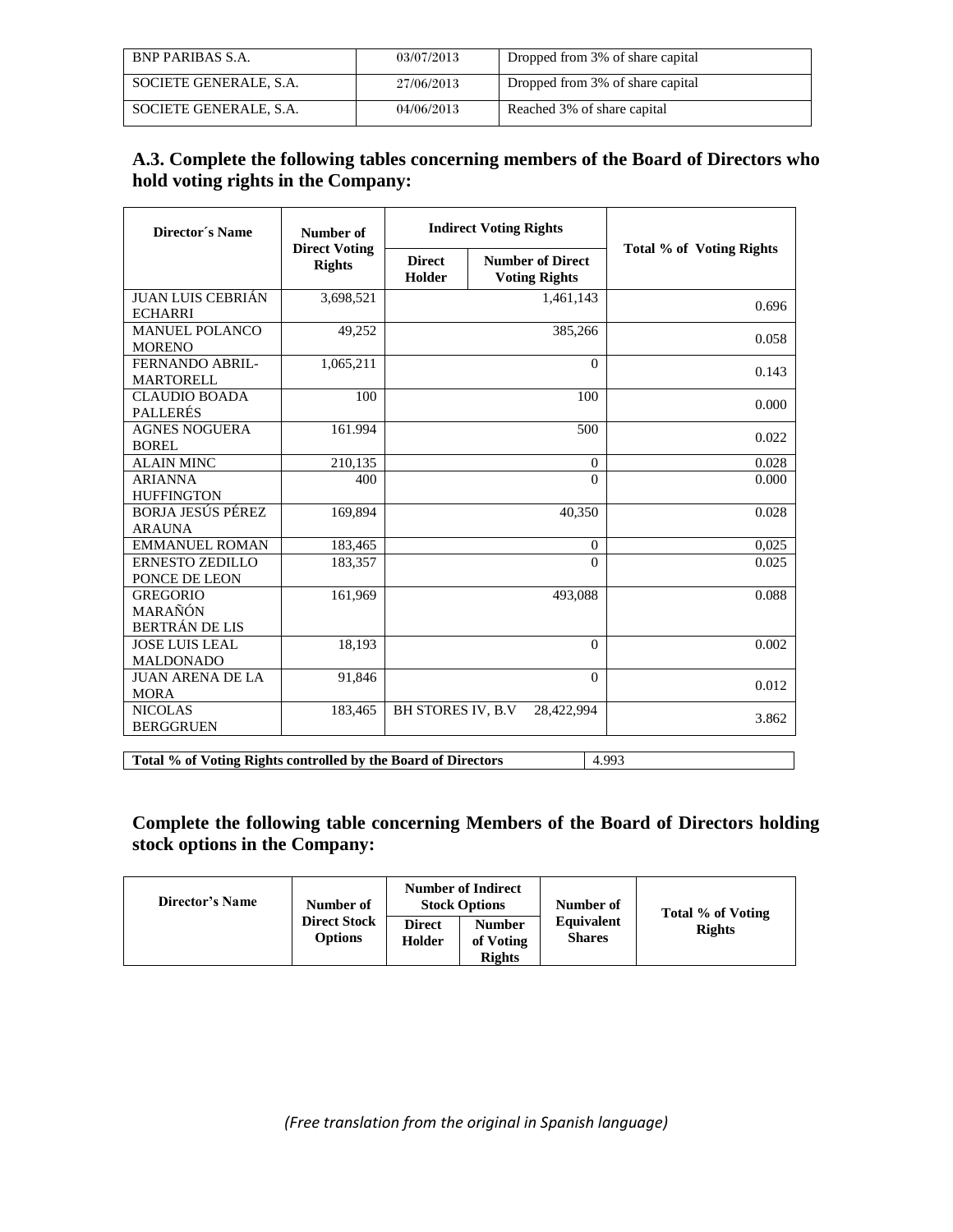| BNP PARIBAS S.A. | 03/07/2013 | Dropped from 3% of share capital |
|---|---|---|
| SOCIETE GENERALE, S.A. | 27/06/2013 | Dropped from 3% of share capital |
| SOCIETE GENERALE, S.A. | 04/06/2013 | Reached 3% of share capital |

### A.3. Complete the following tables concerning members of the Board of Directors who hold voting rights in the Company:

| Director´s Name | Number of Direct Voting Rights | Indirect Voting Rights | | Total % of Voting Rights |
|---|---|---|---|---|
| | | Direct Holder | Number of Direct Voting Rights | |
| JUAN LUIS CEBRIÁN ECHARRI | 3,698,521 | | 1,461,143 | 0.696 |
| MANUEL POLANCO MORENO | 49,252 | | 385,266 | 0.058 |
| FERNANDO ABRIL-MARTORELL | 1,065,211 | | 0 | 0.143 |
| CLAUDIO BOADA PALLERÉS | 100 | | 100 | 0.000 |
| AGNES NOGUERA BOREL | 161.994 | | 500 | 0.022 |
| ALAIN MINC | 210,135 | | 0 | 0.028 |
| ARIANNA HUFFINGTON | 400 | | 0 | 0.000 |
| BORJA JESÚS PÉREZ ARAUNA | 169,894 | | 40,350 | 0.028 |
| EMMANUEL ROMAN | 183,465 | | 0 | 0,025 |
| ERNESTO ZEDILLO PONCE DE LEON | 183,357 | | 0 | 0.025 |
| GREGORIO MARAÑÓN BERTRÁN DE LIS | 161,969 | | 493,088 | 0.088 |
| JOSE LUIS LEAL MALDONADO | 18,193 | | 0 | 0.002 |
| JUAN ARENA DE LA MORA | 91,846 | | 0 | 0.012 |
| NICOLAS BERGGRUEN | 183,465 | BH STORES IV, B.V | 28,422,994 | 3.862 |

| Total % of Voting Rights controlled by the Board of Directors | 4.993 |
|---|---|

### Complete the following table concerning Members of the Board of Directors holding stock options in the Company:

| Director's Name | Number of Direct Stock Options | Number of Indirect Stock Options | | Number of Equivalent Shares | Total % of Voting Rights |
|---|---|---|---|---|---|
| | | Direct Holder | Number of Voting Rights | | |

*(Free translation from the original in Spanish language)*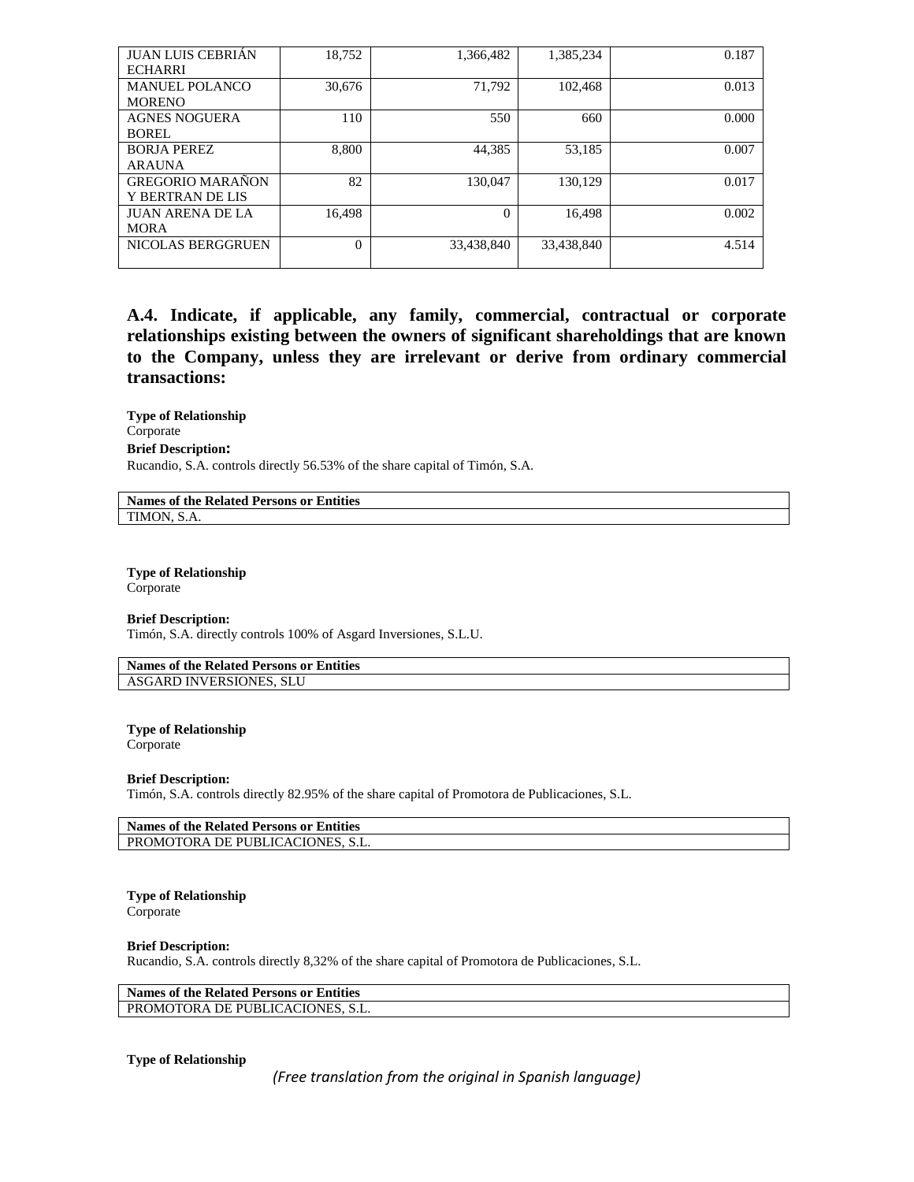| | | | | |
|---|---|---|---|---|
| JUAN LUIS CEBRIÁN ECHARRI | 18,752 | 1,366,482 | 1,385,234 | 0.187 |
| MANUEL POLANCO MORENO | 30,676 | 71,792 | 102,468 | 0.013 |
| AGNES NOGUERA BOREL | 110 | 550 | 660 | 0.000 |
| BORJA PEREZ ARAUNA | 8,800 | 44,385 | 53,185 | 0.007 |
| GREGORIO MARAÑON Y BERTRAN DE LIS | 82 | 130,047 | 130,129 | 0.017 |
| JUAN ARENA DE LA MORA | 16,498 | 0 | 16,498 | 0.002 |
| NICOLAS BERGGRUEN | 0 | 33,438,840 | 33,438,840 | 4.514 |

## A.4. Indicate, if applicable, any family, commercial, contractual or corporate relationships existing between the owners of significant shareholdings that are known to the Company, unless they are irrelevant or derive from ordinary commercial transactions:

**Type of Relationship**
Corporate

**Brief Description:**
Rucandio, S.A. controls directly 56.53% of the share capital of Timón, S.A.

| Names of the Related Persons or Entities |
|---|
| TIMON, S.A. |

**Type of Relationship**
Corporate

**Brief Description:**
Timón, S.A. directly controls 100% of Asgard Inversiones, S.L.U.

| Names of the Related Persons or Entities |
|---|
| ASGARD INVERSIONES, SLU |

**Type of Relationship**
Corporate

**Brief Description:**
Timón, S.A. controls directly 82.95% of the share capital of Promotora de Publicaciones, S.L.

| Names of the Related Persons or Entities |
|---|
| PROMOTORA DE PUBLICACIONES, S.L. |

**Type of Relationship**
Corporate

**Brief Description:**
Rucandio, S.A. controls directly 8,32% of the share capital of Promotora de Publicaciones, S.L.

| Names of the Related Persons or Entities |
|---|
| PROMOTORA DE PUBLICACIONES, S.L. |

**Type of Relationship**

*(Free translation from the original in Spanish language)*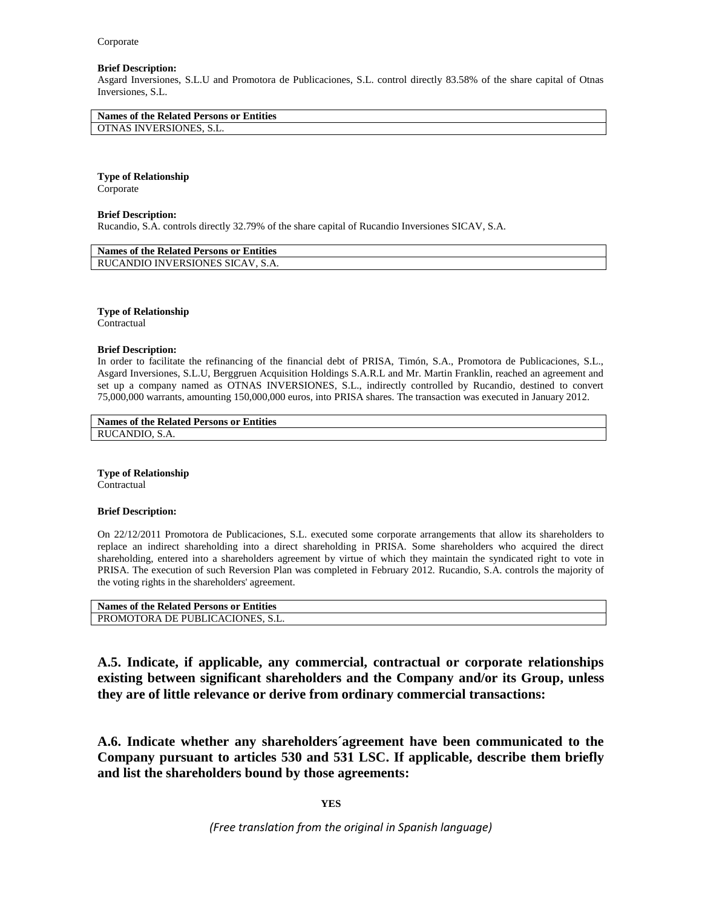Corporate

**Brief Description:**
Asgard Inversiones, S.L.U and Promotora de Publicaciones, S.L. control directly 83.58% of the share capital of Otnas Inversiones, S.L.

| Names of the Related Persons or Entities |
| --- |
| OTNAS INVERSIONES, S.L. |

**Type of Relationship**
Corporate

**Brief Description:**
Rucandio, S.A. controls directly 32.79% of the share capital of Rucandio Inversiones SICAV, S.A.

| Names of the Related Persons or Entities |
| --- |
| RUCANDIO INVERSIONES SICAV, S.A. |

**Type of Relationship**
Contractual

**Brief Description:**
In order to facilitate the refinancing of the financial debt of PRISA, Timón, S.A., Promotora de Publicaciones, S.L., Asgard Inversiones, S.L.U, Berggruen Acquisition Holdings S.A.R.L and Mr. Martin Franklin, reached an agreement and set up a company named as OTNAS INVERSIONES, S.L., indirectly controlled by Rucandio, destined to convert 75,000,000 warrants, amounting 150,000,000 euros, into PRISA shares. The transaction was executed in January 2012.

| Names of the Related Persons or Entities |
| --- |
| RUCANDIO, S.A. |

**Type of Relationship**
Contractual

**Brief Description:**

On 22/12/2011 Promotora de Publicaciones, S.L. executed some corporate arrangements that allow its shareholders to replace an indirect shareholding into a direct shareholding in PRISA. Some shareholders who acquired the direct shareholding, entered into a shareholders agreement by virtue of which they maintain the syndicated right to vote in PRISA. The execution of such Reversion Plan was completed in February 2012. Rucandio, S.A. controls the majority of the voting rights in the shareholders' agreement.

| Names of the Related Persons or Entities |
| --- |
| PROMOTORA DE PUBLICACIONES, S.L. |

### A.5. Indicate, if applicable, any commercial, contractual or corporate relationships existing between significant shareholders and the Company and/or its Group, unless they are of little relevance or derive from ordinary commercial transactions:

### A.6. Indicate whether any shareholders´agreement have been communicated to the Company pursuant to articles 530 and 531 LSC. If applicable, describe them briefly and list the shareholders bound by those agreements:

**YES**

*(Free translation from the original in Spanish language)*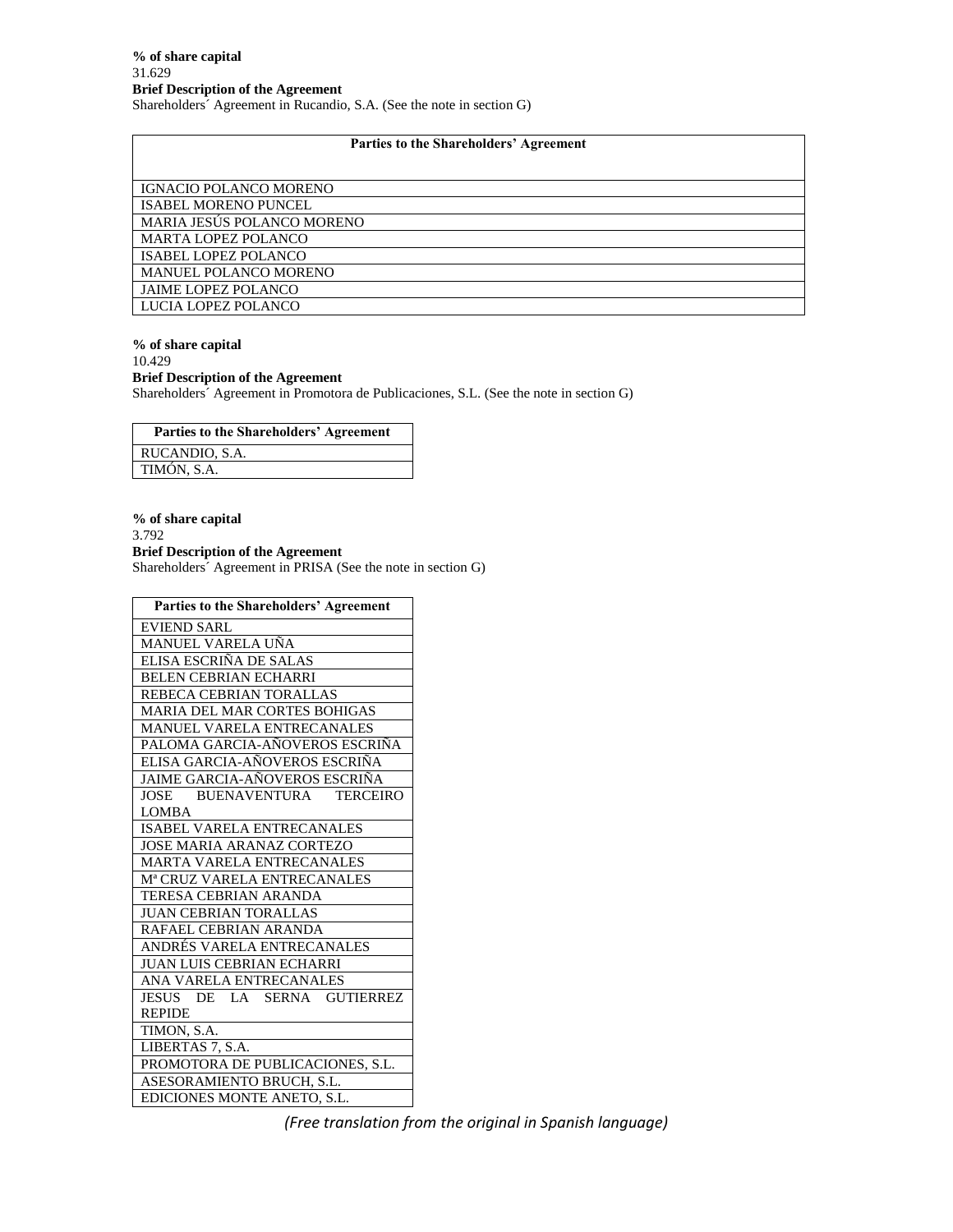**% of share capital**

31.629

**Brief Description of the Agreement**

Shareholders´ Agreement in Rucandio, S.A. (See the note in section G)

| Parties to the Shareholders' Agreement |
| --- |
| IGNACIO POLANCO MORENO |
| ISABEL MORENO PUNCEL |
| MARIA JESÚS POLANCO MORENO |
| MARTA LOPEZ POLANCO |
| ISABEL LOPEZ POLANCO |
| MANUEL POLANCO MORENO |
| JAIME LOPEZ POLANCO |
| LUCIA LOPEZ POLANCO |

**% of share capital**

10.429

**Brief Description of the Agreement**

Shareholders´ Agreement in Promotora de Publicaciones, S.L. (See the note in section G)

| Parties to the Shareholders' Agreement |
| --- |
| RUCANDIO, S.A. |
| TIMÓN, S.A. |

**% of share capital**

3.792

**Brief Description of the Agreement**

Shareholders´ Agreement in PRISA (See the note in section G)

| Parties to the Shareholders' Agreement |
| --- |
| EVIEND SARL |
| MANUEL VARELA UÑA |
| ELISA ESCRIÑA DE SALAS |
| BELEN CEBRIAN ECHARRI |
| REBECA CEBRIAN TORALLAS |
| MARIA DEL MAR CORTES BOHIGAS |
| MANUEL VARELA ENTRECANALES |
| PALOMA GARCIA-AÑOVEROS ESCRIÑA |
| ELISA GARCIA-AÑOVEROS ESCRIÑA |
| JAIME GARCIA-AÑOVEROS ESCRIÑA |
| JOSE BUENAVENTURA TERCEIRO LOMBA |
| ISABEL VARELA ENTRECANALES |
| JOSE MARIA ARANAZ CORTEZO |
| MARTA VARELA ENTRECANALES |
| Mª CRUZ VARELA ENTRECANALES |
| TERESA CEBRIAN ARANDA |
| JUAN CEBRIAN TORALLAS |
| RAFAEL CEBRIAN ARANDA |
| ANDRÉS VARELA ENTRECANALES |
| JUAN LUIS CEBRIAN ECHARRI |
| ANA VARELA ENTRECANALES |
| JESUS DE LA SERNA GUTIERREZ REPIDE |
| TIMON, S.A. |
| LIBERTAS 7, S.A. |
| PROMOTORA DE PUBLICACIONES, S.L. |
| ASESORAMIENTO BRUCH, S.L. |
| EDICIONES MONTE ANETO, S.L. |

*(Free translation from the original in Spanish language)*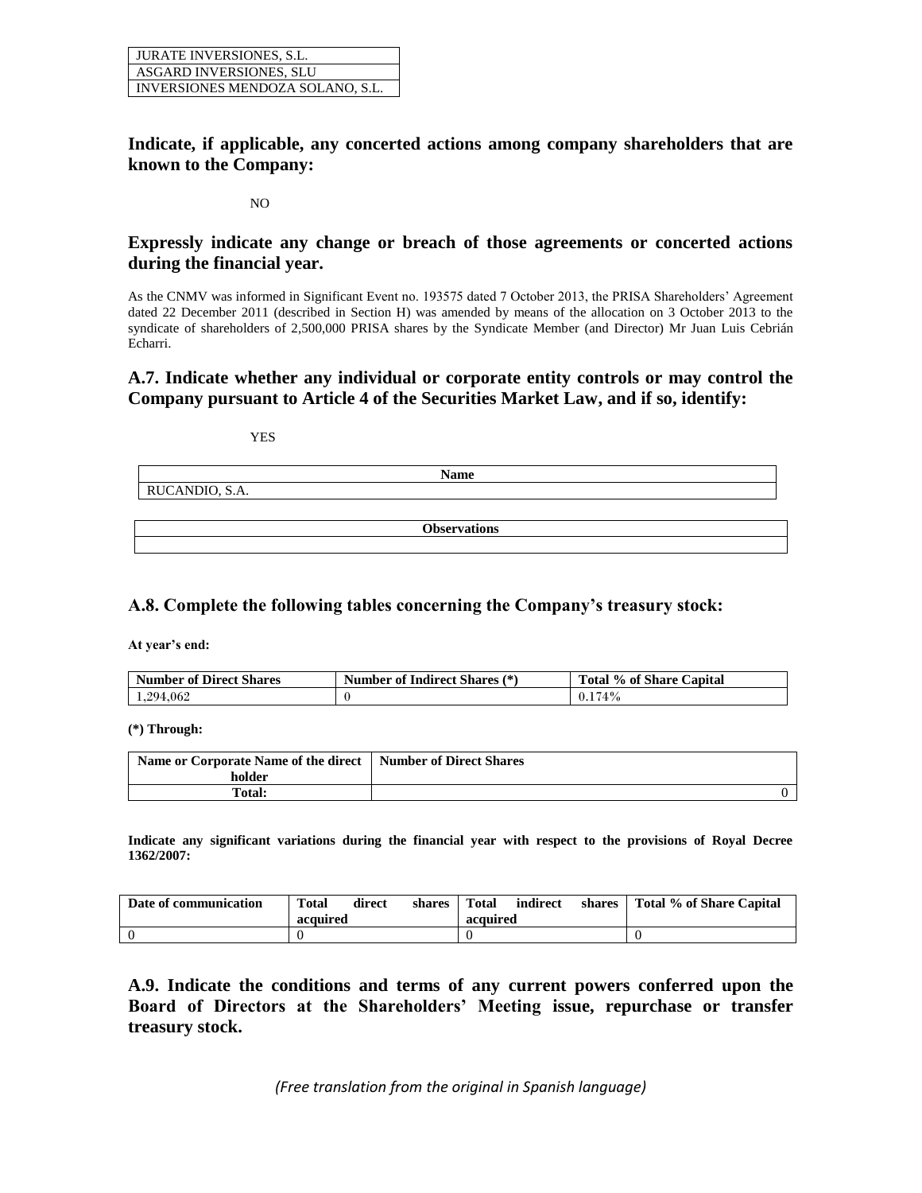| JURATE INVERSIONES, S.L. |
| --- |
| ASGARD INVERSIONES, SLU |
| INVERSIONES MENDOZA SOLANO, S.L. |

### Indicate, if applicable, any concerted actions among company shareholders that are known to the Company:

NO

### Expressly indicate any change or breach of those agreements or concerted actions during the financial year.

As the CNMV was informed in Significant Event no. 193575 dated 7 October 2013, the PRISA Shareholders' Agreement dated 22 December 2011 (described in Section H) was amended by means of the allocation on 3 October 2013 to the syndicate of shareholders of 2,500,000 PRISA shares by the Syndicate Member (and Director) Mr Juan Luis Cebrián Echarri.

### A.7. Indicate whether any individual or corporate entity controls or may control the Company pursuant to Article 4 of the Securities Market Law, and if so, identify:

YES

| Name |
| --- |
| RUCANDIO, S.A. |

| Observations |
| --- |
| |

### A.8. Complete the following tables concerning the Company's treasury stock:

**At year's end:**

| Number of Direct Shares | Number of Indirect Shares (*) | Total % of Share Capital |
| --- | --- | --- |
| 1,294,062 | 0 | 0.174% |

**(*) Through:**

| Name or Corporate Name of the direct holder | Number of Direct Shares |
| --- | --- |
| Total: | 0 |

**Indicate any significant variations during the financial year with respect to the provisions of Royal Decree 1362/2007:**

| Date of communication | Total direct shares acquired | Total indirect shares acquired | Total % of Share Capital |
| --- | --- | --- | --- |
| 0 | 0 | 0 | 0 |

### A.9. Indicate the conditions and terms of any current powers conferred upon the Board of Directors at the Shareholders' Meeting issue, repurchase or transfer treasury stock.

*(Free translation from the original in Spanish language)*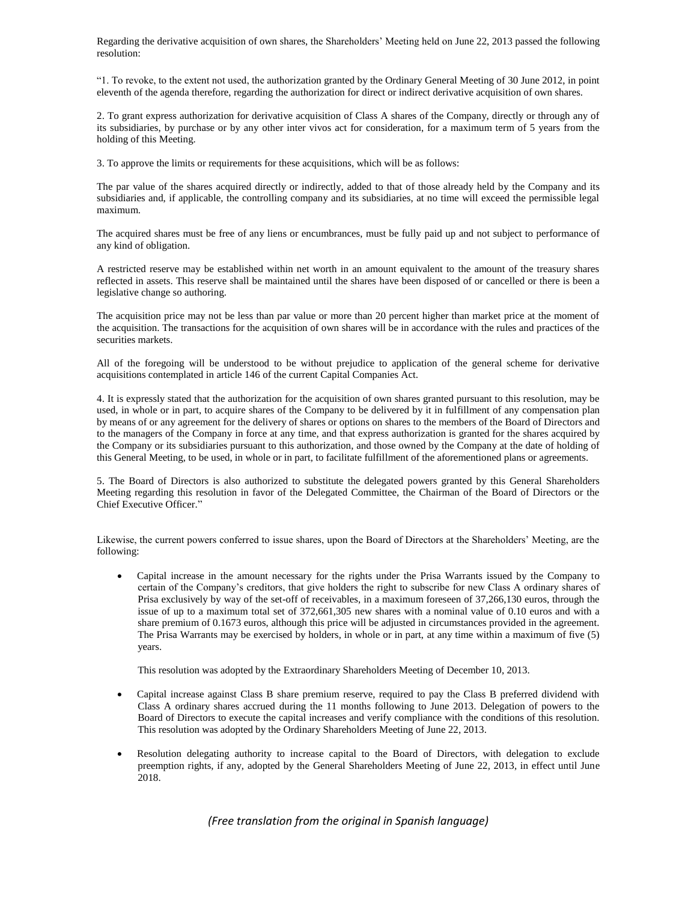Regarding the derivative acquisition of own shares, the Shareholders' Meeting held on June 22, 2013 passed the following resolution:

"1. To revoke, to the extent not used, the authorization granted by the Ordinary General Meeting of 30 June 2012, in point eleventh of the agenda therefore, regarding the authorization for direct or indirect derivative acquisition of own shares.

2. To grant express authorization for derivative acquisition of Class A shares of the Company, directly or through any of its subsidiaries, by purchase or by any other inter vivos act for consideration, for a maximum term of 5 years from the holding of this Meeting.

3. To approve the limits or requirements for these acquisitions, which will be as follows:

The par value of the shares acquired directly or indirectly, added to that of those already held by the Company and its subsidiaries and, if applicable, the controlling company and its subsidiaries, at no time will exceed the permissible legal maximum.

The acquired shares must be free of any liens or encumbrances, must be fully paid up and not subject to performance of any kind of obligation.

A restricted reserve may be established within net worth in an amount equivalent to the amount of the treasury shares reflected in assets. This reserve shall be maintained until the shares have been disposed of or cancelled or there is been a legislative change so authoring.

The acquisition price may not be less than par value or more than 20 percent higher than market price at the moment of the acquisition. The transactions for the acquisition of own shares will be in accordance with the rules and practices of the securities markets.

All of the foregoing will be understood to be without prejudice to application of the general scheme for derivative acquisitions contemplated in article 146 of the current Capital Companies Act.

4. It is expressly stated that the authorization for the acquisition of own shares granted pursuant to this resolution, may be used, in whole or in part, to acquire shares of the Company to be delivered by it in fulfillment of any compensation plan by means of or any agreement for the delivery of shares or options on shares to the members of the Board of Directors and to the managers of the Company in force at any time, and that express authorization is granted for the shares acquired by the Company or its subsidiaries pursuant to this authorization, and those owned by the Company at the date of holding of this General Meeting, to be used, in whole or in part, to facilitate fulfillment of the aforementioned plans or agreements.

5. The Board of Directors is also authorized to substitute the delegated powers granted by this General Shareholders Meeting regarding this resolution in favor of the Delegated Committee, the Chairman of the Board of Directors or the Chief Executive Officer."

Likewise, the current powers conferred to issue shares, upon the Board of Directors at the Shareholders' Meeting, are the following:

- Capital increase in the amount necessary for the rights under the Prisa Warrants issued by the Company to certain of the Company's creditors, that give holders the right to subscribe for new Class A ordinary shares of Prisa exclusively by way of the set-off of receivables, in a maximum foreseen of 37,266,130 euros, through the issue of up to a maximum total set of 372,661,305 new shares with a nominal value of 0.10 euros and with a share premium of 0.1673 euros, although this price will be adjusted in circumstances provided in the agreement. The Prisa Warrants may be exercised by holders, in whole or in part, at any time within a maximum of five (5) years.

  This resolution was adopted by the Extraordinary Shareholders Meeting of December 10, 2013.

- Capital increase against Class B share premium reserve, required to pay the Class B preferred dividend with Class A ordinary shares accrued during the 11 months following to June 2013. Delegation of powers to the Board of Directors to execute the capital increases and verify compliance with the conditions of this resolution. This resolution was adopted by the Ordinary Shareholders Meeting of June 22, 2013.

- Resolution delegating authority to increase capital to the Board of Directors, with delegation to exclude preemption rights, if any, adopted by the General Shareholders Meeting of June 22, 2013, in effect until June 2018.

*(Free translation from the original in Spanish language)*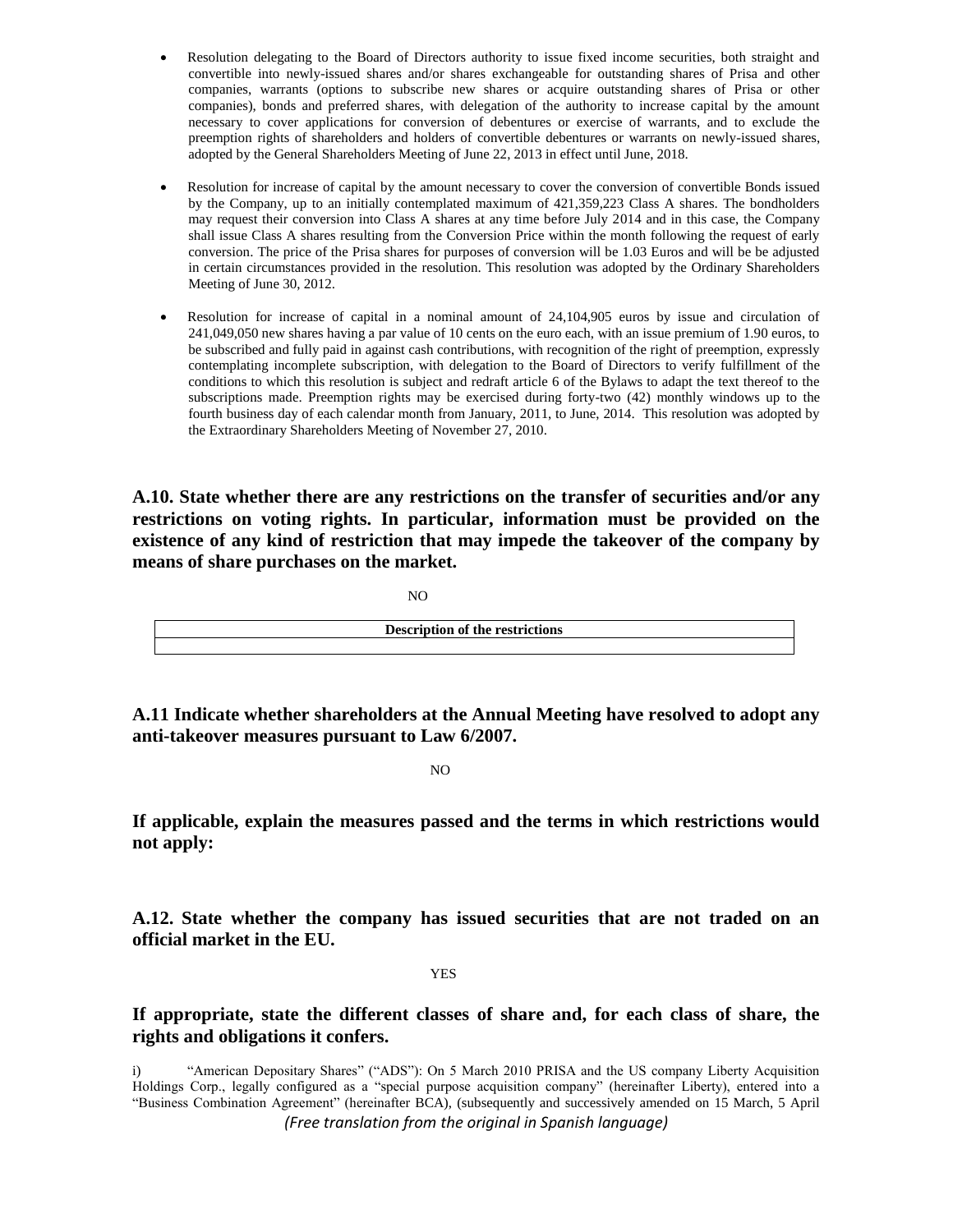- Resolution delegating to the Board of Directors authority to issue fixed income securities, both straight and convertible into newly-issued shares and/or shares exchangeable for outstanding shares of Prisa and other companies, warrants (options to subscribe new shares or acquire outstanding shares of Prisa or other companies), bonds and preferred shares, with delegation of the authority to increase capital by the amount necessary to cover applications for conversion of debentures or exercise of warrants, and to exclude the preemption rights of shareholders and holders of convertible debentures or warrants on newly-issued shares, adopted by the General Shareholders Meeting of June 22, 2013 in effect until June, 2018.

- Resolution for increase of capital by the amount necessary to cover the conversion of convertible Bonds issued by the Company, up to an initially contemplated maximum of 421,359,223 Class A shares. The bondholders may request their conversion into Class A shares at any time before July 2014 and in this case, the Company shall issue Class A shares resulting from the Conversion Price within the month following the request of early conversion. The price of the Prisa shares for purposes of conversion will be 1.03 Euros and will be be adjusted in certain circumstances provided in the resolution. This resolution was adopted by the Ordinary Shareholders Meeting of June 30, 2012.

- Resolution for increase of capital in a nominal amount of 24,104,905 euros by issue and circulation of 241,049,050 new shares having a par value of 10 cents on the euro each, with an issue premium of 1.90 euros, to be subscribed and fully paid in against cash contributions, with recognition of the right of preemption, expressly contemplating incomplete subscription, with delegation to the Board of Directors to verify fulfillment of the conditions to which this resolution is subject and redraft article 6 of the Bylaws to adapt the text thereof to the subscriptions made. Preemption rights may be exercised during forty-two (42) monthly windows up to the fourth business day of each calendar month from January, 2011, to June, 2014. This resolution was adopted by the Extraordinary Shareholders Meeting of November 27, 2010.

**A.10. State whether there are any restrictions on the transfer of securities and/or any restrictions on voting rights. In particular, information must be provided on the existence of any kind of restriction that may impede the takeover of the company by means of share purchases on the market.**

NO

| Description of the restrictions |
|---|
| |

**A.11 Indicate whether shareholders at the Annual Meeting have resolved to adopt any anti-takeover measures pursuant to Law 6/2007.**

NO

**If applicable, explain the measures passed and the terms in which restrictions would not apply:**

**A.12. State whether the company has issued securities that are not traded on an official market in the EU.**

YES

**If appropriate, state the different classes of share and, for each class of share, the rights and obligations it confers.**

i) "American Depositary Shares" ("ADS"): On 5 March 2010 PRISA and the US company Liberty Acquisition Holdings Corp., legally configured as a "special purpose acquisition company" (hereinafter Liberty), entered into a "Business Combination Agreement" (hereinafter BCA), (subsequently and successively amended on 15 March, 5 April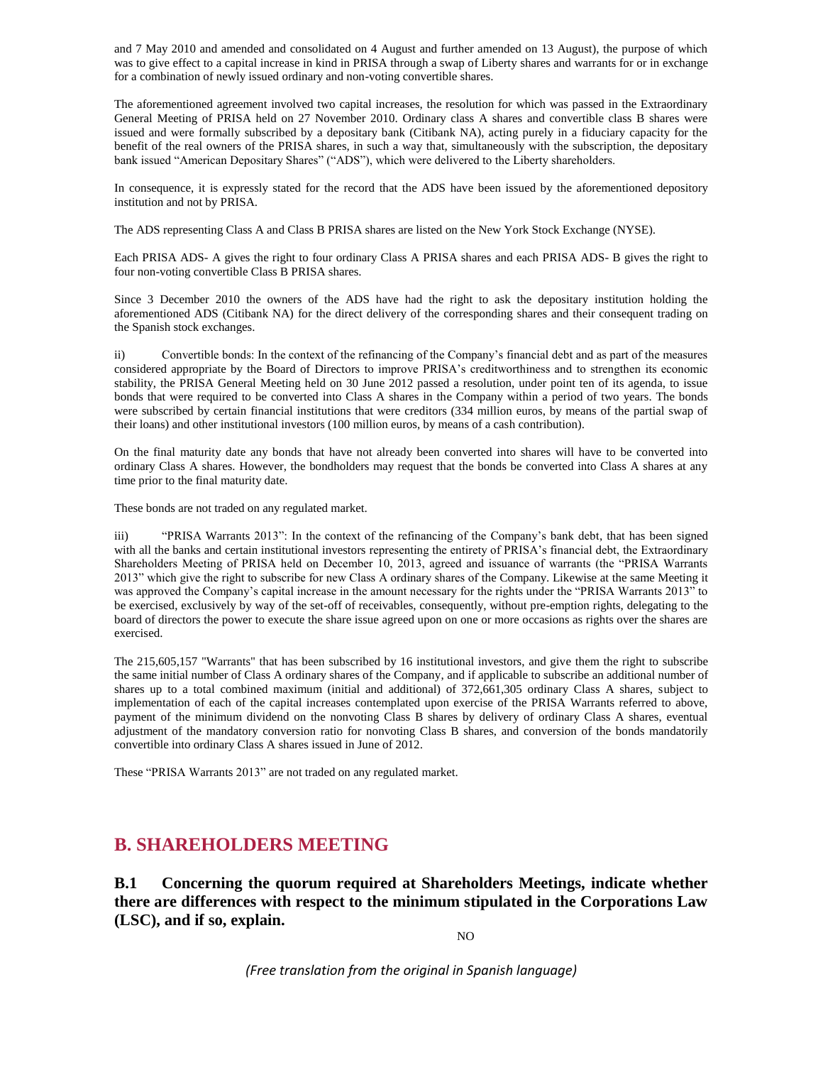and 7 May 2010 and amended and consolidated on 4 August and further amended on 13 August), the purpose of which was to give effect to a capital increase in kind in PRISA through a swap of Liberty shares and warrants for or in exchange for a combination of newly issued ordinary and non-voting convertible shares.

The aforementioned agreement involved two capital increases, the resolution for which was passed in the Extraordinary General Meeting of PRISA held on 27 November 2010. Ordinary class A shares and convertible class B shares were issued and were formally subscribed by a depositary bank (Citibank NA), acting purely in a fiduciary capacity for the benefit of the real owners of the PRISA shares, in such a way that, simultaneously with the subscription, the depositary bank issued "American Depositary Shares" ("ADS"), which were delivered to the Liberty shareholders.

In consequence, it is expressly stated for the record that the ADS have been issued by the aforementioned depository institution and not by PRISA.

The ADS representing Class A and Class B PRISA shares are listed on the New York Stock Exchange (NYSE).

Each PRISA ADS- A gives the right to four ordinary Class A PRISA shares and each PRISA ADS- B gives the right to four non-voting convertible Class B PRISA shares.

Since 3 December 2010 the owners of the ADS have had the right to ask the depositary institution holding the aforementioned ADS (Citibank NA) for the direct delivery of the corresponding shares and their consequent trading on the Spanish stock exchanges.

ii) Convertible bonds: In the context of the refinancing of the Company's financial debt and as part of the measures considered appropriate by the Board of Directors to improve PRISA's creditworthiness and to strengthen its economic stability, the PRISA General Meeting held on 30 June 2012 passed a resolution, under point ten of its agenda, to issue bonds that were required to be converted into Class A shares in the Company within a period of two years. The bonds were subscribed by certain financial institutions that were creditors (334 million euros, by means of the partial swap of their loans) and other institutional investors (100 million euros, by means of a cash contribution).

On the final maturity date any bonds that have not already been converted into shares will have to be converted into ordinary Class A shares. However, the bondholders may request that the bonds be converted into Class A shares at any time prior to the final maturity date.

These bonds are not traded on any regulated market.

iii) "PRISA Warrants 2013": In the context of the refinancing of the Company's bank debt, that has been signed with all the banks and certain institutional investors representing the entirety of PRISA's financial debt, the Extraordinary Shareholders Meeting of PRISA held on December 10, 2013, agreed and issuance of warrants (the "PRISA Warrants 2013" which give the right to subscribe for new Class A ordinary shares of the Company. Likewise at the same Meeting it was approved the Company's capital increase in the amount necessary for the rights under the "PRISA Warrants 2013" to be exercised, exclusively by way of the set-off of receivables, consequently, without pre-emption rights, delegating to the board of directors the power to execute the share issue agreed upon on one or more occasions as rights over the shares are exercised.

The 215,605,157 "Warrants" that has been subscribed by 16 institutional investors, and give them the right to subscribe the same initial number of Class A ordinary shares of the Company, and if applicable to subscribe an additional number of shares up to a total combined maximum (initial and additional) of 372,661,305 ordinary Class A shares, subject to implementation of each of the capital increases contemplated upon exercise of the PRISA Warrants referred to above, payment of the minimum dividend on the nonvoting Class B shares by delivery of ordinary Class A shares, eventual adjustment of the mandatory conversion ratio for nonvoting Class B shares, and conversion of the bonds mandatorily convertible into ordinary Class A shares issued in June of 2012.

These "PRISA Warrants 2013" are not traded on any regulated market.

## B. SHAREHOLDERS MEETING

### B.1 Concerning the quorum required at Shareholders Meetings, indicate whether there are differences with respect to the minimum stipulated in the Corporations Law (LSC), and if so, explain.

NO

*(Free translation from the original in Spanish language)*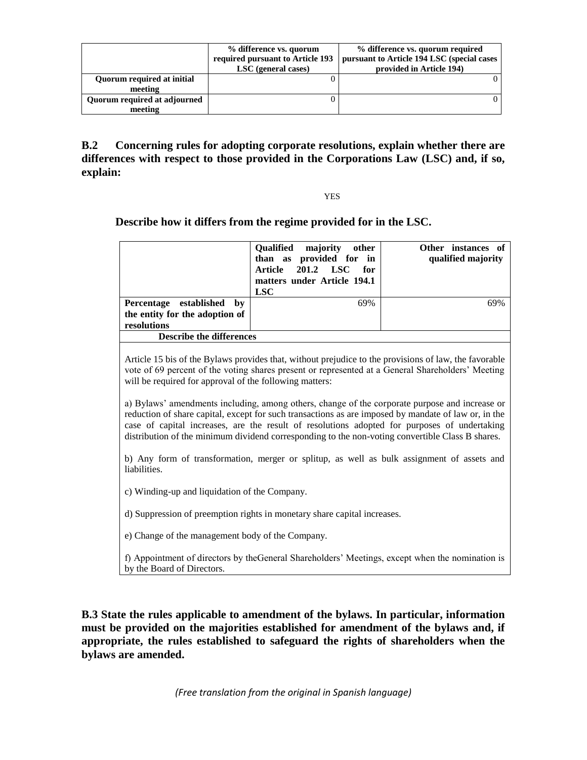| | % difference vs. quorum required pursuant to Article 193 LSC (general cases) | % difference vs. quorum required pursuant to Article 194 LSC (special cases provided in Article 194) |
|---|---|---|
| Quorum required at initial meeting | 0 | 0 |
| Quorum required at adjourned meeting | 0 | 0 |

**B.2 Concerning rules for adopting corporate resolutions, explain whether there are differences with respect to those provided in the Corporations Law (LSC) and, if so, explain:**

YES

**Describe how it differs from the regime provided for in the LSC.**

| | Qualified majority other than as provided for in Article 201.2 LSC for matters under Article 194.1 LSC | Other instances of qualified majority |
|---|---|---|
| Percentage established by the entity for the adoption of resolutions | 69% | 69% |

**Describe the differences**

Article 15 bis of the Bylaws provides that, without prejudice to the provisions of law, the favorable vote of 69 percent of the voting shares present or represented at a General Shareholders' Meeting will be required for approval of the following matters:

a) Bylaws' amendments including, among others, change of the corporate purpose and increase or reduction of share capital, except for such transactions as are imposed by mandate of law or, in the case of capital increases, are the result of resolutions adopted for purposes of undertaking distribution of the minimum dividend corresponding to the non-voting convertible Class B shares.

b) Any form of transformation, merger or splitup, as well as bulk assignment of assets and liabilities.

c) Winding-up and liquidation of the Company.

d) Suppression of preemption rights in monetary share capital increases.

e) Change of the management body of the Company.

f) Appointment of directors by theGeneral Shareholders' Meetings, except when the nomination is by the Board of Directors.

**B.3 State the rules applicable to amendment of the bylaws. In particular, information must be provided on the majorities established for amendment of the bylaws and, if appropriate, the rules established to safeguard the rights of shareholders when the bylaws are amended.**

*(Free translation from the original in Spanish language)*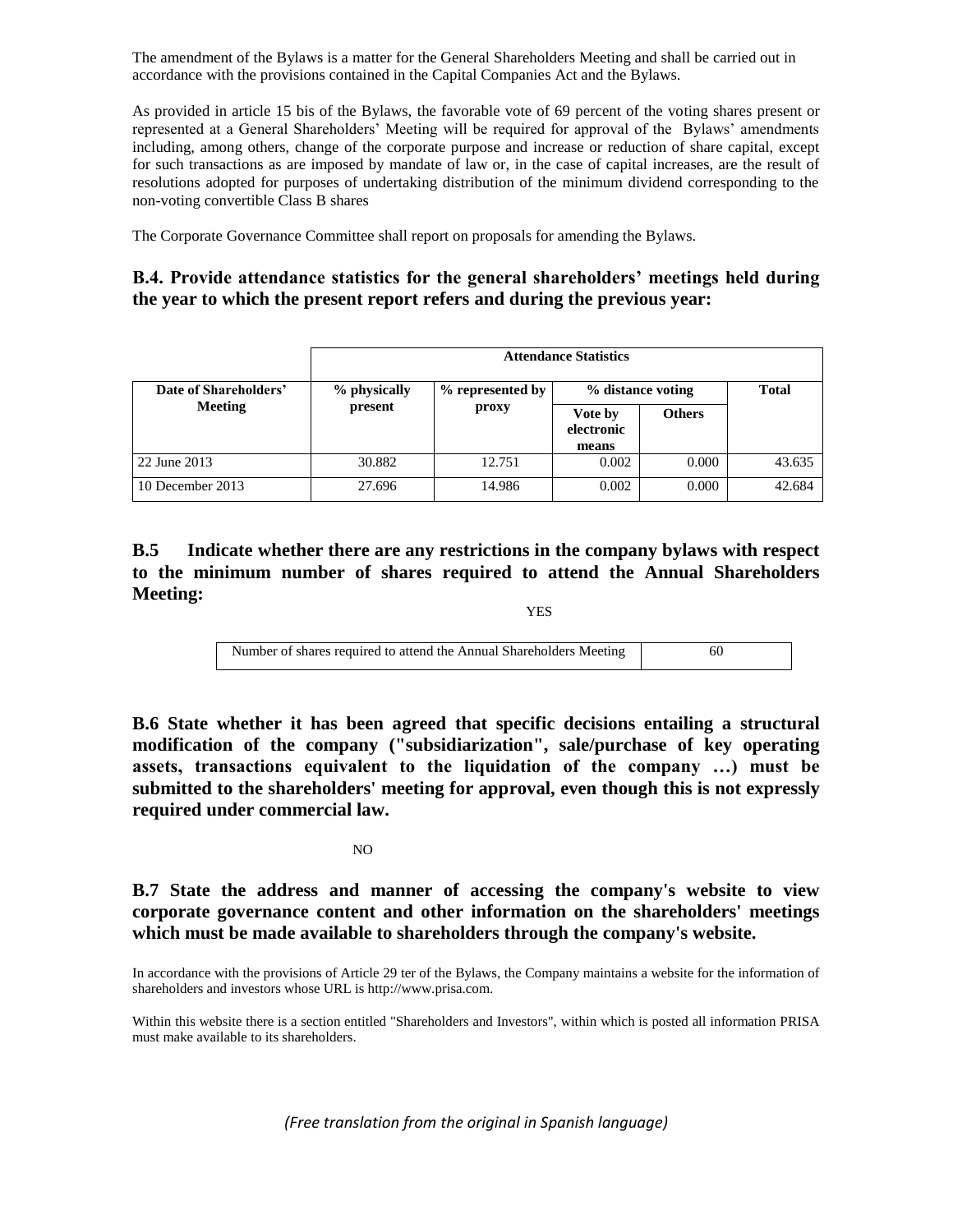The amendment of the Bylaws is a matter for the General Shareholders Meeting and shall be carried out in accordance with the provisions contained in the Capital Companies Act and the Bylaws.

As provided in article 15 bis of the Bylaws, the favorable vote of 69 percent of the voting shares present or represented at a General Shareholders' Meeting will be required for approval of the Bylaws' amendments including, among others, change of the corporate purpose and increase or reduction of share capital, except for such transactions as are imposed by mandate of law or, in the case of capital increases, are the result of resolutions adopted for purposes of undertaking distribution of the minimum dividend corresponding to the non-voting convertible Class B shares

The Corporate Governance Committee shall report on proposals for amending the Bylaws.

## B.4. Provide attendance statistics for the general shareholders' meetings held during the year to which the present report refers and during the previous year:

| | Attendance Statistics | | | | |
|---|---|---|---|---|---|
| Date of Shareholders' Meeting | % physically present | % represented by proxy | % distance voting | | Total |
| | | | Vote by electronic means | Others | |
| 22 June 2013 | 30.882 | 12.751 | 0.002 | 0.000 | 43.635 |
| 10 December 2013 | 27.696 | 14.986 | 0.002 | 0.000 | 42.684 |

## B.5 Indicate whether there are any restrictions in the company bylaws with respect to the minimum number of shares required to attend the Annual Shareholders Meeting:

YES

| Number of shares required to attend the Annual Shareholders Meeting | 60 |
|---|---|

## B.6 State whether it has been agreed that specific decisions entailing a structural modification of the company ("subsidiarization", sale/purchase of key operating assets, transactions equivalent to the liquidation of the company …) must be submitted to the shareholders' meeting for approval, even though this is not expressly required under commercial law.

NO

## B.7 State the address and manner of accessing the company's website to view corporate governance content and other information on the shareholders' meetings which must be made available to shareholders through the company's website.

In accordance with the provisions of Article 29 ter of the Bylaws, the Company maintains a website for the information of shareholders and investors whose URL is http://www.prisa.com.

Within this website there is a section entitled "Shareholders and Investors", within which is posted all information PRISA must make available to its shareholders.

*(Free translation from the original in Spanish language)*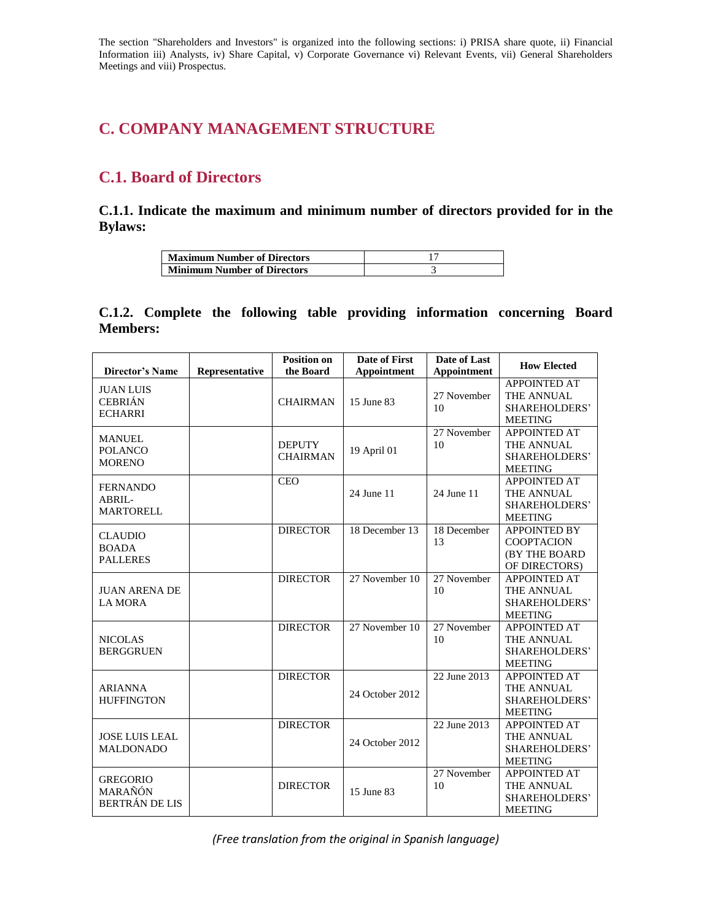The section "Shareholders and Investors" is organized into the following sections: i) PRISA share quote, ii) Financial Information iii) Analysts, iv) Share Capital, v) Corporate Governance vi) Relevant Events, vii) General Shareholders Meetings and viii) Prospectus.

## C. COMPANY MANAGEMENT STRUCTURE

### C.1. Board of Directors

#### C.1.1. Indicate the maximum and minimum number of directors provided for in the Bylaws:

| | |
|---|---|
| **Maximum Number of Directors** | 17 |
| **Minimum Number of Directors** | 3 |

#### C.1.2. Complete the following table providing information concerning Board Members:

| Director's Name | Representative | Position on the Board | Date of First Appointment | Date of Last Appointment | How Elected |
|---|---|---|---|---|---|
| JUAN LUIS CEBRIÁN ECHARRI | | CHAIRMAN | 15 June 83 | 27 November 10 | APPOINTED AT THE ANNUAL SHAREHOLDERS' MEETING |
| MANUEL POLANCO MORENO | | DEPUTY CHAIRMAN | 19 April 01 | 27 November 10 | APPOINTED AT THE ANNUAL SHAREHOLDERS' MEETING |
| FERNANDO ABRIL-MARTORELL | | CEO | 24 June 11 | 24 June 11 | APPOINTED AT THE ANNUAL SHAREHOLDERS' MEETING |
| CLAUDIO BOADA PALLERES | | DIRECTOR | 18 December 13 | 18 December 13 | APPOINTED BY COOPTACION (BY THE BOARD OF DIRECTORS) |
| JUAN ARENA DE LA MORA | | DIRECTOR | 27 November 10 | 27 November 10 | APPOINTED AT THE ANNUAL SHAREHOLDERS' MEETING |
| NICOLAS BERGGRUEN | | DIRECTOR | 27 November 10 | 27 November 10 | APPOINTED AT THE ANNUAL SHAREHOLDERS' MEETING |
| ARIANNA HUFFINGTON | | DIRECTOR | 24 October 2012 | 22 June 2013 | APPOINTED AT THE ANNUAL SHAREHOLDERS' MEETING |
| JOSE LUIS LEAL MALDONADO | | DIRECTOR | 24 October 2012 | 22 June 2013 | APPOINTED AT THE ANNUAL SHAREHOLDERS' MEETING |
| GREGORIO MARAÑÓN BERTRÁN DE LIS | | DIRECTOR | 15 June 83 | 27 November 10 | APPOINTED AT THE ANNUAL SHAREHOLDERS' MEETING |

*(Free translation from the original in Spanish language)*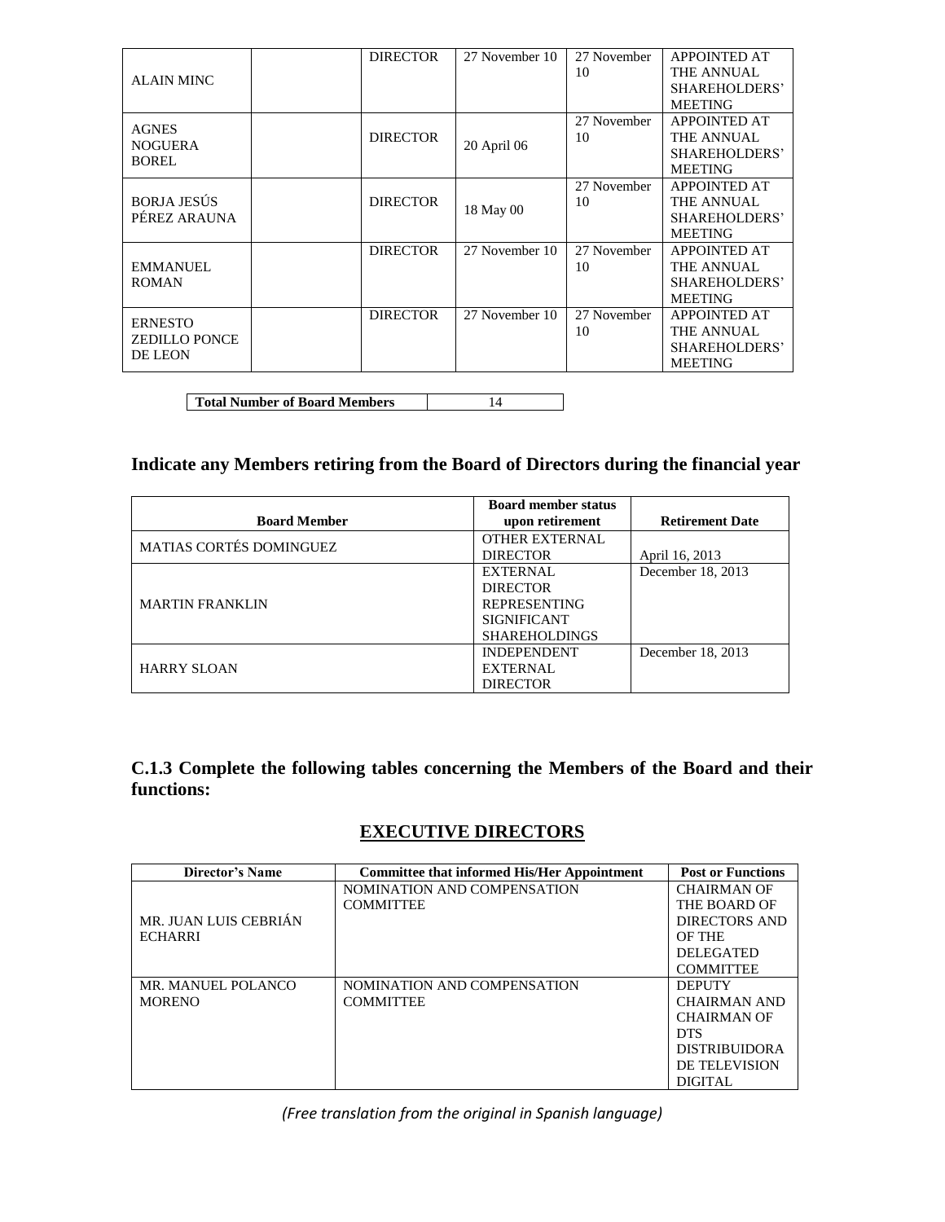| | | | | | |
|---|---|---|---|---|---|
| ALAIN MINC | | DIRECTOR | 27 November 10 | 27 November 10 | APPOINTED AT THE ANNUAL SHAREHOLDERS' MEETING |
| AGNES NOGUERA BOREL | | DIRECTOR | 20 April 06 | 27 November 10 | APPOINTED AT THE ANNUAL SHAREHOLDERS' MEETING |
| BORJA JESÚS PÉREZ ARAUNA | | DIRECTOR | 18 May 00 | 27 November 10 | APPOINTED AT THE ANNUAL SHAREHOLDERS' MEETING |
| EMMANUEL ROMAN | | DIRECTOR | 27 November 10 | 27 November 10 | APPOINTED AT THE ANNUAL SHAREHOLDERS' MEETING |
| ERNESTO ZEDILLO PONCE DE LEON | | DIRECTOR | 27 November 10 | 27 November 10 | APPOINTED AT THE ANNUAL SHAREHOLDERS' MEETING |

| **Total Number of Board Members** | 14 |
|---|---|

## Indicate any Members retiring from the Board of Directors during the financial year

| Board Member | Board member status upon retirement | Retirement Date |
|---|---|---|
| MATIAS CORTÉS DOMINGUEZ | OTHER EXTERNAL DIRECTOR | April 16, 2013 |
| MARTIN FRANKLIN | EXTERNAL DIRECTOR REPRESENTING SIGNIFICANT SHAREHOLDINGS | December 18, 2013 |
| HARRY SLOAN | INDEPENDENT EXTERNAL DIRECTOR | December 18, 2013 |

## C.1.3 Complete the following tables concerning the Members of the Board and their functions:

### EXECUTIVE DIRECTORS

| Director's Name | Committee that informed His/Her Appointment | Post or Functions |
|---|---|---|
| MR. JUAN LUIS CEBRIÁN ECHARRI | NOMINATION AND COMPENSATION COMMITTEE | CHAIRMAN OF THE BOARD OF DIRECTORS AND OF THE DELEGATED COMMITTEE |
| MR. MANUEL POLANCO MORENO | NOMINATION AND COMPENSATION COMMITTEE | DEPUTY CHAIRMAN AND CHAIRMAN OF DTS DISTRIBUIDORA DE TELEVISION DIGITAL |

*(Free translation from the original in Spanish language)*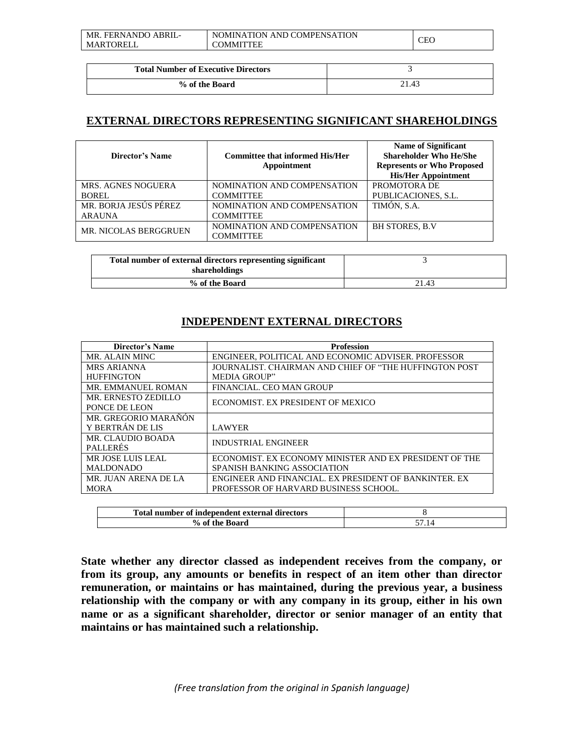| | | |
|---|---|---|
| MR. FERNANDO ABRIL-MARTORELL | NOMINATION AND COMPENSATION COMMITTEE | CEO |

| **Total Number of Executive Directors** | 3 |
|---|---|
| **% of the Board** | 21.43 |

## EXTERNAL DIRECTORS REPRESENTING SIGNIFICANT SHAREHOLDINGS

| Director's Name | Committee that informed His/Her Appointment | Name of Significant Shareholder Who He/She Represents or Who Proposed His/Her Appointment |
|---|---|---|
| MRS. AGNES NOGUERA BOREL | NOMINATION AND COMPENSATION COMMITTEE | PROMOTORA DE PUBLICACIONES, S.L. |
| MR. BORJA JESÚS PÉREZ ARAUNA | NOMINATION AND COMPENSATION COMMITTEE | TIMÓN, S.A. |
| MR. NICOLAS BERGGRUEN | NOMINATION AND COMPENSATION COMMITTEE | BH STORES, B.V |

| **Total number of external directors representing significant shareholdings** | 3 |
|---|---|
| **% of the Board** | 21.43 |

## INDEPENDENT EXTERNAL DIRECTORS

| Director's Name | Profession |
|---|---|
| MR. ALAIN MINC | ENGINEER, POLITICAL AND ECONOMIC ADVISER. PROFESSOR |
| MRS ARIANNA HUFFINGTON | JOURNALIST. CHAIRMAN AND CHIEF OF "THE HUFFINGTON POST MEDIA GROUP" |
| MR. EMMANUEL ROMAN | FINANCIAL. CEO MAN GROUP |
| MR. ERNESTO ZEDILLO PONCE DE LEON | ECONOMIST. EX PRESIDENT OF MEXICO |
| MR. GREGORIO MARAÑÓN Y BERTRÁN DE LIS | LAWYER |
| MR. CLAUDIO BOADA PALLERÉS | INDUSTRIAL ENGINEER |
| MR JOSE LUIS LEAL MALDONADO | ECONOMIST. EX ECONOMY MINISTER AND EX PRESIDENT OF THE SPANISH BANKING ASSOCIATION |
| MR. JUAN ARENA DE LA MORA | ENGINEER AND FINANCIAL. EX PRESIDENT OF BANKINTER. EX PROFESSOR OF HARVARD BUSINESS SCHOOL. |

| **Total number of independent external directors** | 8 |
|---|---|
| **% of the Board** | 57.14 |

**State whether any director classed as independent receives from the company, or from its group, any amounts or benefits in respect of an item other than director remuneration, or maintains or has maintained, during the previous year, a business relationship with the company or with any company in its group, either in his own name or as a significant shareholder, director or senior manager of an entity that maintains or has maintained such a relationship.**

*(Free translation from the original in Spanish language)*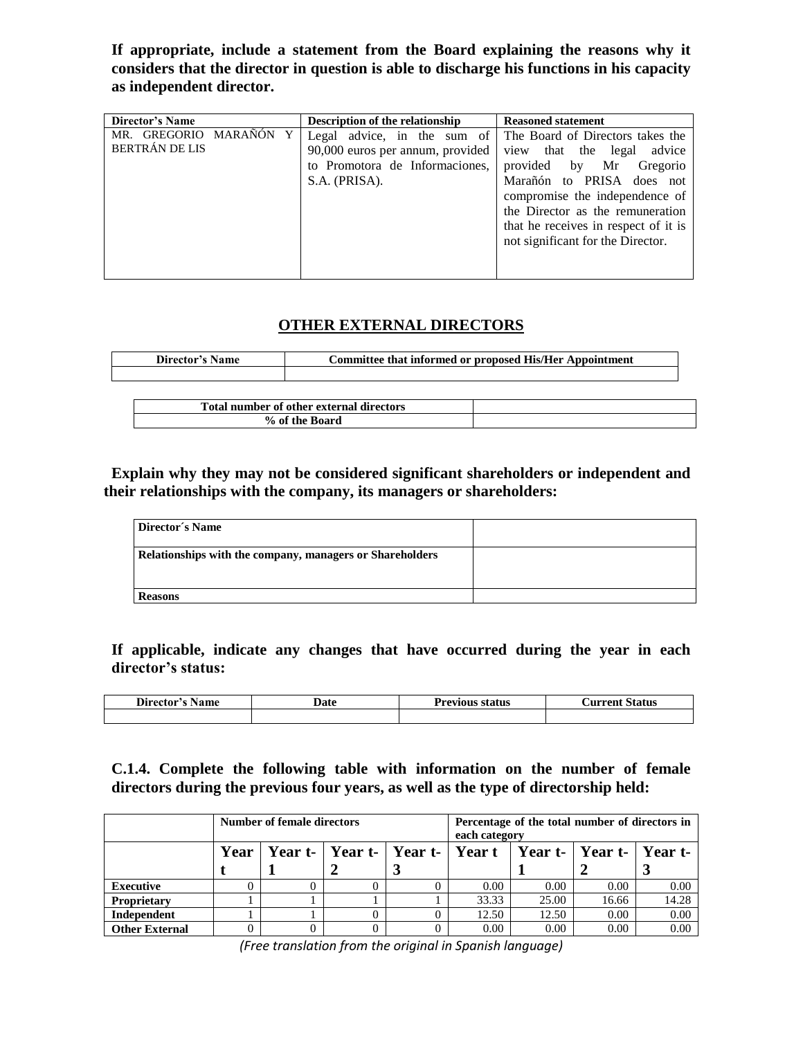**If appropriate, include a statement from the Board explaining the reasons why it considers that the director in question is able to discharge his functions in his capacity as independent director.**

| Director's Name | Description of the relationship | Reasoned statement |
|---|---|---|
| MR. GREGORIO MARAÑÓN Y BERTRÁN DE LIS | Legal advice, in the sum of 90,000 euros per annum, provided to Promotora de Informaciones, S.A. (PRISA). | The Board of Directors takes the view that the legal advice provided by Mr Gregorio Marañón to PRISA does not compromise the independence of the Director as the remuneration that he receives in respect of it is not significant for the Director. |

## OTHER EXTERNAL DIRECTORS

| Director's Name | Committee that informed or proposed His/Her Appointment |
|---|---|
| | |

| Total number of other external directors | |
|---|---|
| % of the Board | |

**Explain why they may not be considered significant shareholders or independent and their relationships with the company, its managers or shareholders:**

| Director´s Name | |
|---|---|
| Relationships with the company, managers or Shareholders | |
| Reasons | |

**If applicable, indicate any changes that have occurred during the year in each director's status:**

| Director's Name | Date | Previous status | Current Status |
|---|---|---|---|
| | | | |

**C.1.4. Complete the following table with information on the number of female directors during the previous four years, as well as the type of directorship held:**

| | Number of female directors | | | | Percentage of the total number of directors in each category | | | |
|---|---|---|---|---|---|---|---|---|
| | Year t | Year t-1 | Year t-2 | Year t-3 | Year t | Year t-1 | Year t-2 | Year t-3 |
| **Executive** | 0 | 0 | 0 | 0 | 0.00 | 0.00 | 0.00 | 0.00 |
| **Proprietary** | 1 | 1 | 1 | 1 | 33.33 | 25.00 | 16.66 | 14.28 |
| **Independent** | 1 | 1 | 0 | 0 | 12.50 | 12.50 | 0.00 | 0.00 |
| **Other External** | 0 | 0 | 0 | 0 | 0.00 | 0.00 | 0.00 | 0.00 |

*(Free translation from the original in Spanish language)*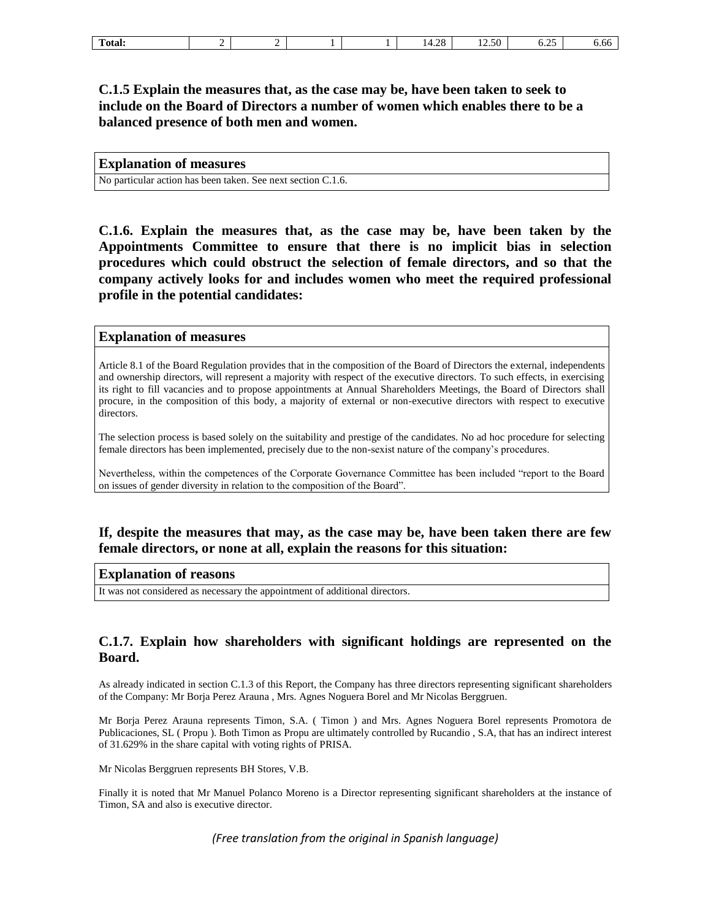| Total: | 2 | 2 | 1 | 1 | 14.28 | 12.50 | 6.25 | 6.66 |
|---|---|---|---|---|---|---|---|---|

### C.1.5 Explain the measures that, as the case may be, have been taken to seek to include on the Board of Directors a number of women which enables there to be a balanced presence of both men and women.

| Explanation of measures |
|---|
| No particular action has been taken. See next section C.1.6. |

### C.1.6. Explain the measures that, as the case may be, have been taken by the Appointments Committee to ensure that there is no implicit bias in selection procedures which could obstruct the selection of female directors, and so that the company actively looks for and includes women who meet the required professional profile in the potential candidates:

**Explanation of measures**

Article 8.1 of the Board Regulation provides that in the composition of the Board of Directors the external, independents and ownership directors, will represent a majority with respect of the executive directors. To such effects, in exercising its right to fill vacancies and to propose appointments at Annual Shareholders Meetings, the Board of Directors shall procure, in the composition of this body, a majority of external or non-executive directors with respect to executive directors.

The selection process is based solely on the suitability and prestige of the candidates. No ad hoc procedure for selecting female directors has been implemented, precisely due to the non-sexist nature of the company's procedures.

Nevertheless, within the competences of the Corporate Governance Committee has been included "report to the Board on issues of gender diversity in relation to the composition of the Board".

### If, despite the measures that may, as the case may be, have been taken there are few female directors, or none at all, explain the reasons for this situation:

| Explanation of reasons |
|---|
| It was not considered as necessary the appointment of additional directors. |

### C.1.7. Explain how shareholders with significant holdings are represented on the Board.

As already indicated in section C.1.3 of this Report, the Company has three directors representing significant shareholders of the Company: Mr Borja Perez Arauna , Mrs. Agnes Noguera Borel and Mr Nicolas Berggruen.

Mr Borja Perez Arauna represents Timon, S.A. ( Timon ) and Mrs. Agnes Noguera Borel represents Promotora de Publicaciones, SL ( Propu ). Both Timon as Propu are ultimately controlled by Rucandio , S.A, that has an indirect interest of 31.629% in the share capital with voting rights of PRISA.

Mr Nicolas Berggruen represents BH Stores, V.B.

Finally it is noted that Mr Manuel Polanco Moreno is a Director representing significant shareholders at the instance of Timon, SA and also is executive director.

*(Free translation from the original in Spanish language)*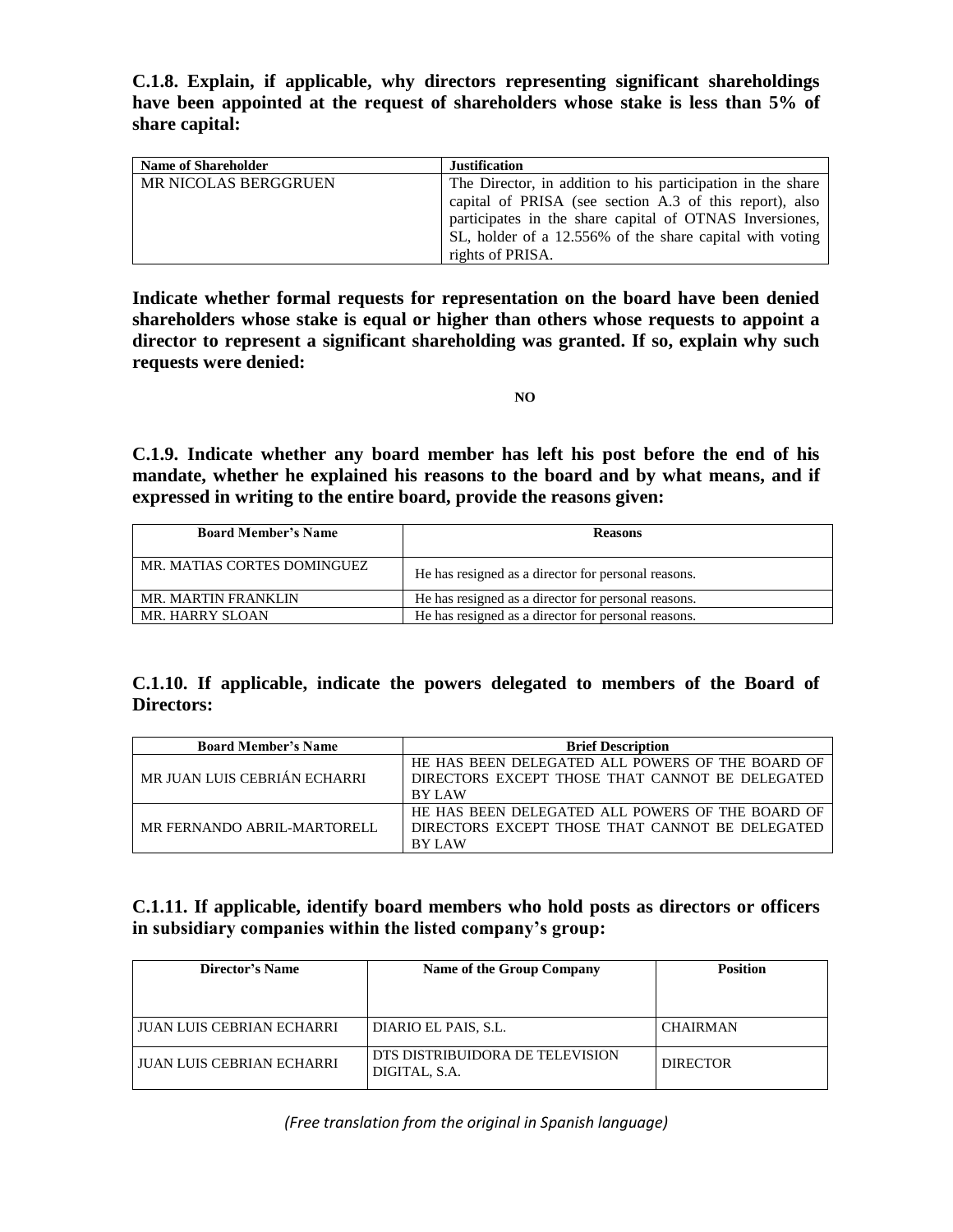**C.1.8. Explain, if applicable, why directors representing significant shareholdings have been appointed at the request of shareholders whose stake is less than 5% of share capital:**

| Name of Shareholder | Justification |
| --- | --- |
| MR NICOLAS BERGGRUEN | The Director, in addition to his participation in the share capital of PRISA (see section A.3 of this report), also participates in the share capital of OTNAS Inversiones, SL, holder of a 12.556% of the share capital with voting rights of PRISA. |

**Indicate whether formal requests for representation on the board have been denied shareholders whose stake is equal or higher than others whose requests to appoint a director to represent a significant shareholding was granted. If so, explain why such requests were denied:**

**NO**

**C.1.9. Indicate whether any board member has left his post before the end of his mandate, whether he explained his reasons to the board and by what means, and if expressed in writing to the entire board, provide the reasons given:**

| Board Member's Name | Reasons |
| --- | --- |
| MR. MATIAS CORTES DOMINGUEZ | He has resigned as a director for personal reasons. |
| MR. MARTIN FRANKLIN | He has resigned as a director for personal reasons. |
| MR. HARRY SLOAN | He has resigned as a director for personal reasons. |

**C.1.10. If applicable, indicate the powers delegated to members of the Board of Directors:**

| Board Member's Name | Brief Description |
| --- | --- |
| MR JUAN LUIS CEBRIÁN ECHARRI | HE HAS BEEN DELEGATED ALL POWERS OF THE BOARD OF DIRECTORS EXCEPT THOSE THAT CANNOT BE DELEGATED BY LAW |
| MR FERNANDO ABRIL-MARTORELL | HE HAS BEEN DELEGATED ALL POWERS OF THE BOARD OF DIRECTORS EXCEPT THOSE THAT CANNOT BE DELEGATED BY LAW |

**C.1.11. If applicable, identify board members who hold posts as directors or officers in subsidiary companies within the listed company's group:**

| Director's Name | Name of the Group Company | Position |
| --- | --- | --- |
| JUAN LUIS CEBRIAN ECHARRI | DIARIO EL PAIS, S.L. | CHAIRMAN |
| JUAN LUIS CEBRIAN ECHARRI | DTS DISTRIBUIDORA DE TELEVISION DIGITAL, S.A. | DIRECTOR |

*(Free translation from the original in Spanish language)*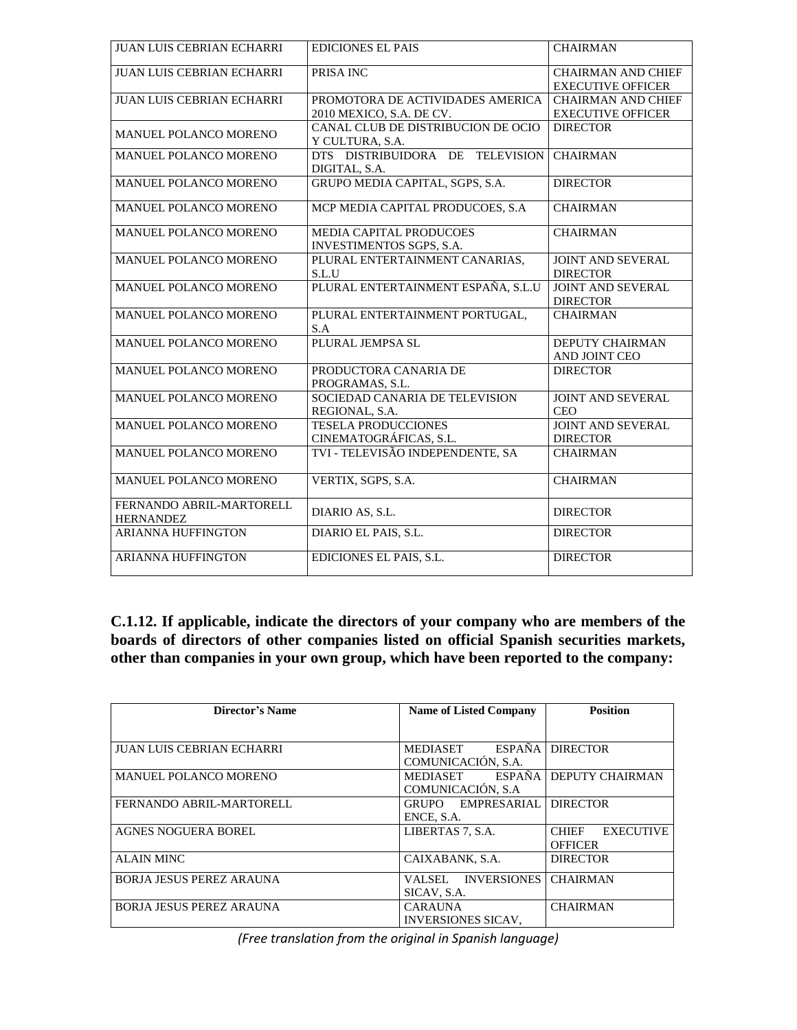| | | |
|---|---|---|
| JUAN LUIS CEBRIAN ECHARRI | EDICIONES EL PAIS | CHAIRMAN |
| JUAN LUIS CEBRIAN ECHARRI | PRISA INC | CHAIRMAN AND CHIEF EXECUTIVE OFFICER |
| JUAN LUIS CEBRIAN ECHARRI | PROMOTORA DE ACTIVIDADES AMERICA 2010 MEXICO, S.A. DE CV. | CHAIRMAN AND CHIEF EXECUTIVE OFFICER |
| MANUEL POLANCO MORENO | CANAL CLUB DE DISTRIBUCION DE OCIO Y CULTURA, S.A. | DIRECTOR |
| MANUEL POLANCO MORENO | DTS DISTRIBUIDORA DE TELEVISION DIGITAL, S.A. | CHAIRMAN |
| MANUEL POLANCO MORENO | GRUPO MEDIA CAPITAL, SGPS, S.A. | DIRECTOR |
| MANUEL POLANCO MORENO | MCP MEDIA CAPITAL PRODUCOES, S.A | CHAIRMAN |
| MANUEL POLANCO MORENO | MEDIA CAPITAL PRODUCOES INVESTIMENTOS SGPS, S.A. | CHAIRMAN |
| MANUEL POLANCO MORENO | PLURAL ENTERTAINMENT CANARIAS, S.L.U | JOINT AND SEVERAL DIRECTOR |
| MANUEL POLANCO MORENO | PLURAL ENTERTAINMENT ESPAÑA, S.L.U | JOINT AND SEVERAL DIRECTOR |
| MANUEL POLANCO MORENO | PLURAL ENTERTAINMENT PORTUGAL, S.A | CHAIRMAN |
| MANUEL POLANCO MORENO | PLURAL JEMPSA SL | DEPUTY CHAIRMAN AND JOINT CEO |
| MANUEL POLANCO MORENO | PRODUCTORA CANARIA DE PROGRAMAS, S.L. | DIRECTOR |
| MANUEL POLANCO MORENO | SOCIEDAD CANARIA DE TELEVISION REGIONAL, S.A. | JOINT AND SEVERAL CEO |
| MANUEL POLANCO MORENO | TESELA PRODUCCIONES CINEMATOGRÁFICAS, S.L. | JOINT AND SEVERAL DIRECTOR |
| MANUEL POLANCO MORENO | TVI - TELEVISÃO INDEPENDENTE, SA | CHAIRMAN |
| MANUEL POLANCO MORENO | VERTIX, SGPS, S.A. | CHAIRMAN |
| FERNANDO ABRIL-MARTORELL HERNANDEZ | DIARIO AS, S.L. | DIRECTOR |
| ARIANNA HUFFINGTON | DIARIO EL PAIS, S.L. | DIRECTOR |
| ARIANNA HUFFINGTON | EDICIONES EL PAIS, S.L. | DIRECTOR |

**C.1.12. If applicable, indicate the directors of your company who are members of the boards of directors of other companies listed on official Spanish securities markets, other than companies in your own group, which have been reported to the company:**

| Director's Name | Name of Listed Company | Position |
|---|---|---|
| JUAN LUIS CEBRIAN ECHARRI | MEDIASET ESPAÑA COMUNICACIÓN, S.A. | DIRECTOR |
| MANUEL POLANCO MORENO | MEDIASET ESPAÑA COMUNICACIÓN, S.A | DEPUTY CHAIRMAN |
| FERNANDO ABRIL-MARTORELL | GRUPO EMPRESARIAL ENCE, S.A. | DIRECTOR |
| AGNES NOGUERA BOREL | LIBERTAS 7, S.A. | CHIEF EXECUTIVE OFFICER |
| ALAIN MINC | CAIXABANK, S.A. | DIRECTOR |
| BORJA JESUS PEREZ ARAUNA | VALSEL INVERSIONES SICAV, S.A. | CHAIRMAN |
| BORJA JESUS PEREZ ARAUNA | CARAUNA INVERSIONES SICAV, | CHAIRMAN |

*(Free translation from the original in Spanish language)*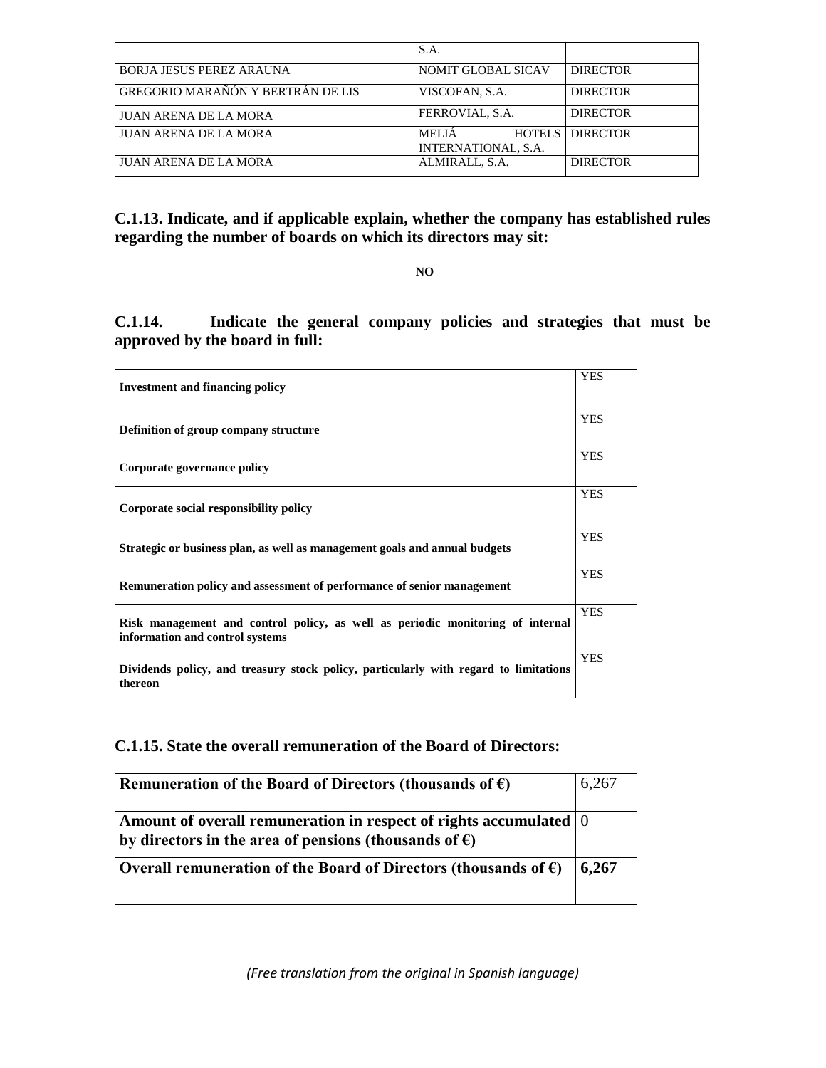| | S.A. | |
|---|---|---|
| BORJA JESUS PEREZ ARAUNA | NOMIT GLOBAL SICAV | DIRECTOR |
| GREGORIO MARAÑÓN Y BERTRÁN DE LIS | VISCOFAN, S.A. | DIRECTOR |
| JUAN ARENA DE LA MORA | FERROVIAL, S.A. | DIRECTOR |
| JUAN ARENA DE LA MORA | MELIÁ HOTELS INTERNATIONAL, S.A. | DIRECTOR |
| JUAN ARENA DE LA MORA | ALMIRALL, S.A. | DIRECTOR |

**C.1.13. Indicate, and if applicable explain, whether the company has established rules regarding the number of boards on which its directors may sit:**

**NO**

**C.1.14. Indicate the general company policies and strategies that must be approved by the board in full:**

| | |
|---|---|
| **Investment and financing policy** | YES |
| **Definition of group company structure** | YES |
| **Corporate governance policy** | YES |
| **Corporate social responsibility policy** | YES |
| **Strategic or business plan, as well as management goals and annual budgets** | YES |
| **Remuneration policy and assessment of performance of senior management** | YES |
| **Risk management and control policy, as well as periodic monitoring of internal information and control systems** | YES |
| **Dividends policy, and treasury stock policy, particularly with regard to limitations thereon** | YES |

**C.1.15. State the overall remuneration of the Board of Directors:**

| | |
|---|---|
| **Remuneration of the Board of Directors (thousands of €)** | 6,267 |
| **Amount of overall remuneration in respect of rights accumulated by directors in the area of pensions (thousands of €)** | 0 |
| **Overall remuneration of the Board of Directors (thousands of €)** | **6,267** |

*(Free translation from the original in Spanish language)*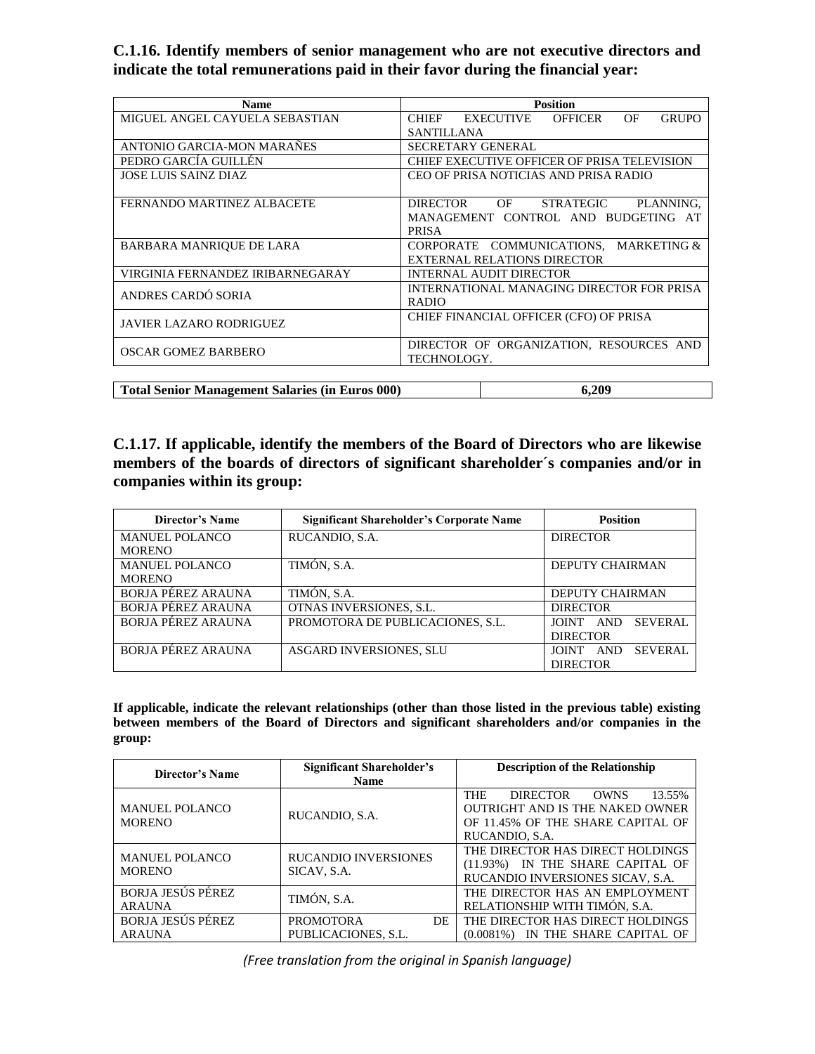### C.1.16. Identify members of senior management who are not executive directors and indicate the total remunerations paid in their favor during the financial year:

| Name | Position |
| --- | --- |
| MIGUEL ANGEL CAYUELA SEBASTIAN | CHIEF EXECUTIVE OFFICER OF GRUPO SANTILLANA |
| ANTONIO GARCIA-MON MARAÑES | SECRETARY GENERAL |
| PEDRO GARCÍA GUILLÉN | CHIEF EXECUTIVE OFFICER OF PRISA TELEVISION |
| JOSE LUIS SAINZ DIAZ | CEO OF PRISA NOTICIAS AND PRISA RADIO |
| FERNANDO MARTINEZ ALBACETE | DIRECTOR OF STRATEGIC PLANNING, MANAGEMENT CONTROL AND BUDGETING AT PRISA |
| BARBARA MANRIQUE DE LARA | CORPORATE COMMUNICATIONS, MARKETING & EXTERNAL RELATIONS DIRECTOR |
| VIRGINIA FERNANDEZ IRIBARNEGARAY | INTERNAL AUDIT DIRECTOR |
| ANDRES CARDÓ SORIA | INTERNATIONAL MANAGING DIRECTOR FOR PRISA RADIO |
| JAVIER LAZARO RODRIGUEZ | CHIEF FINANCIAL OFFICER (CFO) OF PRISA |
| OSCAR GOMEZ BARBERO | DIRECTOR OF ORGANIZATION, RESOURCES AND TECHNOLOGY. |

| Total Senior Management Salaries (in Euros 000) | 6,209 |
| --- | --- |

### C.1.17. If applicable, identify the members of the Board of Directors who are likewise members of the boards of directors of significant shareholder´s companies and/or in companies within its group:

| Director's Name | Significant Shareholder's Corporate Name | Position |
| --- | --- | --- |
| MANUEL POLANCO MORENO | RUCANDIO, S.A. | DIRECTOR |
| MANUEL POLANCO MORENO | TIMÓN, S.A. | DEPUTY CHAIRMAN |
| BORJA PÉREZ ARAUNA | TIMÓN, S.A. | DEPUTY CHAIRMAN |
| BORJA PÉREZ ARAUNA | OTNAS INVERSIONES, S.L. | DIRECTOR |
| BORJA PÉREZ ARAUNA | PROMOTORA DE PUBLICACIONES, S.L. | JOINT AND SEVERAL DIRECTOR |
| BORJA PÉREZ ARAUNA | ASGARD INVERSIONES, SLU | JOINT AND SEVERAL DIRECTOR |

**If applicable, indicate the relevant relationships (other than those listed in the previous table) existing between members of the Board of Directors and significant shareholders and/or companies in the group:**

| Director's Name | Significant Shareholder's Name | Description of the Relationship |
| --- | --- | --- |
| MANUEL POLANCO MORENO | RUCANDIO, S.A. | THE DIRECTOR OWNS 13.55% OUTRIGHT AND IS THE NAKED OWNER OF 11.45% OF THE SHARE CAPITAL OF RUCANDIO, S.A. |
| MANUEL POLANCO MORENO | RUCANDIO INVERSIONES SICAV, S.A. | THE DIRECTOR HAS DIRECT HOLDINGS (11.93%) IN THE SHARE CAPITAL OF RUCANDIO INVERSIONES SICAV, S.A. |
| BORJA JESÚS PÉREZ ARAUNA | TIMÓN, S.A. | THE DIRECTOR HAS AN EMPLOYMENT RELATIONSHIP WITH TIMÓN, S.A. |
| BORJA JESÚS PÉREZ ARAUNA | PROMOTORA DE PUBLICACIONES, S.L. | THE DIRECTOR HAS DIRECT HOLDINGS (0.0081%) IN THE SHARE CAPITAL OF |

*(Free translation from the original in Spanish language)*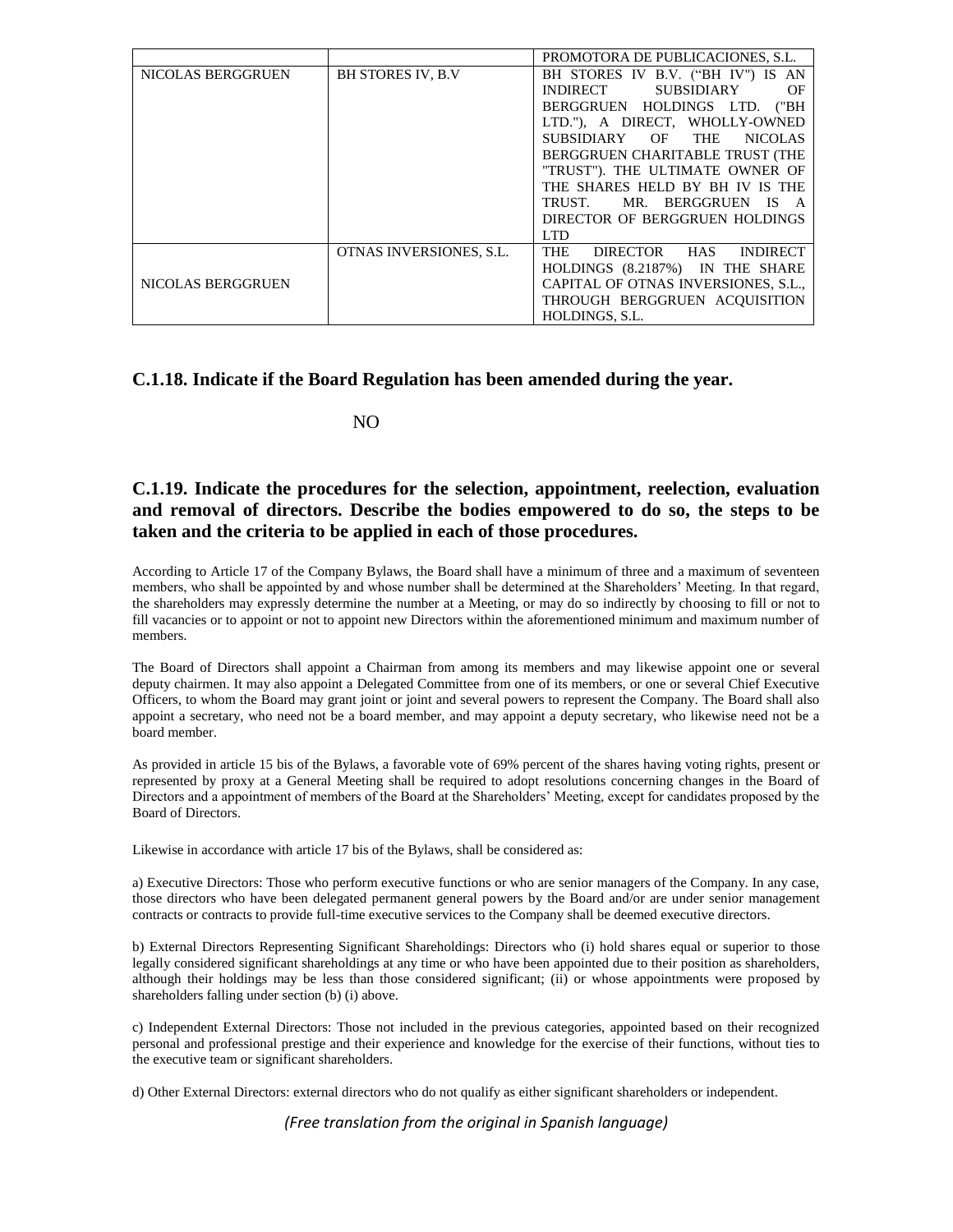| | | PROMOTORA DE PUBLICACIONES, S.L. |
|---|---|---|
| NICOLAS BERGGRUEN | BH STORES IV, B.V | BH STORES IV B.V. ("BH IV") IS AN INDIRECT SUBSIDIARY OF BERGGRUEN HOLDINGS LTD. ("BH LTD."), A DIRECT, WHOLLY-OWNED SUBSIDIARY OF THE NICOLAS BERGGRUEN CHARITABLE TRUST (THE "TRUST"). THE ULTIMATE OWNER OF THE SHARES HELD BY BH IV IS THE TRUST. MR. BERGGRUEN IS A DIRECTOR OF BERGGRUEN HOLDINGS LTD |
| NICOLAS BERGGRUEN | OTNAS INVERSIONES, S.L. | THE DIRECTOR HAS INDIRECT HOLDINGS (8.2187%) IN THE SHARE CAPITAL OF OTNAS INVERSIONES, S.L., THROUGH BERGGRUEN ACQUISITION HOLDINGS, S.L. |

## C.1.18. Indicate if the Board Regulation has been amended during the year.

NO

## C.1.19. Indicate the procedures for the selection, appointment, reelection, evaluation and removal of directors. Describe the bodies empowered to do so, the steps to be taken and the criteria to be applied in each of those procedures.

According to Article 17 of the Company Bylaws, the Board shall have a minimum of three and a maximum of seventeen members, who shall be appointed by and whose number shall be determined at the Shareholders' Meeting. In that regard, the shareholders may expressly determine the number at a Meeting, or may do so indirectly by choosing to fill or not to fill vacancies or to appoint or not to appoint new Directors within the aforementioned minimum and maximum number of members.

The Board of Directors shall appoint a Chairman from among its members and may likewise appoint one or several deputy chairmen. It may also appoint a Delegated Committee from one of its members, or one or several Chief Executive Officers, to whom the Board may grant joint or joint and several powers to represent the Company. The Board shall also appoint a secretary, who need not be a board member, and may appoint a deputy secretary, who likewise need not be a board member.

As provided in article 15 bis of the Bylaws, a favorable vote of 69% percent of the shares having voting rights, present or represented by proxy at a General Meeting shall be required to adopt resolutions concerning changes in the Board of Directors and a appointment of members of the Board at the Shareholders' Meeting, except for candidates proposed by the Board of Directors.

Likewise in accordance with article 17 bis of the Bylaws, shall be considered as:

a) Executive Directors: Those who perform executive functions or who are senior managers of the Company. In any case, those directors who have been delegated permanent general powers by the Board and/or are under senior management contracts or contracts to provide full-time executive services to the Company shall be deemed executive directors.

b) External Directors Representing Significant Shareholdings: Directors who (i) hold shares equal or superior to those legally considered significant shareholdings at any time or who have been appointed due to their position as shareholders, although their holdings may be less than those considered significant; (ii) or whose appointments were proposed by shareholders falling under section (b) (i) above.

c) Independent External Directors: Those not included in the previous categories, appointed based on their recognized personal and professional prestige and their experience and knowledge for the exercise of their functions, without ties to the executive team or significant shareholders.

d) Other External Directors: external directors who do not qualify as either significant shareholders or independent.

*(Free translation from the original in Spanish language)*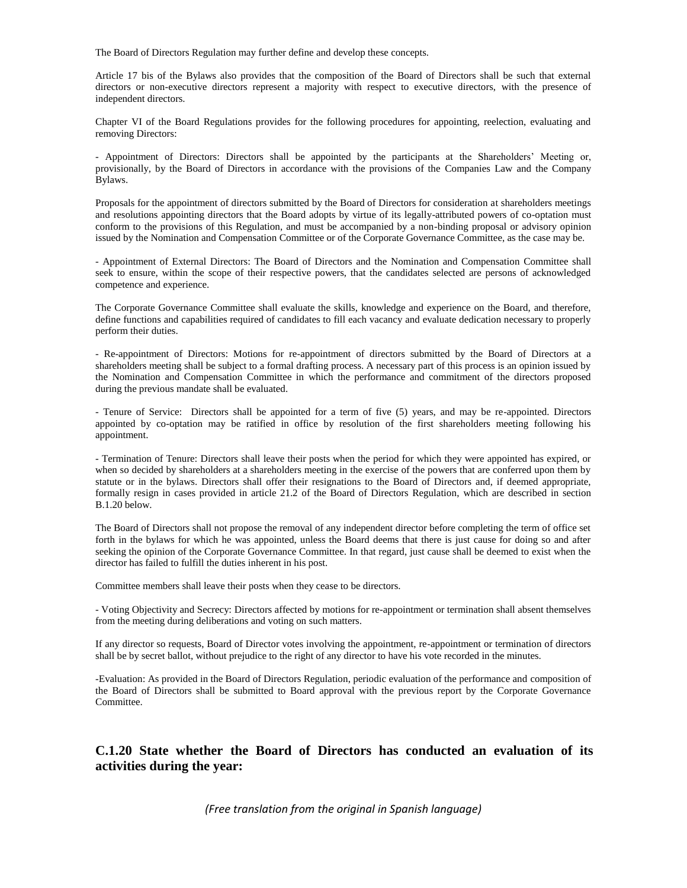The Board of Directors Regulation may further define and develop these concepts.

Article 17 bis of the Bylaws also provides that the composition of the Board of Directors shall be such that external directors or non-executive directors represent a majority with respect to executive directors, with the presence of independent directors.

Chapter VI of the Board Regulations provides for the following procedures for appointing, reelection, evaluating and removing Directors:

- Appointment of Directors: Directors shall be appointed by the participants at the Shareholders' Meeting or, provisionally, by the Board of Directors in accordance with the provisions of the Companies Law and the Company Bylaws.

Proposals for the appointment of directors submitted by the Board of Directors for consideration at shareholders meetings and resolutions appointing directors that the Board adopts by virtue of its legally-attributed powers of co-optation must conform to the provisions of this Regulation, and must be accompanied by a non-binding proposal or advisory opinion issued by the Nomination and Compensation Committee or of the Corporate Governance Committee, as the case may be.

- Appointment of External Directors: The Board of Directors and the Nomination and Compensation Committee shall seek to ensure, within the scope of their respective powers, that the candidates selected are persons of acknowledged competence and experience.

The Corporate Governance Committee shall evaluate the skills, knowledge and experience on the Board, and therefore, define functions and capabilities required of candidates to fill each vacancy and evaluate dedication necessary to properly perform their duties.

- Re-appointment of Directors: Motions for re-appointment of directors submitted by the Board of Directors at a shareholders meeting shall be subject to a formal drafting process. A necessary part of this process is an opinion issued by the Nomination and Compensation Committee in which the performance and commitment of the directors proposed during the previous mandate shall be evaluated.

- Tenure of Service: Directors shall be appointed for a term of five (5) years, and may be re-appointed. Directors appointed by co-optation may be ratified in office by resolution of the first shareholders meeting following his appointment.

- Termination of Tenure: Directors shall leave their posts when the period for which they were appointed has expired, or when so decided by shareholders at a shareholders meeting in the exercise of the powers that are conferred upon them by statute or in the bylaws. Directors shall offer their resignations to the Board of Directors and, if deemed appropriate, formally resign in cases provided in article 21.2 of the Board of Directors Regulation, which are described in section B.1.20 below.

The Board of Directors shall not propose the removal of any independent director before completing the term of office set forth in the bylaws for which he was appointed, unless the Board deems that there is just cause for doing so and after seeking the opinion of the Corporate Governance Committee. In that regard, just cause shall be deemed to exist when the director has failed to fulfill the duties inherent in his post.

Committee members shall leave their posts when they cease to be directors.

- Voting Objectivity and Secrecy: Directors affected by motions for re-appointment or termination shall absent themselves from the meeting during deliberations and voting on such matters.

If any director so requests, Board of Director votes involving the appointment, re-appointment or termination of directors shall be by secret ballot, without prejudice to the right of any director to have his vote recorded in the minutes.

-Evaluation: As provided in the Board of Directors Regulation, periodic evaluation of the performance and composition of the Board of Directors shall be submitted to Board approval with the previous report by the Corporate Governance Committee.

## C.1.20 State whether the Board of Directors has conducted an evaluation of its activities during the year:

*(Free translation from the original in Spanish language)*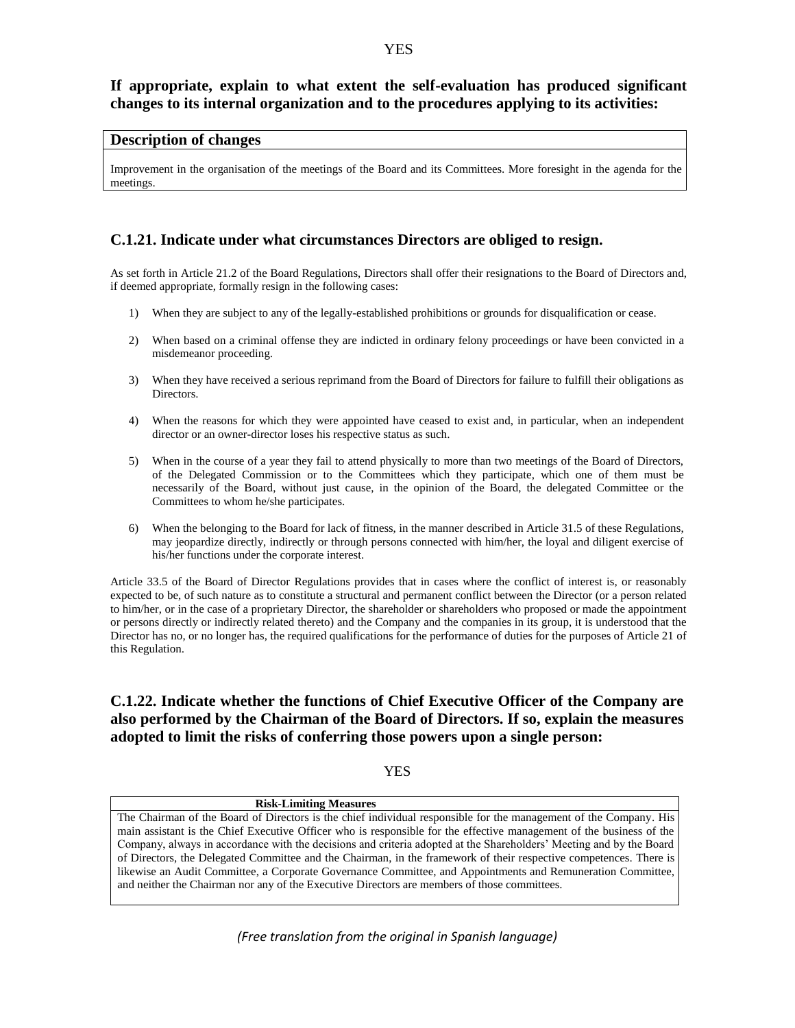YES

**If appropriate, explain to what extent the self-evaluation has produced significant changes to its internal organization and to the procedures applying to its activities:**

| Description of changes |
|---|
| Improvement in the organisation of the meetings of the Board and its Committees. More foresight in the agenda for the meetings. |

## C.1.21. Indicate under what circumstances Directors are obliged to resign.

As set forth in Article 21.2 of the Board Regulations, Directors shall offer their resignations to the Board of Directors and, if deemed appropriate, formally resign in the following cases:

1) When they are subject to any of the legally-established prohibitions or grounds for disqualification or cease.

2) When based on a criminal offense they are indicted in ordinary felony proceedings or have been convicted in a misdemeanor proceeding.

3) When they have received a serious reprimand from the Board of Directors for failure to fulfill their obligations as Directors.

4) When the reasons for which they were appointed have ceased to exist and, in particular, when an independent director or an owner-director loses his respective status as such.

5) When in the course of a year they fail to attend physically to more than two meetings of the Board of Directors, of the Delegated Commission or to the Committees which they participate, which one of them must be necessarily of the Board, without just cause, in the opinion of the Board, the delegated Committee or the Committees to whom he/she participates.

6) When the belonging to the Board for lack of fitness, in the manner described in Article 31.5 of these Regulations, may jeopardize directly, indirectly or through persons connected with him/her, the loyal and diligent exercise of his/her functions under the corporate interest.

Article 33.5 of the Board of Director Regulations provides that in cases where the conflict of interest is, or reasonably expected to be, of such nature as to constitute a structural and permanent conflict between the Director (or a person related to him/her, or in the case of a proprietary Director, the shareholder or shareholders who proposed or made the appointment or persons directly or indirectly related thereto) and the Company and the companies in its group, it is understood that the Director has no, or no longer has, the required qualifications for the performance of duties for the purposes of Article 21 of this Regulation.

## C.1.22. Indicate whether the functions of Chief Executive Officer of the Company are also performed by the Chairman of the Board of Directors. If so, explain the measures adopted to limit the risks of conferring those powers upon a single person:

YES

| Risk-Limiting Measures |
|---|
| The Chairman of the Board of Directors is the chief individual responsible for the management of the Company. His main assistant is the Chief Executive Officer who is responsible for the effective management of the business of the Company, always in accordance with the decisions and criteria adopted at the Shareholders' Meeting and by the Board of Directors, the Delegated Committee and the Chairman, in the framework of their respective competences. There is likewise an Audit Committee, a Corporate Governance Committee, and Appointments and Remuneration Committee, and neither the Chairman nor any of the Executive Directors are members of those committees. |

*(Free translation from the original in Spanish language)*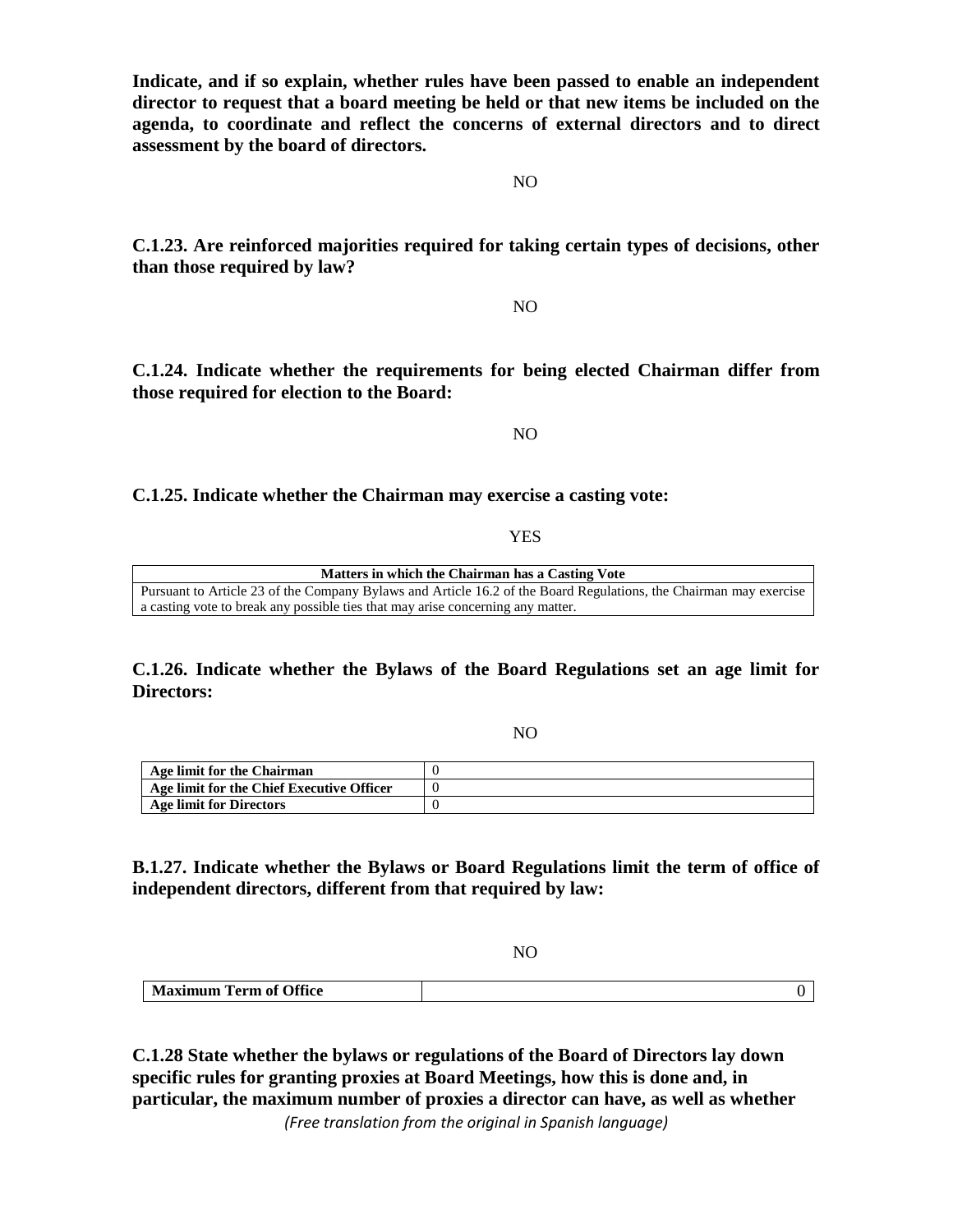**Indicate, and if so explain, whether rules have been passed to enable an independent director to request that a board meeting be held or that new items be included on the agenda, to coordinate and reflect the concerns of external directors and to direct assessment by the board of directors.**

NO

**C.1.23. Are reinforced majorities required for taking certain types of decisions, other than those required by law?**

NO

**C.1.24. Indicate whether the requirements for being elected Chairman differ from those required for election to the Board:**

NO

**C.1.25. Indicate whether the Chairman may exercise a casting vote:**

YES

| Matters in which the Chairman has a Casting Vote |
|---|
| Pursuant to Article 23 of the Company Bylaws and Article 16.2 of the Board Regulations, the Chairman may exercise a casting vote to break any possible ties that may arise concerning any matter. |

**C.1.26. Indicate whether the Bylaws of the Board Regulations set an age limit for Directors:**

NO

| | |
|---|---|
| **Age limit for the Chairman** | 0 |
| **Age limit for the Chief Executive Officer** | 0 |
| **Age limit for Directors** | 0 |

**B.1.27. Indicate whether the Bylaws or Board Regulations limit the term of office of independent directors, different from that required by law:**

NO

| | |
|---|---|
| **Maximum Term of Office** | 0 |

**C.1.28 State whether the bylaws or regulations of the Board of Directors lay down specific rules for granting proxies at Board Meetings, how this is done and, in particular, the maximum number of proxies a director can have, as well as whether**

*(Free translation from the original in Spanish language)*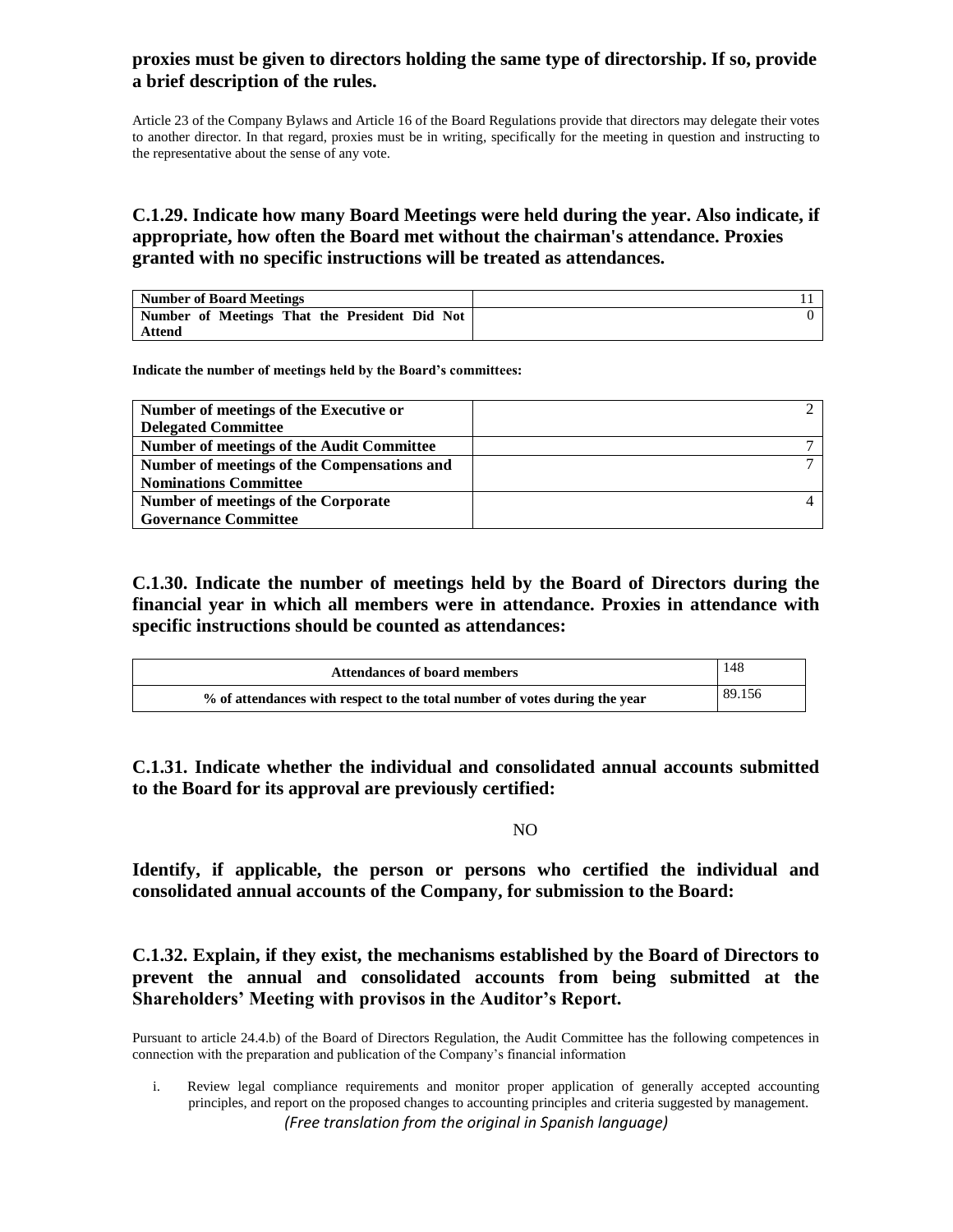**proxies must be given to directors holding the same type of directorship. If so, provide a brief description of the rules.**

Article 23 of the Company Bylaws and Article 16 of the Board Regulations provide that directors may delegate their votes to another director. In that regard, proxies must be in writing, specifically for the meeting in question and instructing to the representative about the sense of any vote.

## C.1.29. Indicate how many Board Meetings were held during the year. Also indicate, if appropriate, how often the Board met without the chairman's attendance. Proxies granted with no specific instructions will be treated as attendances.

| | |
|---|---|
| **Number of Board Meetings** | 11 |
| **Number of Meetings That the President Did Not Attend** | 0 |

**Indicate the number of meetings held by the Board's committees:**

| | |
|---|---|
| **Number of meetings of the Executive or Delegated Committee** | 2 |
| **Number of meetings of the Audit Committee** | 7 |
| **Number of meetings of the Compensations and Nominations Committee** | 7 |
| **Number of meetings of the Corporate Governance Committee** | 4 |

## C.1.30. Indicate the number of meetings held by the Board of Directors during the financial year in which all members were in attendance. Proxies in attendance with specific instructions should be counted as attendances:

| | |
|---|---|
| **Attendances of board members** | 148 |
| **% of attendances with respect to the total number of votes during the year** | 89.156 |

## C.1.31. Indicate whether the individual and consolidated annual accounts submitted to the Board for its approval are previously certified:

NO

**Identify, if applicable, the person or persons who certified the individual and consolidated annual accounts of the Company, for submission to the Board:**

## C.1.32. Explain, if they exist, the mechanisms established by the Board of Directors to prevent the annual and consolidated accounts from being submitted at the Shareholders' Meeting with provisos in the Auditor's Report.

Pursuant to article 24.4.b) of the Board of Directors Regulation, the Audit Committee has the following competences in connection with the preparation and publication of the Company's financial information

i. Review legal compliance requirements and monitor proper application of generally accepted accounting principles, and report on the proposed changes to accounting principles and criteria suggested by management.

*(Free translation from the original in Spanish language)*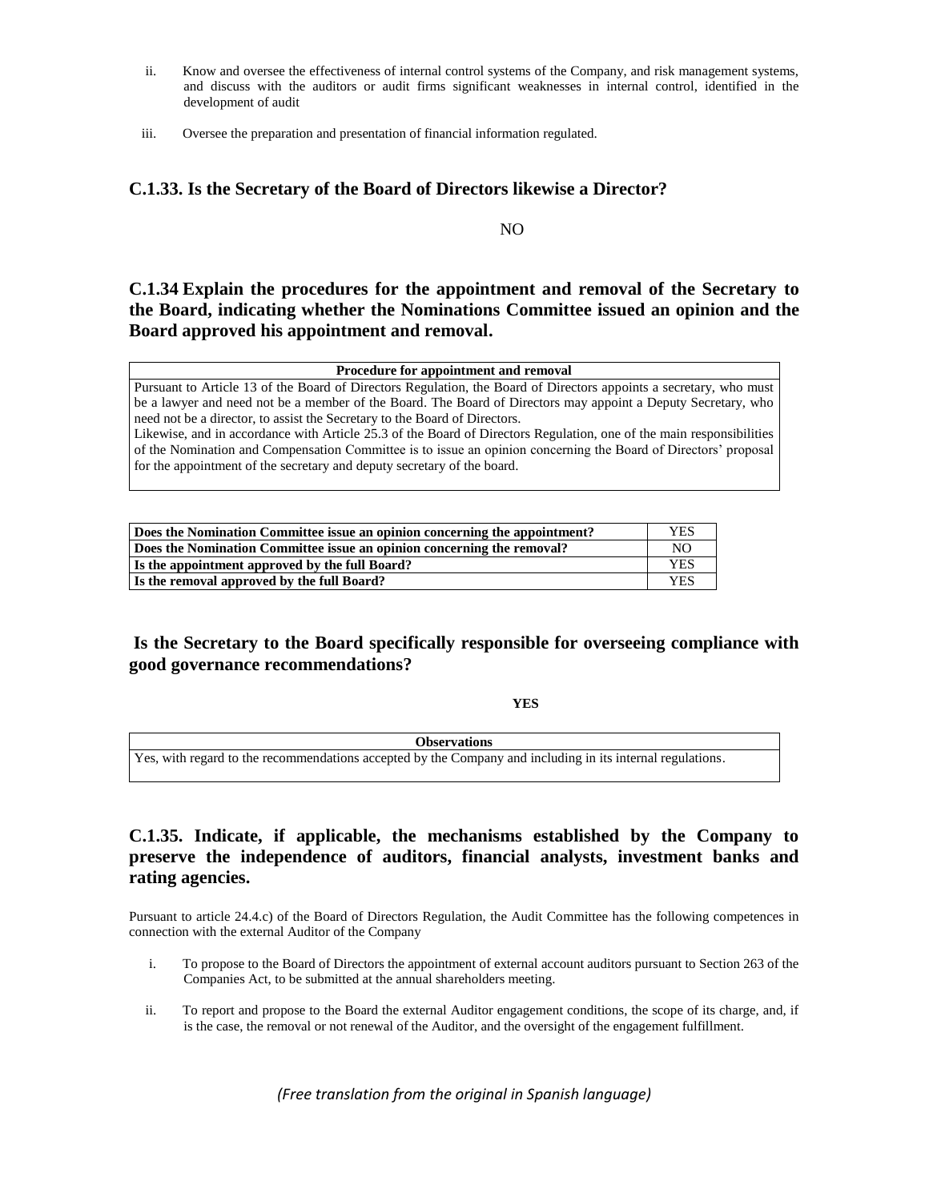ii. Know and oversee the effectiveness of internal control systems of the Company, and risk management systems, and discuss with the auditors or audit firms significant weaknesses in internal control, identified in the development of audit

iii. Oversee the preparation and presentation of financial information regulated.

## C.1.33. Is the Secretary of the Board of Directors likewise a Director?

NO

## C.1.34 Explain the procedures for the appointment and removal of the Secretary to the Board, indicating whether the Nominations Committee issued an opinion and the Board approved his appointment and removal.

| Procedure for appointment and removal |
|---|
| Pursuant to Article 13 of the Board of Directors Regulation, the Board of Directors appoints a secretary, who must be a lawyer and need not be a member of the Board. The Board of Directors may appoint a Deputy Secretary, who need not be a director, to assist the Secretary to the Board of Directors.<br>Likewise, and in accordance with Article 25.3 of the Board of Directors Regulation, one of the main responsibilities of the Nomination and Compensation Committee is to issue an opinion concerning the Board of Directors' proposal for the appointment of the secretary and deputy secretary of the board. |

| | |
|---|---|
| **Does the Nomination Committee issue an opinion concerning the appointment?** | YES |
| **Does the Nomination Committee issue an opinion concerning the removal?** | NO |
| **Is the appointment approved by the full Board?** | YES |
| **Is the removal approved by the full Board?** | YES |

## Is the Secretary to the Board specifically responsible for overseeing compliance with good governance recommendations?

**YES**

| Observations |
|---|
| Yes, with regard to the recommendations accepted by the Company and including in its internal regulations. |

## C.1.35. Indicate, if applicable, the mechanisms established by the Company to preserve the independence of auditors, financial analysts, investment banks and rating agencies.

Pursuant to article 24.4.c) of the Board of Directors Regulation, the Audit Committee has the following competences in connection with the external Auditor of the Company

i. To propose to the Board of Directors the appointment of external account auditors pursuant to Section 263 of the Companies Act, to be submitted at the annual shareholders meeting.

ii. To report and propose to the Board the external Auditor engagement conditions, the scope of its charge, and, if is the case, the removal or not renewal of the Auditor, and the oversight of the engagement fulfillment.

*(Free translation from the original in Spanish language)*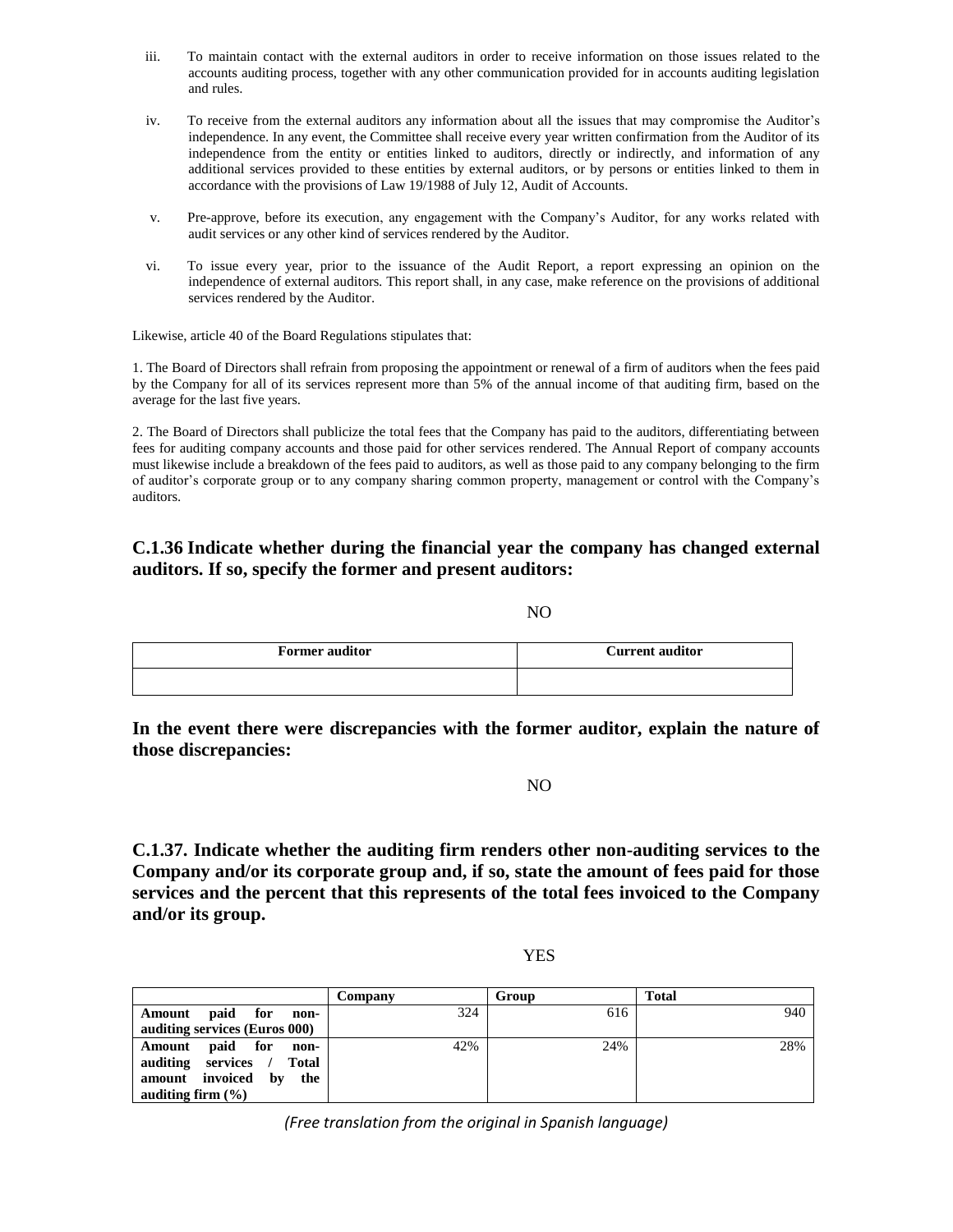iii. To maintain contact with the external auditors in order to receive information on those issues related to the accounts auditing process, together with any other communication provided for in accounts auditing legislation and rules.

iv. To receive from the external auditors any information about all the issues that may compromise the Auditor's independence. In any event, the Committee shall receive every year written confirmation from the Auditor of its independence from the entity or entities linked to auditors, directly or indirectly, and information of any additional services provided to these entities by external auditors, or by persons or entities linked to them in accordance with the provisions of Law 19/1988 of July 12, Audit of Accounts.

v. Pre-approve, before its execution, any engagement with the Company's Auditor, for any works related with audit services or any other kind of services rendered by the Auditor.

vi. To issue every year, prior to the issuance of the Audit Report, a report expressing an opinion on the independence of external auditors. This report shall, in any case, make reference on the provisions of additional services rendered by the Auditor.

Likewise, article 40 of the Board Regulations stipulates that:

1. The Board of Directors shall refrain from proposing the appointment or renewal of a firm of auditors when the fees paid by the Company for all of its services represent more than 5% of the annual income of that auditing firm, based on the average for the last five years.

2. The Board of Directors shall publicize the total fees that the Company has paid to the auditors, differentiating between fees for auditing company accounts and those paid for other services rendered. The Annual Report of company accounts must likewise include a breakdown of the fees paid to auditors, as well as those paid to any company belonging to the firm of auditor's corporate group or to any company sharing common property, management or control with the Company's auditors.

## C.1.36 Indicate whether during the financial year the company has changed external auditors. If so, specify the former and present auditors:

NO

| Former auditor | Current auditor |
|---|---|
| | |

**In the event there were discrepancies with the former auditor, explain the nature of those discrepancies:**

NO

## C.1.37. Indicate whether the auditing firm renders other non-auditing services to the Company and/or its corporate group and, if so, state the amount of fees paid for those services and the percent that this represents of the total fees invoiced to the Company and/or its group.

YES

| | Company | Group | Total |
|---|---|---|---|
| **Amount paid for non-auditing services (Euros 000)** | 324 | 616 | 940 |
| **Amount paid for non-auditing services / Total amount invoiced by the auditing firm (%)** | 42% | 24% | 28% |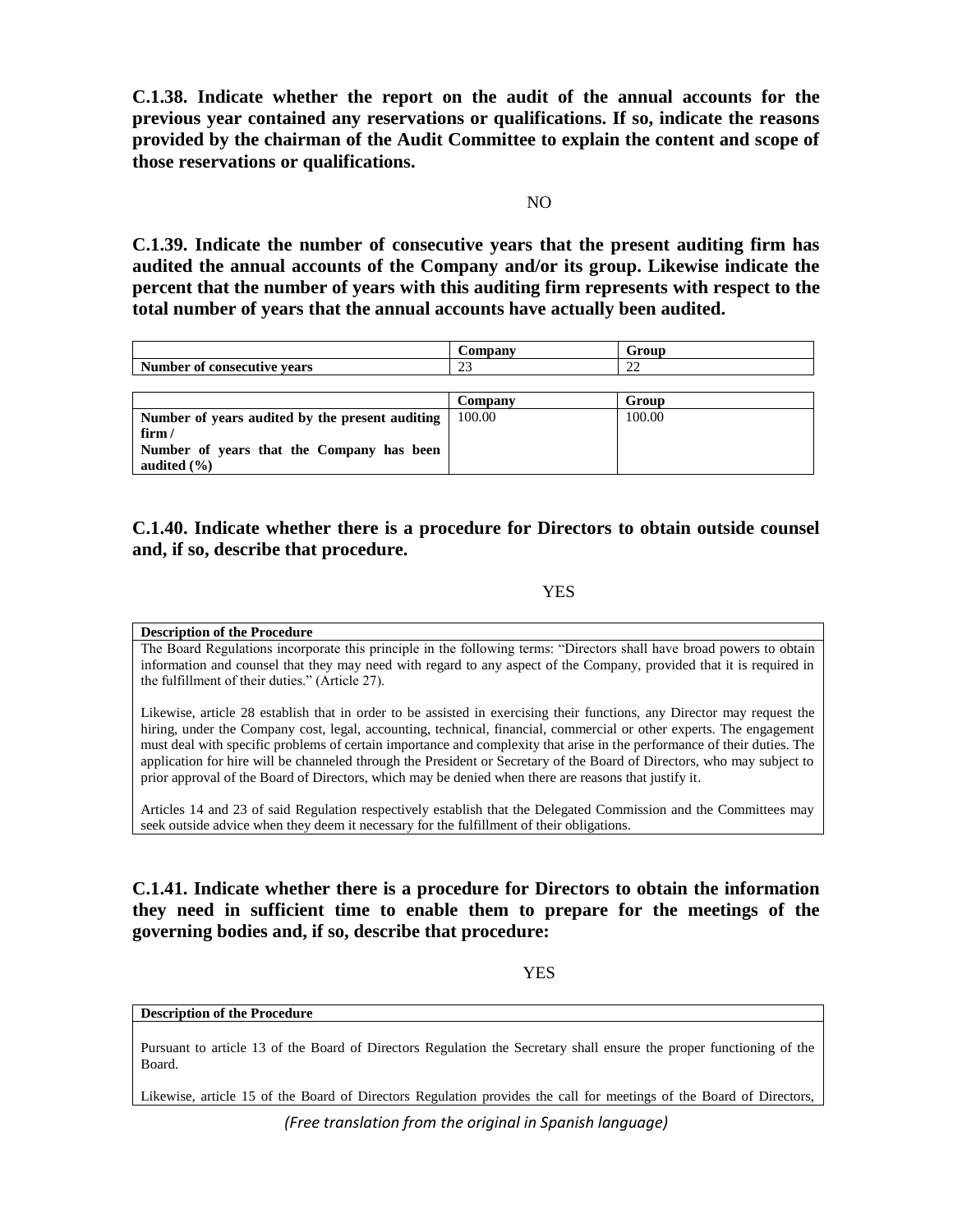**C.1.38. Indicate whether the report on the audit of the annual accounts for the previous year contained any reservations or qualifications. If so, indicate the reasons provided by the chairman of the Audit Committee to explain the content and scope of those reservations or qualifications.**

NO

**C.1.39. Indicate the number of consecutive years that the present auditing firm has audited the annual accounts of the Company and/or its group. Likewise indicate the percent that the number of years with this auditing firm represents with respect to the total number of years that the annual accounts have actually been audited.**

| | Company | Group |
|---|---|---|
| **Number of consecutive years** | 23 | 22 |

| | Company | Group |
|---|---|---|
| **Number of years audited by the present auditing firm / Number of years that the Company has been audited (%)** | 100.00 | 100.00 |

**C.1.40. Indicate whether there is a procedure for Directors to obtain outside counsel and, if so, describe that procedure.**

YES

| Description of the Procedure |
|---|
| The Board Regulations incorporate this principle in the following terms: "Directors shall have broad powers to obtain information and counsel that they may need with regard to any aspect of the Company, provided that it is required in the fulfillment of their duties." (Article 27).<br><br>Likewise, article 28 establish that in order to be assisted in exercising their functions, any Director may request the hiring, under the Company cost, legal, accounting, technical, financial, commercial or other experts. The engagement must deal with specific problems of certain importance and complexity that arise in the performance of their duties. The application for hire will be channeled through the President or Secretary of the Board of Directors, who may subject to prior approval of the Board of Directors, which may be denied when there are reasons that justify it.<br><br>Articles 14 and 23 of said Regulation respectively establish that the Delegated Commission and the Committees may seek outside advice when they deem it necessary for the fulfillment of their obligations. |

**C.1.41. Indicate whether there is a procedure for Directors to obtain the information they need in sufficient time to enable them to prepare for the meetings of the governing bodies and, if so, describe that procedure:**

YES

| Description of the Procedure |
|---|
| Pursuant to article 13 of the Board of Directors Regulation the Secretary shall ensure the proper functioning of the Board.<br><br>Likewise, article 15 of the Board of Directors Regulation provides the call for meetings of the Board of Directors, |

*(Free translation from the original in Spanish language)*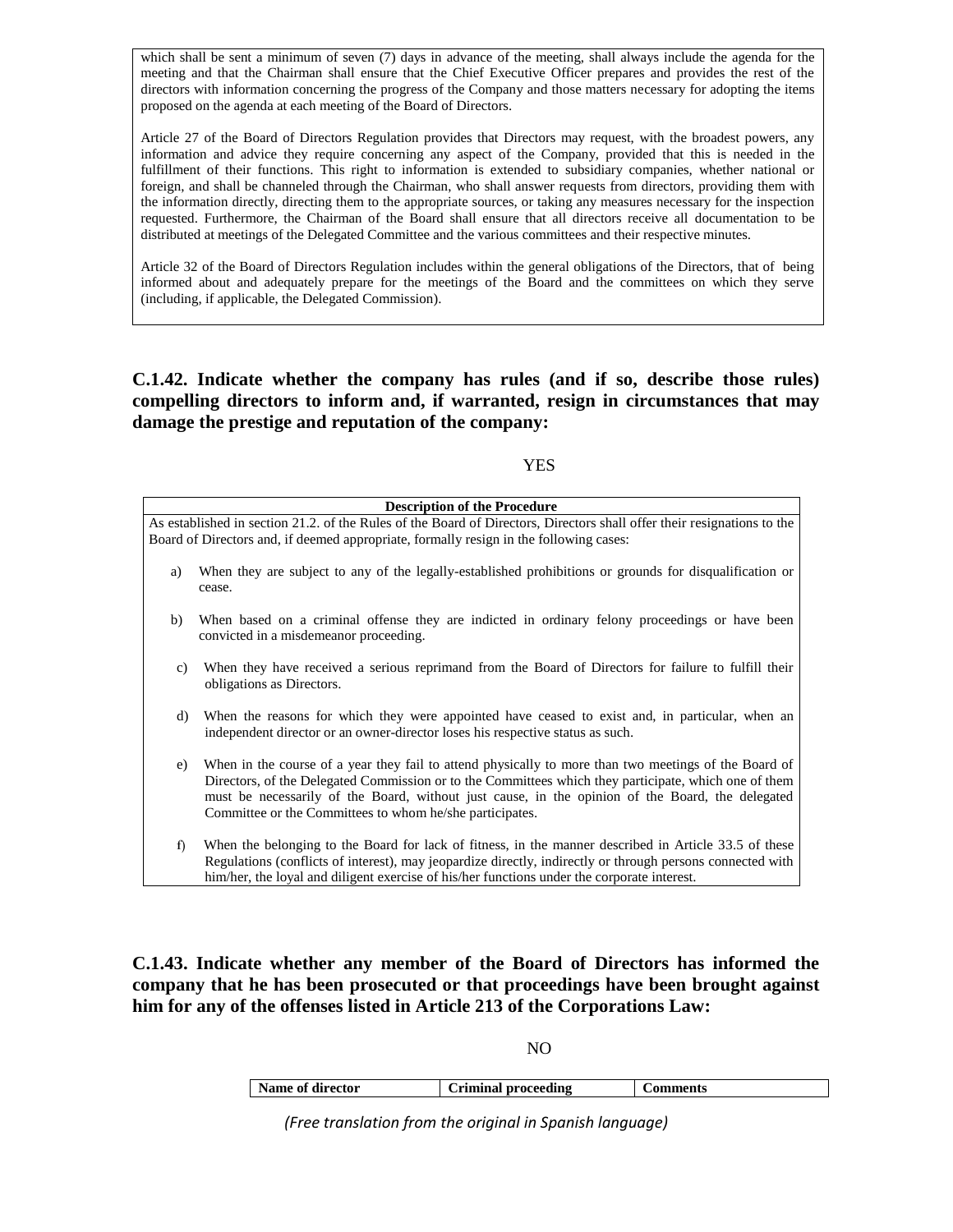which shall be sent a minimum of seven (7) days in advance of the meeting, shall always include the agenda for the meeting and that the Chairman shall ensure that the Chief Executive Officer prepares and provides the rest of the directors with information concerning the progress of the Company and those matters necessary for adopting the items proposed on the agenda at each meeting of the Board of Directors.

Article 27 of the Board of Directors Regulation provides that Directors may request, with the broadest powers, any information and advice they require concerning any aspect of the Company, provided that this is needed in the fulfillment of their functions. This right to information is extended to subsidiary companies, whether national or foreign, and shall be channeled through the Chairman, who shall answer requests from directors, providing them with the information directly, directing them to the appropriate sources, or taking any measures necessary for the inspection requested. Furthermore, the Chairman of the Board shall ensure that all directors receive all documentation to be distributed at meetings of the Delegated Committee and the various committees and their respective minutes.

Article 32 of the Board of Directors Regulation includes within the general obligations of the Directors, that of being informed about and adequately prepare for the meetings of the Board and the committees on which they serve (including, if applicable, the Delegated Commission).

## C.1.42. Indicate whether the company has rules (and if so, describe those rules) compelling directors to inform and, if warranted, resign in circumstances that may damage the prestige and reputation of the company:

YES

**Description of the Procedure**

As established in section 21.2. of the Rules of the Board of Directors, Directors shall offer their resignations to the Board of Directors and, if deemed appropriate, formally resign in the following cases:

a) When they are subject to any of the legally-established prohibitions or grounds for disqualification or cease.

b) When based on a criminal offense they are indicted in ordinary felony proceedings or have been convicted in a misdemeanor proceeding.

c) When they have received a serious reprimand from the Board of Directors for failure to fulfill their obligations as Directors.

d) When the reasons for which they were appointed have ceased to exist and, in particular, when an independent director or an owner-director loses his respective status as such.

e) When in the course of a year they fail to attend physically to more than two meetings of the Board of Directors, of the Delegated Commission or to the Committees which they participate, which one of them must be necessarily of the Board, without just cause, in the opinion of the Board, the delegated Committee or the Committees to whom he/she participates.

f) When the belonging to the Board for lack of fitness, in the manner described in Article 33.5 of these Regulations (conflicts of interest), may jeopardize directly, indirectly or through persons connected with him/her, the loyal and diligent exercise of his/her functions under the corporate interest.

## C.1.43. Indicate whether any member of the Board of Directors has informed the company that he has been prosecuted or that proceedings have been brought against him for any of the offenses listed in Article 213 of the Corporations Law:

NO

| Name of director | Criminal proceeding | Comments |
|---|---|---|

*(Free translation from the original in Spanish language)*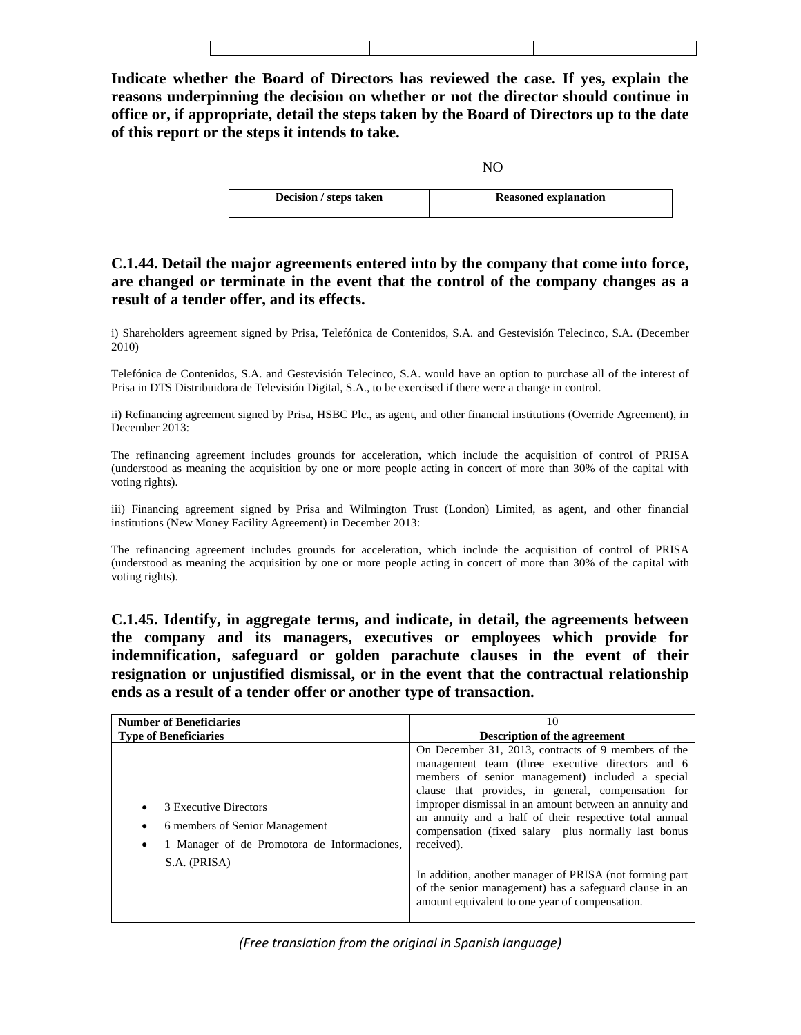| | | |
|---|---|---|
| | | |

**Indicate whether the Board of Directors has reviewed the case. If yes, explain the reasons underpinning the decision on whether or not the director should continue in office or, if appropriate, detail the steps taken by the Board of Directors up to the date of this report or the steps it intends to take.**

NO

| Decision / steps taken | Reasoned explanation |
|---|---|
| | |

### C.1.44. Detail the major agreements entered into by the company that come into force, are changed or terminate in the event that the control of the company changes as a result of a tender offer, and its effects.

i) Shareholders agreement signed by Prisa, Telefónica de Contenidos, S.A. and Gestevisión Telecinco, S.A. (December 2010)

Telefónica de Contenidos, S.A. and Gestevisión Telecinco, S.A. would have an option to purchase all of the interest of Prisa in DTS Distribuidora de Televisión Digital, S.A., to be exercised if there were a change in control.

ii) Refinancing agreement signed by Prisa, HSBC Plc., as agent, and other financial institutions (Override Agreement), in December 2013:

The refinancing agreement includes grounds for acceleration, which include the acquisition of control of PRISA (understood as meaning the acquisition by one or more people acting in concert of more than 30% of the capital with voting rights).

iii) Financing agreement signed by Prisa and Wilmington Trust (London) Limited, as agent, and other financial institutions (New Money Facility Agreement) in December 2013:

The refinancing agreement includes grounds for acceleration, which include the acquisition of control of PRISA (understood as meaning the acquisition by one or more people acting in concert of more than 30% of the capital with voting rights).

### C.1.45. Identify, in aggregate terms, and indicate, in detail, the agreements between the company and its managers, executives or employees which provide for indemnification, safeguard or golden parachute clauses in the event of their resignation or unjustified dismissal, or in the event that the contractual relationship ends as a result of a tender offer or another type of transaction.

| **Number of Beneficiaries** | 10 |
|---|---|
| **Type of Beneficiaries** | **Description of the agreement** |
| • 3 Executive Directors<br>• 6 members of Senior Management<br>• 1 Manager of de Promotora de Informaciones, S.A. (PRISA) | On December 31, 2013, contracts of 9 members of the management team (three executive directors and 6 members of senior management) included a special clause that provides, in general, compensation for improper dismissal in an amount between an annuity and an annuity and a half of their respective total annual compensation (fixed salary plus normally last bonus received).<br><br>In addition, another manager of PRISA (not forming part of the senior management) has a safeguard clause in an amount equivalent to one year of compensation. |

*(Free translation from the original in Spanish language)*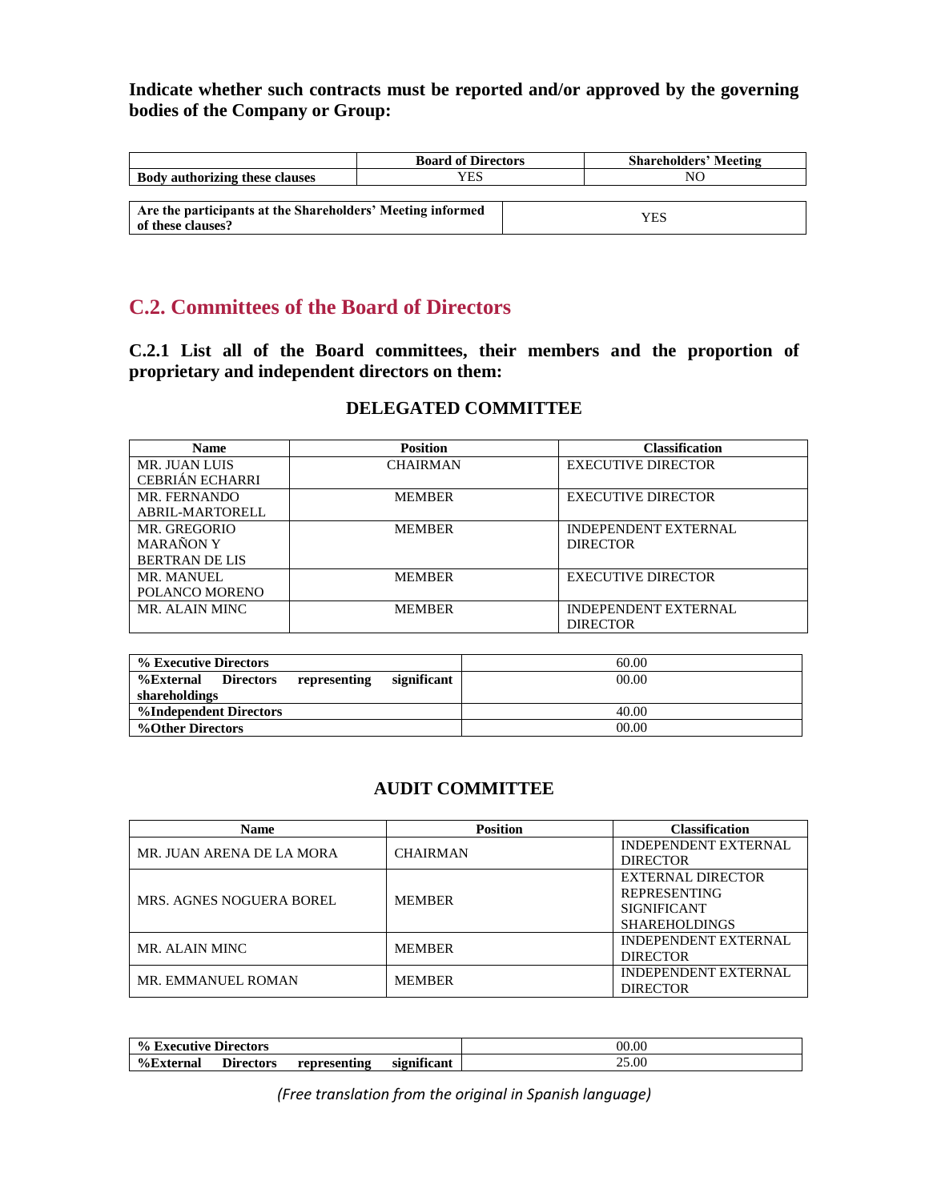**Indicate whether such contracts must be reported and/or approved by the governing bodies of the Company or Group:**

| | Board of Directors | Shareholders' Meeting |
|---|---|---|
| **Body authorizing these clauses** | YES | NO |

| | |
|---|---|
| **Are the participants at the Shareholders' Meeting informed of these clauses?** | YES |

## C.2. Committees of the Board of Directors

### C.2.1 List all of the Board committees, their members and the proportion of proprietary and independent directors on them:

#### DELEGATED COMMITTEE

| Name | Position | Classification |
|---|---|---|
| MR. JUAN LUIS CEBRIÁN ECHARRI | CHAIRMAN | EXECUTIVE DIRECTOR |
| MR. FERNANDO ABRIL-MARTORELL | MEMBER | EXECUTIVE DIRECTOR |
| MR. GREGORIO MARAÑON Y BERTRAN DE LIS | MEMBER | INDEPENDENT EXTERNAL DIRECTOR |
| MR. MANUEL POLANCO MORENO | MEMBER | EXECUTIVE DIRECTOR |
| MR. ALAIN MINC | MEMBER | INDEPENDENT EXTERNAL DIRECTOR |

| | |
|---|---|
| **% Executive Directors** | 60.00 |
| **%External Directors representing significant shareholdings** | 00.00 |
| **%Independent Directors** | 40.00 |
| **%Other Directors** | 00.00 |

#### AUDIT COMMITTEE

| Name | Position | Classification |
|---|---|---|
| MR. JUAN ARENA DE LA MORA | CHAIRMAN | INDEPENDENT EXTERNAL DIRECTOR |
| MRS. AGNES NOGUERA BOREL | MEMBER | EXTERNAL DIRECTOR REPRESENTING SIGNIFICANT SHAREHOLDINGS |
| MR. ALAIN MINC | MEMBER | INDEPENDENT EXTERNAL DIRECTOR |
| MR. EMMANUEL ROMAN | MEMBER | INDEPENDENT EXTERNAL DIRECTOR |

| | |
|---|---|
| **% Executive Directors** | 00.00 |
| **%External Directors representing significant** | 25.00 |

*(Free translation from the original in Spanish language)*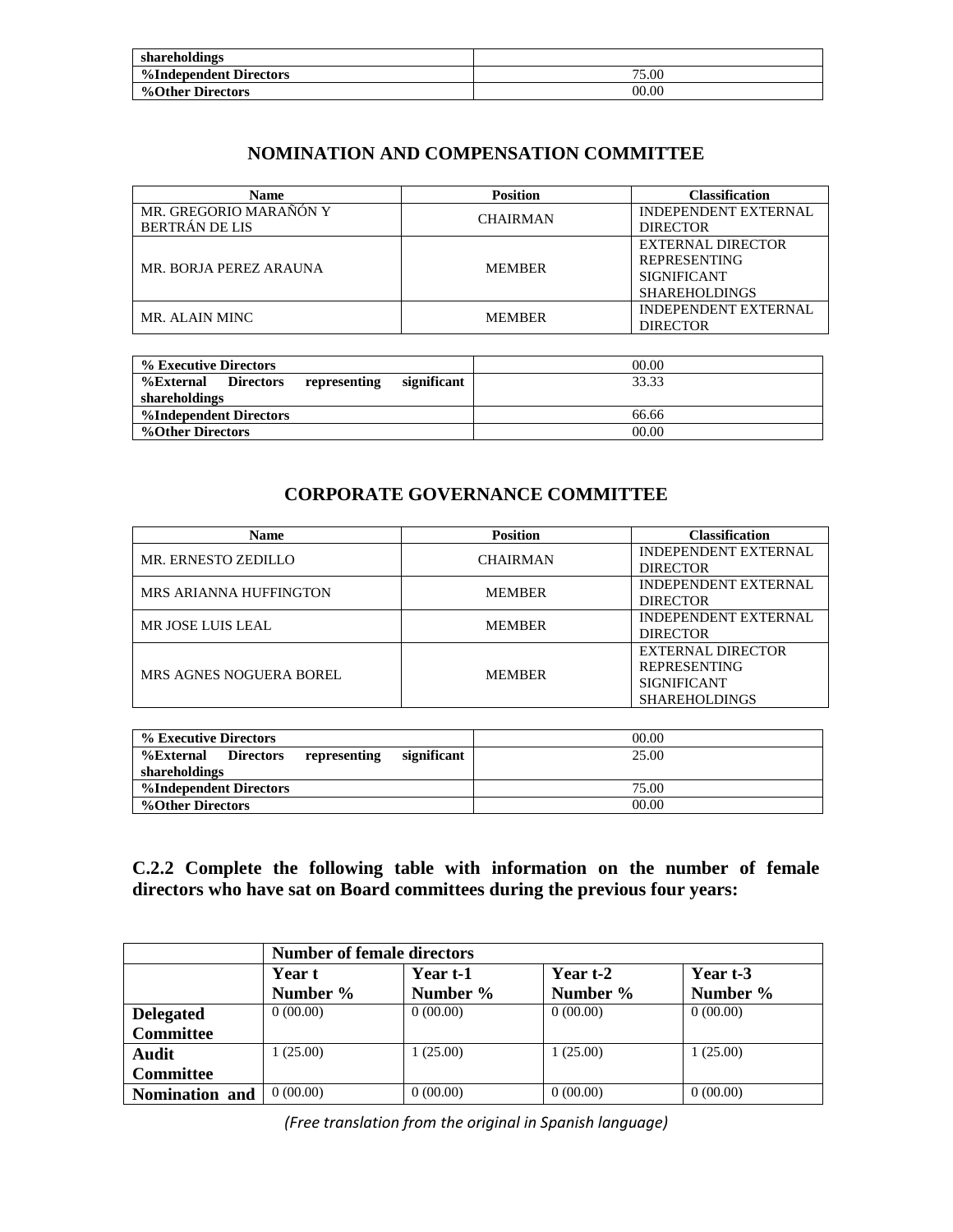| | |
|---|---|
| shareholdings | |
| %Independent Directors | 75.00 |
| %Other Directors | 00.00 |

## NOMINATION AND COMPENSATION COMMITTEE

| Name | Position | Classification |
|---|---|---|
| MR. GREGORIO MARAÑÓN Y BERTRÁN DE LIS | CHAIRMAN | INDEPENDENT EXTERNAL DIRECTOR |
| MR. BORJA PEREZ ARAUNA | MEMBER | EXTERNAL DIRECTOR REPRESENTING SIGNIFICANT SHAREHOLDINGS |
| MR. ALAIN MINC | MEMBER | INDEPENDENT EXTERNAL DIRECTOR |

| | |
|---|---|
| % Executive Directors | 00.00 |
| %External Directors representing significant shareholdings | 33.33 |
| %Independent Directors | 66.66 |
| %Other Directors | 00.00 |

## CORPORATE GOVERNANCE COMMITTEE

| Name | Position | Classification |
|---|---|---|
| MR. ERNESTO ZEDILLO | CHAIRMAN | INDEPENDENT EXTERNAL DIRECTOR |
| MRS ARIANNA HUFFINGTON | MEMBER | INDEPENDENT EXTERNAL DIRECTOR |
| MR JOSE LUIS LEAL | MEMBER | INDEPENDENT EXTERNAL DIRECTOR |
| MRS AGNES NOGUERA BOREL | MEMBER | EXTERNAL DIRECTOR REPRESENTING SIGNIFICANT SHAREHOLDINGS |

| | |
|---|---|
| % Executive Directors | 00.00 |
| %External Directors representing significant shareholdings | 25.00 |
| %Independent Directors | 75.00 |
| %Other Directors | 00.00 |

### C.2.2 Complete the following table with information on the number of female directors who have sat on Board committees during the previous four years:

| | Number of female directors | | | |
|---|---|---|---|---|
| | Year t<br>Number % | Year t-1<br>Number % | Year t-2<br>Number % | Year t-3<br>Number % |
| **Delegated Committee** | 0 (00.00) | 0 (00.00) | 0 (00.00) | 0 (00.00) |
| **Audit Committee** | 1 (25.00) | 1 (25.00) | 1 (25.00) | 1 (25.00) |
| **Nomination and** | 0 (00.00) | 0 (00.00) | 0 (00.00) | 0 (00.00) |

*(Free translation from the original in Spanish language)*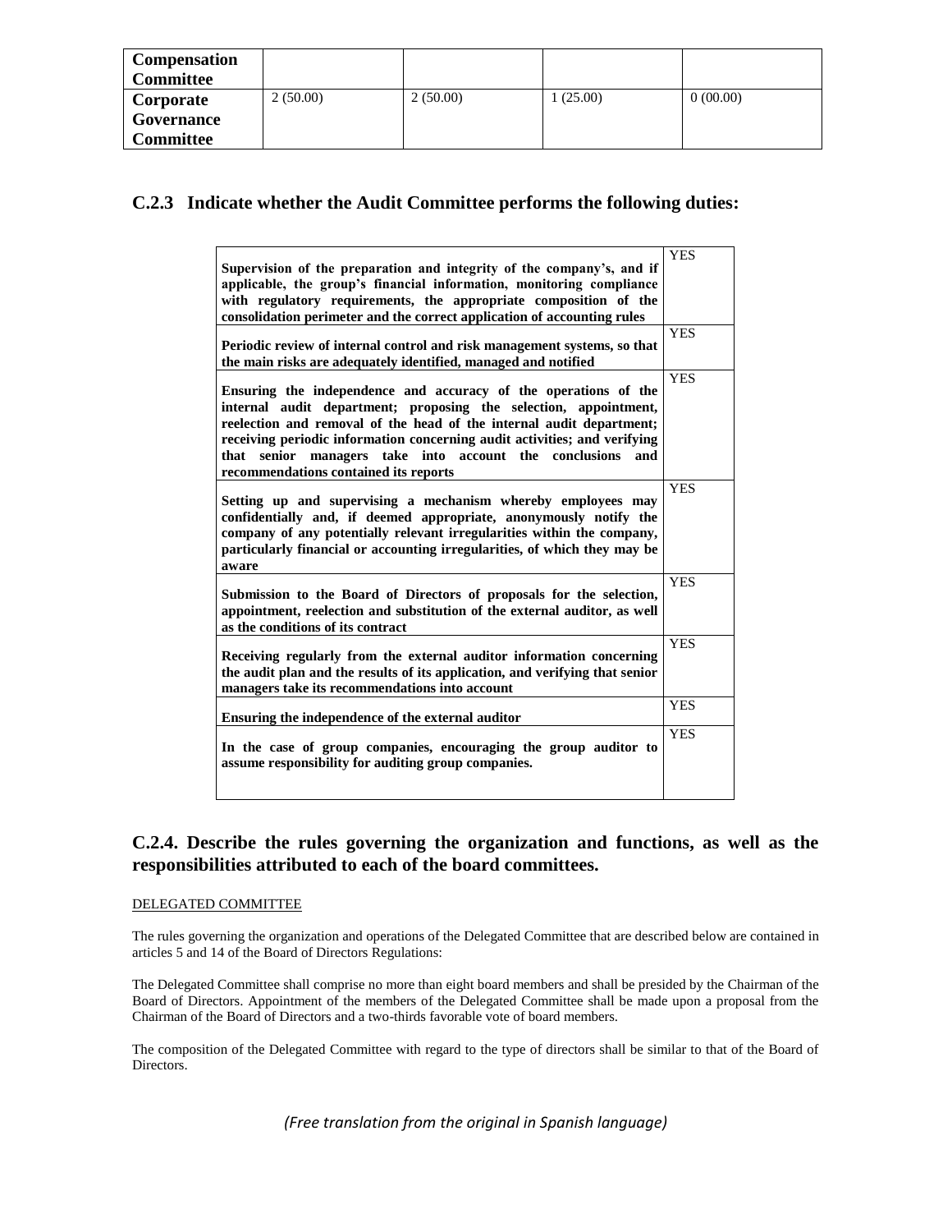| | | | | |
|---|---|---|---|---|
| **Compensation Committee** | | | | |
| **Corporate Governance Committee** | 2 (50.00) | 2 (50.00) | 1 (25.00) | 0 (00.00) |

## C.2.3 Indicate whether the Audit Committee performs the following duties:

| | |
|---|---|
| **Supervision of the preparation and integrity of the company's, and if applicable, the group's financial information, monitoring compliance with regulatory requirements, the appropriate composition of the consolidation perimeter and the correct application of accounting rules** | YES |
| **Periodic review of internal control and risk management systems, so that the main risks are adequately identified, managed and notified** | YES |
| **Ensuring the independence and accuracy of the operations of the internal audit department; proposing the selection, appointment, reelection and removal of the head of the internal audit department; receiving periodic information concerning audit activities; and verifying that senior managers take into account the conclusions and recommendations contained its reports** | YES |
| **Setting up and supervising a mechanism whereby employees may confidentially and, if deemed appropriate, anonymously notify the company of any potentially relevant irregularities within the company, particularly financial or accounting irregularities, of which they may be aware** | YES |
| **Submission to the Board of Directors of proposals for the selection, appointment, reelection and substitution of the external auditor, as well as the conditions of its contract** | YES |
| **Receiving regularly from the external auditor information concerning the audit plan and the results of its application, and verifying that senior managers take its recommendations into account** | YES |
| **Ensuring the independence of the external auditor** | YES |
| **In the case of group companies, encouraging the group auditor to assume responsibility for auditing group companies.** | YES |

## C.2.4. Describe the rules governing the organization and functions, as well as the responsibilities attributed to each of the board committees.

DELEGATED COMMITTEE

The rules governing the organization and operations of the Delegated Committee that are described below are contained in articles 5 and 14 of the Board of Directors Regulations:

The Delegated Committee shall comprise no more than eight board members and shall be presided by the Chairman of the Board of Directors. Appointment of the members of the Delegated Committee shall be made upon a proposal from the Chairman of the Board of Directors and a two-thirds favorable vote of board members.

The composition of the Delegated Committee with regard to the type of directors shall be similar to that of the Board of Directors.

*(Free translation from the original in Spanish language)*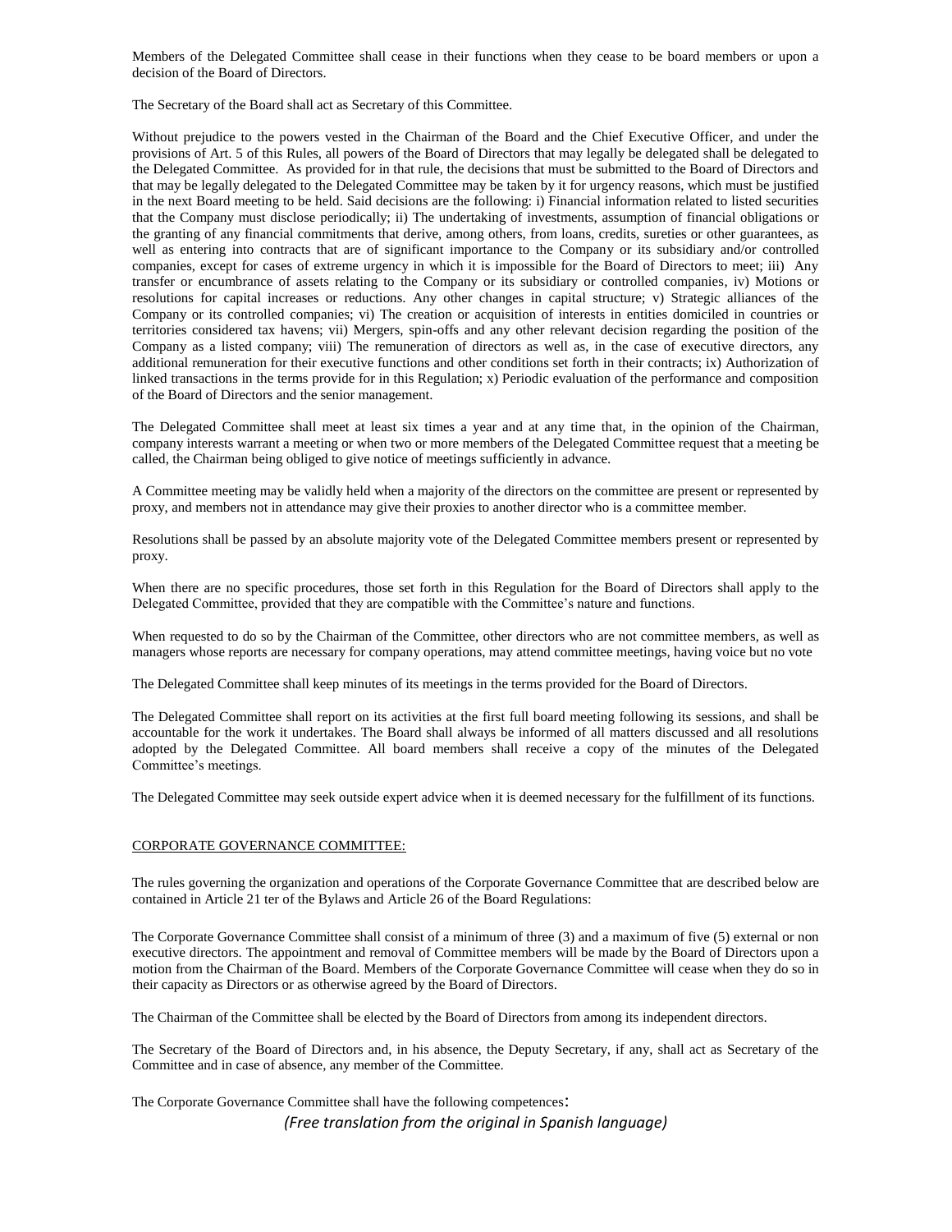Members of the Delegated Committee shall cease in their functions when they cease to be board members or upon a decision of the Board of Directors.

The Secretary of the Board shall act as Secretary of this Committee.

Without prejudice to the powers vested in the Chairman of the Board and the Chief Executive Officer, and under the provisions of Art. 5 of this Rules, all powers of the Board of Directors that may legally be delegated shall be delegated to the Delegated Committee. As provided for in that rule, the decisions that must be submitted to the Board of Directors and that may be legally delegated to the Delegated Committee may be taken by it for urgency reasons, which must be justified in the next Board meeting to be held. Said decisions are the following: i) Financial information related to listed securities that the Company must disclose periodically; ii) The undertaking of investments, assumption of financial obligations or the granting of any financial commitments that derive, among others, from loans, credits, sureties or other guarantees, as well as entering into contracts that are of significant importance to the Company or its subsidiary and/or controlled companies, except for cases of extreme urgency in which it is impossible for the Board of Directors to meet; iii) Any transfer or encumbrance of assets relating to the Company or its subsidiary or controlled companies, iv) Motions or resolutions for capital increases or reductions. Any other changes in capital structure; v) Strategic alliances of the Company or its controlled companies; vi) The creation or acquisition of interests in entities domiciled in countries or territories considered tax havens; vii) Mergers, spin-offs and any other relevant decision regarding the position of the Company as a listed company; viii) The remuneration of directors as well as, in the case of executive directors, any additional remuneration for their executive functions and other conditions set forth in their contracts; ix) Authorization of linked transactions in the terms provide for in this Regulation; x) Periodic evaluation of the performance and composition of the Board of Directors and the senior management.

The Delegated Committee shall meet at least six times a year and at any time that, in the opinion of the Chairman, company interests warrant a meeting or when two or more members of the Delegated Committee request that a meeting be called, the Chairman being obliged to give notice of meetings sufficiently in advance.

A Committee meeting may be validly held when a majority of the directors on the committee are present or represented by proxy, and members not in attendance may give their proxies to another director who is a committee member.

Resolutions shall be passed by an absolute majority vote of the Delegated Committee members present or represented by proxy.

When there are no specific procedures, those set forth in this Regulation for the Board of Directors shall apply to the Delegated Committee, provided that they are compatible with the Committee's nature and functions.

When requested to do so by the Chairman of the Committee, other directors who are not committee members, as well as managers whose reports are necessary for company operations, may attend committee meetings, having voice but no vote

The Delegated Committee shall keep minutes of its meetings in the terms provided for the Board of Directors.

The Delegated Committee shall report on its activities at the first full board meeting following its sessions, and shall be accountable for the work it undertakes. The Board shall always be informed of all matters discussed and all resolutions adopted by the Delegated Committee. All board members shall receive a copy of the minutes of the Delegated Committee's meetings.

The Delegated Committee may seek outside expert advice when it is deemed necessary for the fulfillment of its functions.

CORPORATE GOVERNANCE COMMITTEE:

The rules governing the organization and operations of the Corporate Governance Committee that are described below are contained in Article 21 ter of the Bylaws and Article 26 of the Board Regulations:

The Corporate Governance Committee shall consist of a minimum of three (3) and a maximum of five (5) external or non executive directors. The appointment and removal of Committee members will be made by the Board of Directors upon a motion from the Chairman of the Board. Members of the Corporate Governance Committee will cease when they do so in their capacity as Directors or as otherwise agreed by the Board of Directors.

The Chairman of the Committee shall be elected by the Board of Directors from among its independent directors.

The Secretary of the Board of Directors and, in his absence, the Deputy Secretary, if any, shall act as Secretary of the Committee and in case of absence, any member of the Committee.

The Corporate Governance Committee shall have the following competences:

*(Free translation from the original in Spanish language)*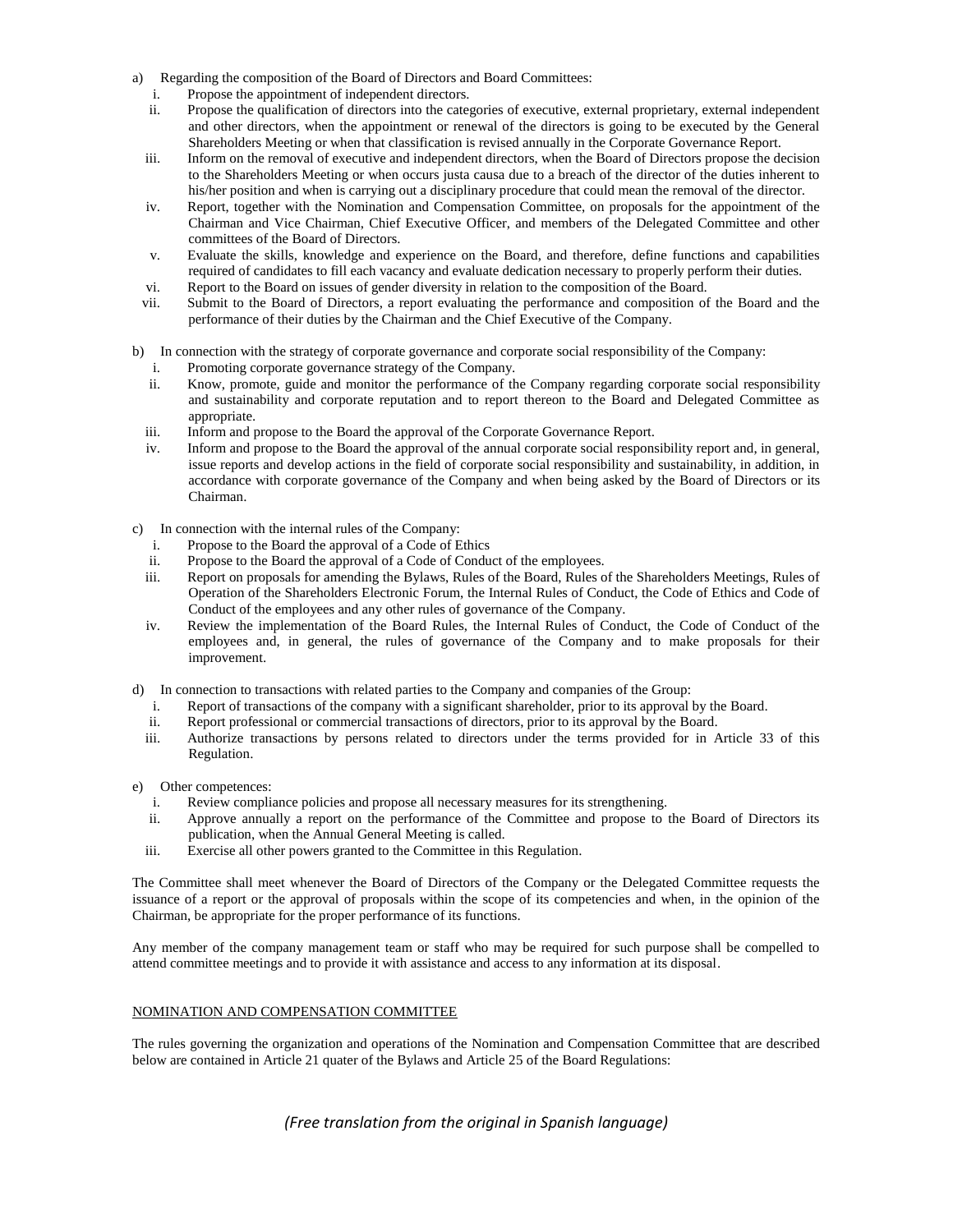a) Regarding the composition of the Board of Directors and Board Committees:
   i. Propose the appointment of independent directors.
   ii. Propose the qualification of directors into the categories of executive, external proprietary, external independent and other directors, when the appointment or renewal of the directors is going to be executed by the General Shareholders Meeting or when that classification is revised annually in the Corporate Governance Report.
   iii. Inform on the removal of executive and independent directors, when the Board of Directors propose the decision to the Shareholders Meeting or when occurs justa causa due to a breach of the director of the duties inherent to his/her position and when is carrying out a disciplinary procedure that could mean the removal of the director.
   iv. Report, together with the Nomination and Compensation Committee, on proposals for the appointment of the Chairman and Vice Chairman, Chief Executive Officer, and members of the Delegated Committee and other committees of the Board of Directors.
   v. Evaluate the skills, knowledge and experience on the Board, and therefore, define functions and capabilities required of candidates to fill each vacancy and evaluate dedication necessary to properly perform their duties.
   vi. Report to the Board on issues of gender diversity in relation to the composition of the Board.
   vii. Submit to the Board of Directors, a report evaluating the performance and composition of the Board and the performance of their duties by the Chairman and the Chief Executive of the Company.

b) In connection with the strategy of corporate governance and corporate social responsibility of the Company:
   i. Promoting corporate governance strategy of the Company.
   ii. Know, promote, guide and monitor the performance of the Company regarding corporate social responsibility and sustainability and corporate reputation and to report thereon to the Board and Delegated Committee as appropriate.
   iii. Inform and propose to the Board the approval of the Corporate Governance Report.
   iv. Inform and propose to the Board the approval of the annual corporate social responsibility report and, in general, issue reports and develop actions in the field of corporate social responsibility and sustainability, in addition, in accordance with corporate governance of the Company and when being asked by the Board of Directors or its Chairman.

c) In connection with the internal rules of the Company:
   i. Propose to the Board the approval of a Code of Ethics
   ii. Propose to the Board the approval of a Code of Conduct of the employees.
   iii. Report on proposals for amending the Bylaws, Rules of the Board, Rules of the Shareholders Meetings, Rules of Operation of the Shareholders Electronic Forum, the Internal Rules of Conduct, the Code of Ethics and Code of Conduct of the employees and any other rules of governance of the Company.
   iv. Review the implementation of the Board Rules, the Internal Rules of Conduct, the Code of Conduct of the employees and, in general, the rules of governance of the Company and to make proposals for their improvement.

d) In connection to transactions with related parties to the Company and companies of the Group:
   i. Report of transactions of the company with a significant shareholder, prior to its approval by the Board.
   ii. Report professional or commercial transactions of directors, prior to its approval by the Board.
   iii. Authorize transactions by persons related to directors under the terms provided for in Article 33 of this Regulation.

e) Other competences:
   i. Review compliance policies and propose all necessary measures for its strengthening.
   ii. Approve annually a report on the performance of the Committee and propose to the Board of Directors its publication, when the Annual General Meeting is called.
   iii. Exercise all other powers granted to the Committee in this Regulation.

The Committee shall meet whenever the Board of Directors of the Company or the Delegated Committee requests the issuance of a report or the approval of proposals within the scope of its competencies and when, in the opinion of the Chairman, be appropriate for the proper performance of its functions.

Any member of the company management team or staff who may be required for such purpose shall be compelled to attend committee meetings and to provide it with assistance and access to any information at its disposal.

NOMINATION AND COMPENSATION COMMITTEE

The rules governing the organization and operations of the Nomination and Compensation Committee that are described below are contained in Article 21 quater of the Bylaws and Article 25 of the Board Regulations: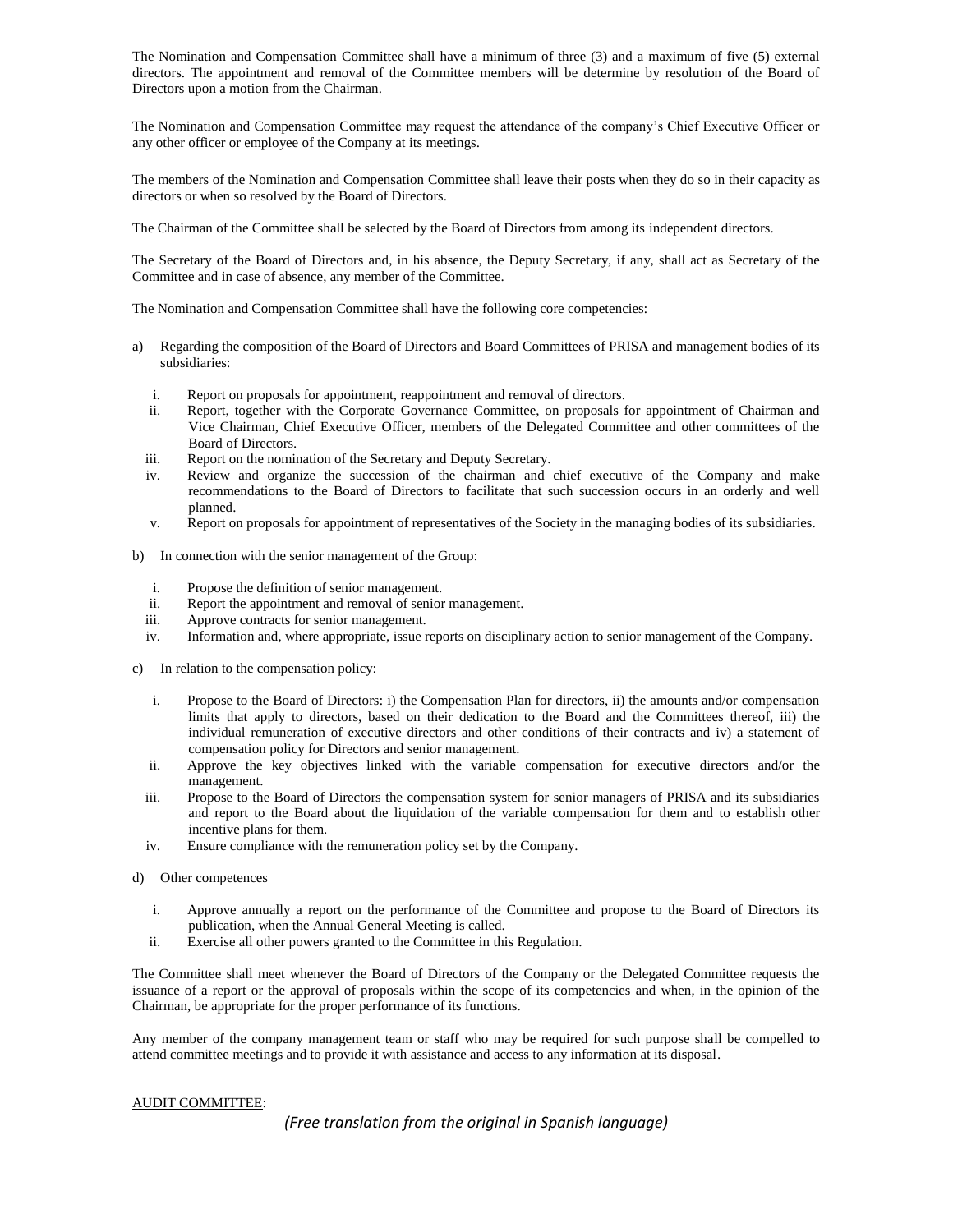The Nomination and Compensation Committee shall have a minimum of three (3) and a maximum of five (5) external directors. The appointment and removal of the Committee members will be determine by resolution of the Board of Directors upon a motion from the Chairman.

The Nomination and Compensation Committee may request the attendance of the company's Chief Executive Officer or any other officer or employee of the Company at its meetings.

The members of the Nomination and Compensation Committee shall leave their posts when they do so in their capacity as directors or when so resolved by the Board of Directors.

The Chairman of the Committee shall be selected by the Board of Directors from among its independent directors.

The Secretary of the Board of Directors and, in his absence, the Deputy Secretary, if any, shall act as Secretary of the Committee and in case of absence, any member of the Committee.

The Nomination and Compensation Committee shall have the following core competencies:

a) Regarding the composition of the Board of Directors and Board Committees of PRISA and management bodies of its subsidiaries:

   i. Report on proposals for appointment, reappointment and removal of directors.
   ii. Report, together with the Corporate Governance Committee, on proposals for appointment of Chairman and Vice Chairman, Chief Executive Officer, members of the Delegated Committee and other committees of the Board of Directors.
   iii. Report on the nomination of the Secretary and Deputy Secretary.
   iv. Review and organize the succession of the chairman and chief executive of the Company and make recommendations to the Board of Directors to facilitate that such succession occurs in an orderly and well planned.
   v. Report on proposals for appointment of representatives of the Society in the managing bodies of its subsidiaries.

b) In connection with the senior management of the Group:

   i. Propose the definition of senior management.
   ii. Report the appointment and removal of senior management.
   iii. Approve contracts for senior management.
   iv. Information and, where appropriate, issue reports on disciplinary action to senior management of the Company.

c) In relation to the compensation policy:

   i. Propose to the Board of Directors: i) the Compensation Plan for directors, ii) the amounts and/or compensation limits that apply to directors, based on their dedication to the Board and the Committees thereof, iii) the individual remuneration of executive directors and other conditions of their contracts and iv) a statement of compensation policy for Directors and senior management.
   ii. Approve the key objectives linked with the variable compensation for executive directors and/or the management.
   iii. Propose to the Board of Directors the compensation system for senior managers of PRISA and its subsidiaries and report to the Board about the liquidation of the variable compensation for them and to establish other incentive plans for them.
   iv. Ensure compliance with the remuneration policy set by the Company.

d) Other competences

   i. Approve annually a report on the performance of the Committee and propose to the Board of Directors its publication, when the Annual General Meeting is called.
   ii. Exercise all other powers granted to the Committee in this Regulation.

The Committee shall meet whenever the Board of Directors of the Company or the Delegated Committee requests the issuance of a report or the approval of proposals within the scope of its competencies and when, in the opinion of the Chairman, be appropriate for the proper performance of its functions.

Any member of the company management team or staff who may be required for such purpose shall be compelled to attend committee meetings and to provide it with assistance and access to any information at its disposal.

AUDIT COMMITTEE:

*(Free translation from the original in Spanish language)*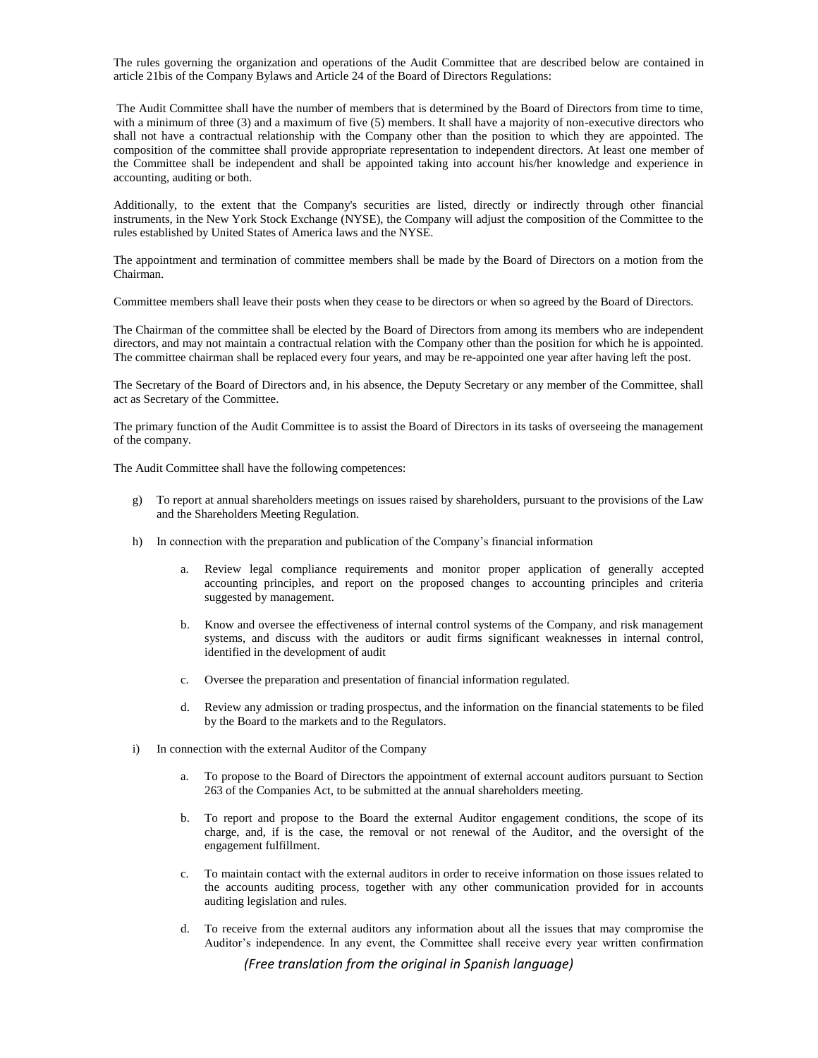The rules governing the organization and operations of the Audit Committee that are described below are contained in article 21bis of the Company Bylaws and Article 24 of the Board of Directors Regulations:

The Audit Committee shall have the number of members that is determined by the Board of Directors from time to time, with a minimum of three (3) and a maximum of five (5) members. It shall have a majority of non-executive directors who shall not have a contractual relationship with the Company other than the position to which they are appointed. The composition of the committee shall provide appropriate representation to independent directors. At least one member of the Committee shall be independent and shall be appointed taking into account his/her knowledge and experience in accounting, auditing or both.

Additionally, to the extent that the Company's securities are listed, directly or indirectly through other financial instruments, in the New York Stock Exchange (NYSE), the Company will adjust the composition of the Committee to the rules established by United States of America laws and the NYSE.

The appointment and termination of committee members shall be made by the Board of Directors on a motion from the Chairman.

Committee members shall leave their posts when they cease to be directors or when so agreed by the Board of Directors.

The Chairman of the committee shall be elected by the Board of Directors from among its members who are independent directors, and may not maintain a contractual relation with the Company other than the position for which he is appointed. The committee chairman shall be replaced every four years, and may be re-appointed one year after having left the post.

The Secretary of the Board of Directors and, in his absence, the Deputy Secretary or any member of the Committee, shall act as Secretary of the Committee.

The primary function of the Audit Committee is to assist the Board of Directors in its tasks of overseeing the management of the company.

The Audit Committee shall have the following competences:

g) To report at annual shareholders meetings on issues raised by shareholders, pursuant to the provisions of the Law and the Shareholders Meeting Regulation.

h) In connection with the preparation and publication of the Company's financial information

   a. Review legal compliance requirements and monitor proper application of generally accepted accounting principles, and report on the proposed changes to accounting principles and criteria suggested by management.

   b. Know and oversee the effectiveness of internal control systems of the Company, and risk management systems, and discuss with the auditors or audit firms significant weaknesses in internal control, identified in the development of audit

   c. Oversee the preparation and presentation of financial information regulated.

   d. Review any admission or trading prospectus, and the information on the financial statements to be filed by the Board to the markets and to the Regulators.

i) In connection with the external Auditor of the Company

   a. To propose to the Board of Directors the appointment of external account auditors pursuant to Section 263 of the Companies Act, to be submitted at the annual shareholders meeting.

   b. To report and propose to the Board the external Auditor engagement conditions, the scope of its charge, and, if is the case, the removal or not renewal of the Auditor, and the oversight of the engagement fulfillment.

   c. To maintain contact with the external auditors in order to receive information on those issues related to the accounts auditing process, together with any other communication provided for in accounts auditing legislation and rules.

   d. To receive from the external auditors any information about all the issues that may compromise the Auditor's independence. In any event, the Committee shall receive every year written confirmation

*(Free translation from the original in Spanish language)*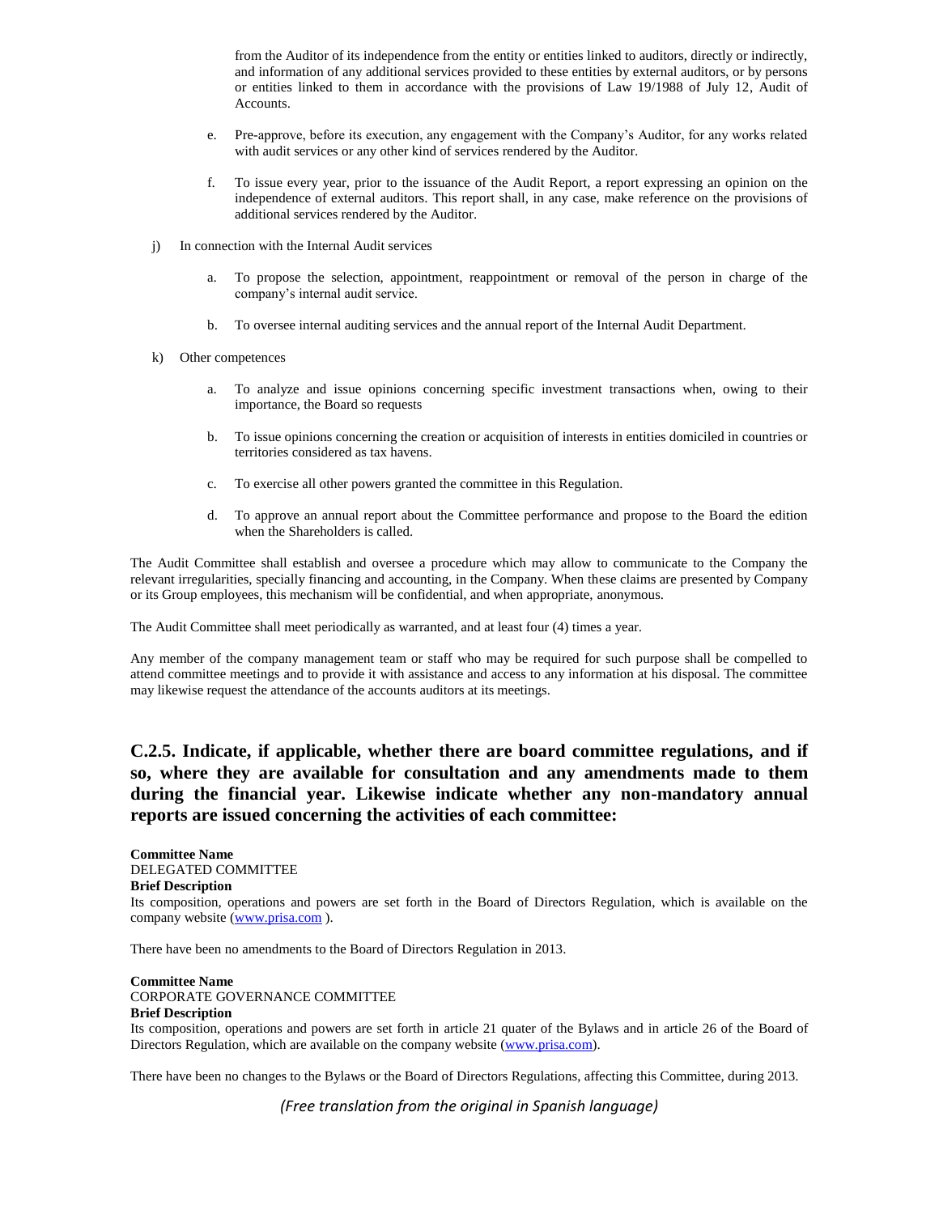from the Auditor of its independence from the entity or entities linked to auditors, directly or indirectly, and information of any additional services provided to these entities by external auditors, or by persons or entities linked to them in accordance with the provisions of Law 19/1988 of July 12, Audit of Accounts.

e. Pre-approve, before its execution, any engagement with the Company's Auditor, for any works related with audit services or any other kind of services rendered by the Auditor.

f. To issue every year, prior to the issuance of the Audit Report, a report expressing an opinion on the independence of external auditors. This report shall, in any case, make reference on the provisions of additional services rendered by the Auditor.

j) In connection with the Internal Audit services

a. To propose the selection, appointment, reappointment or removal of the person in charge of the company's internal audit service.

b. To oversee internal auditing services and the annual report of the Internal Audit Department.

k) Other competences

a. To analyze and issue opinions concerning specific investment transactions when, owing to their importance, the Board so requests

b. To issue opinions concerning the creation or acquisition of interests in entities domiciled in countries or territories considered as tax havens.

c. To exercise all other powers granted the committee in this Regulation.

d. To approve an annual report about the Committee performance and propose to the Board the edition when the Shareholders is called.

The Audit Committee shall establish and oversee a procedure which may allow to communicate to the Company the relevant irregularities, specially financing and accounting, in the Company. When these claims are presented by Company or its Group employees, this mechanism will be confidential, and when appropriate, anonymous.

The Audit Committee shall meet periodically as warranted, and at least four (4) times a year.

Any member of the company management team or staff who may be required for such purpose shall be compelled to attend committee meetings and to provide it with assistance and access to any information at his disposal. The committee may likewise request the attendance of the accounts auditors at its meetings.

## C.2.5. Indicate, if applicable, whether there are board committee regulations, and if so, where they are available for consultation and any amendments made to them during the financial year. Likewise indicate whether any non-mandatory annual reports are issued concerning the activities of each committee:

**Committee Name**
DELEGATED COMMITTEE
**Brief Description**
Its composition, operations and powers are set forth in the Board of Directors Regulation, which is available on the company website (www.prisa.com ).

There have been no amendments to the Board of Directors Regulation in 2013.

**Committee Name**
CORPORATE GOVERNANCE COMMITTEE
**Brief Description**
Its composition, operations and powers are set forth in article 21 quater of the Bylaws and in article 26 of the Board of Directors Regulation, which are available on the company website (www.prisa.com).

There have been no changes to the Bylaws or the Board of Directors Regulations, affecting this Committee, during 2013.

*(Free translation from the original in Spanish language)*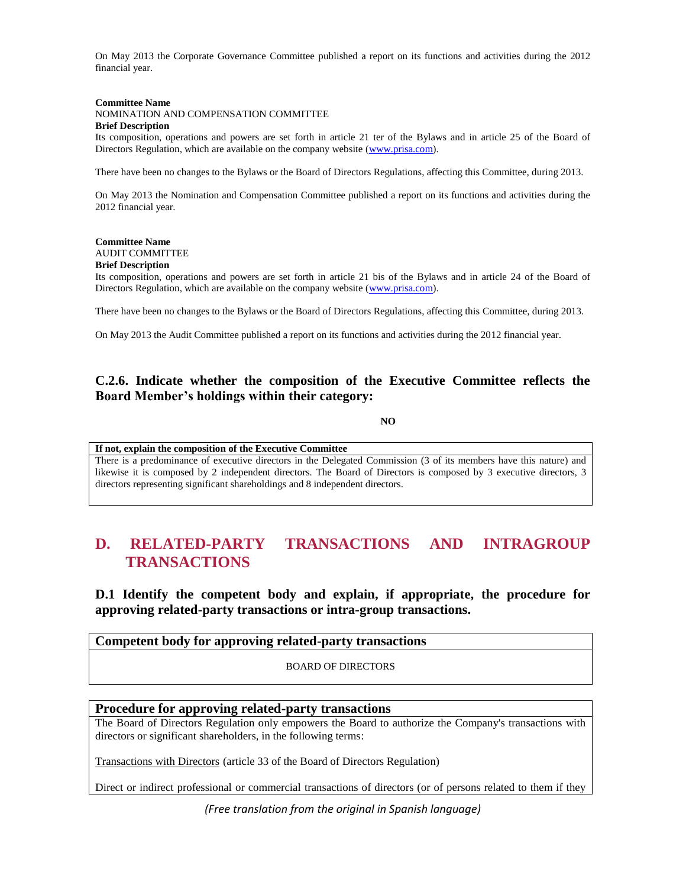On May 2013 the Corporate Governance Committee published a report on its functions and activities during the 2012 financial year.

**Committee Name**
NOMINATION AND COMPENSATION COMMITTEE
**Brief Description**
Its composition, operations and powers are set forth in article 21 ter of the Bylaws and in article 25 of the Board of Directors Regulation, which are available on the company website (www.prisa.com).

There have been no changes to the Bylaws or the Board of Directors Regulations, affecting this Committee, during 2013.

On May 2013 the Nomination and Compensation Committee published a report on its functions and activities during the 2012 financial year.

**Committee Name**
AUDIT COMMITTEE
**Brief Description**
Its composition, operations and powers are set forth in article 21 bis of the Bylaws and in article 24 of the Board of Directors Regulation, which are available on the company website (www.prisa.com).

There have been no changes to the Bylaws or the Board of Directors Regulations, affecting this Committee, during 2013.

On May 2013 the Audit Committee published a report on its functions and activities during the 2012 financial year.

### C.2.6. Indicate whether the composition of the Executive Committee reflects the Board Member's holdings within their category:

**NO**

| If not, explain the composition of the Executive Committee |
|---|
| There is a predominance of executive directors in the Delegated Commission (3 of its members have this nature) and likewise it is composed by 2 independent directors. The Board of Directors is composed by 3 executive directors, 3 directors representing significant shareholdings and 8 independent directors. |

## D. RELATED-PARTY TRANSACTIONS AND INTRAGROUP TRANSACTIONS

### D.1 Identify the competent body and explain, if appropriate, the procedure for approving related-party transactions or intra-group transactions.

| Competent body for approving related-party transactions |
|---|
| BOARD OF DIRECTORS |

| Procedure for approving related-party transactions |
|---|
| The Board of Directors Regulation only empowers the Board to authorize the Company's transactions with directors or significant shareholders, in the following terms:<br><br>Transactions with Directors (article 33 of the Board of Directors Regulation)<br><br>Direct or indirect professional or commercial transactions of directors (or of persons related to them if they |

*(Free translation from the original in Spanish language)*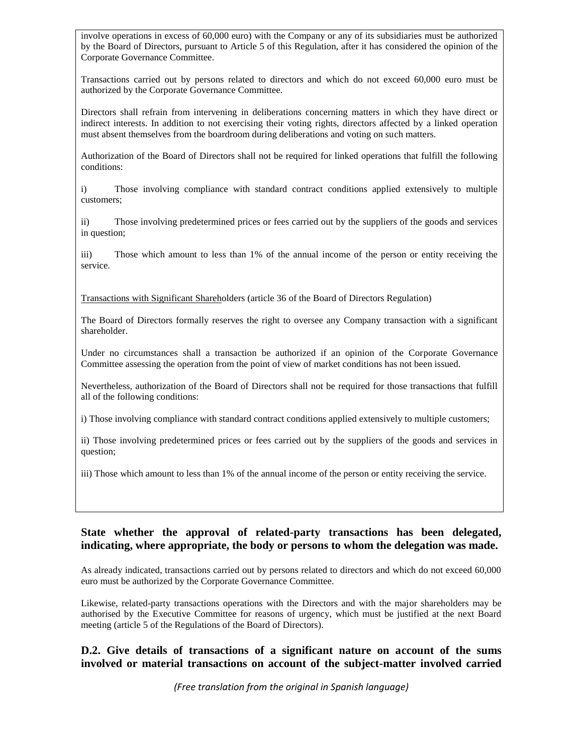involve operations in excess of 60,000 euro) with the Company or any of its subsidiaries must be authorized by the Board of Directors, pursuant to Article 5 of this Regulation, after it has considered the opinion of the Corporate Governance Committee.

Transactions carried out by persons related to directors and which do not exceed 60,000 euro must be authorized by the Corporate Governance Committee.

Directors shall refrain from intervening in deliberations concerning matters in which they have direct or indirect interests. In addition to not exercising their voting rights, directors affected by a linked operation must absent themselves from the boardroom during deliberations and voting on such matters.

Authorization of the Board of Directors shall not be required for linked operations that fulfill the following conditions:

i) Those involving compliance with standard contract conditions applied extensively to multiple customers;

ii) Those involving predetermined prices or fees carried out by the suppliers of the goods and services in question;

iii) Those which amount to less than 1% of the annual income of the person or entity receiving the service.

Transactions with Significant Shareholders (article 36 of the Board of Directors Regulation)

The Board of Directors formally reserves the right to oversee any Company transaction with a significant shareholder.

Under no circumstances shall a transaction be authorized if an opinion of the Corporate Governance Committee assessing the operation from the point of view of market conditions has not been issued.

Nevertheless, authorization of the Board of Directors shall not be required for those transactions that fulfill all of the following conditions:

i) Those involving compliance with standard contract conditions applied extensively to multiple customers;

ii) Those involving predetermined prices or fees carried out by the suppliers of the goods and services in question;

iii) Those which amount to less than 1% of the annual income of the person or entity receiving the service.

**State whether the approval of related-party transactions has been delegated, indicating, where appropriate, the body or persons to whom the delegation was made.**

As already indicated, transactions carried out by persons related to directors and which do not exceed 60,000 euro must be authorized by the Corporate Governance Committee.

Likewise, related-party transactions operations with the Directors and with the major shareholders may be authorised by the Executive Committee for reasons of urgency, which must be justified at the next Board meeting (article 5 of the Regulations of the Board of Directors).

**D.2. Give details of transactions of a significant nature on account of the sums involved or material transactions on account of the subject-matter involved carried**

*(Free translation from the original in Spanish language)*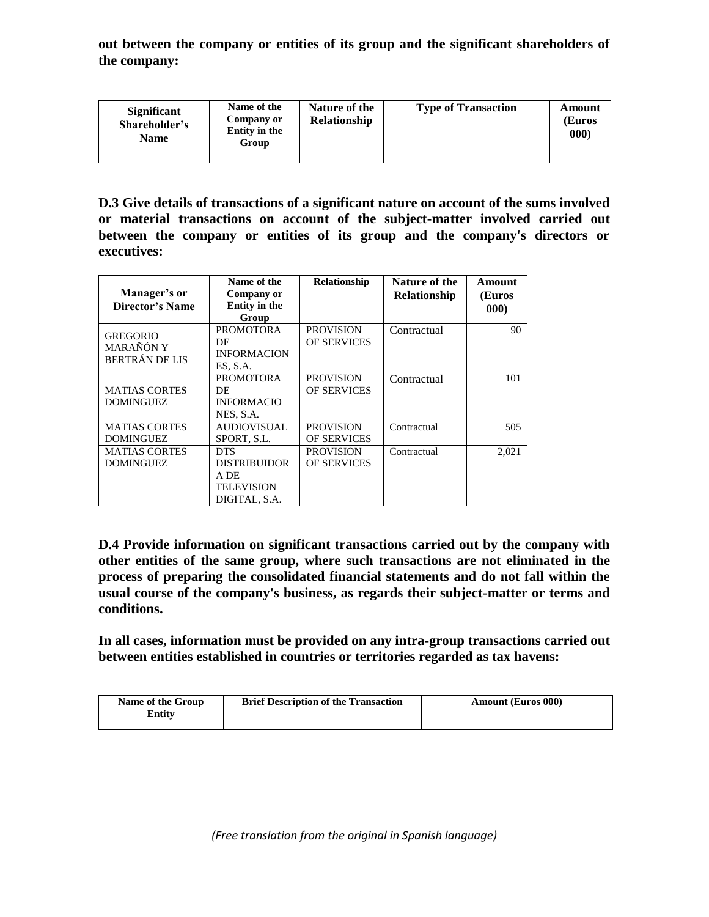**out between the company or entities of its group and the significant shareholders of the company:**

| Significant Shareholder's Name | Name of the Company or Entity in the Group | Nature of the Relationship | Type of Transaction | Amount (Euros 000) |
|---|---|---|---|---|
| | | | | |

**D.3 Give details of transactions of a significant nature on account of the sums involved or material transactions on account of the subject-matter involved carried out between the company or entities of its group and the company's directors or executives:**

| Manager's or Director's Name | Name of the Company or Entity in the Group | Relationship | Nature of the Relationship | Amount (Euros 000) |
|---|---|---|---|---|
| GREGORIO MARAÑÓN Y BERTRÁN DE LIS | PROMOTORA DE INFORMACIONES, S.A. | PROVISION OF SERVICES | Contractual | 90 |
| MATIAS CORTES DOMINGUEZ | PROMOTORA DE INFORMACIONES, S.A. | PROVISION OF SERVICES | Contractual | 101 |
| MATIAS CORTES DOMINGUEZ | AUDIOVISUAL SPORT, S.L. | PROVISION OF SERVICES | Contractual | 505 |
| MATIAS CORTES DOMINGUEZ | DTS DISTRIBUIDORA DE TELEVISION DIGITAL, S.A. | PROVISION OF SERVICES | Contractual | 2,021 |

**D.4 Provide information on significant transactions carried out by the company with other entities of the same group, where such transactions are not eliminated in the process of preparing the consolidated financial statements and do not fall within the usual course of the company's business, as regards their subject-matter or terms and conditions.**

**In all cases, information must be provided on any intra-group transactions carried out between entities established in countries or territories regarded as tax havens:**

| Name of the Group Entity | Brief Description of the Transaction | Amount (Euros 000) |
|---|---|---|

*(Free translation from the original in Spanish language)*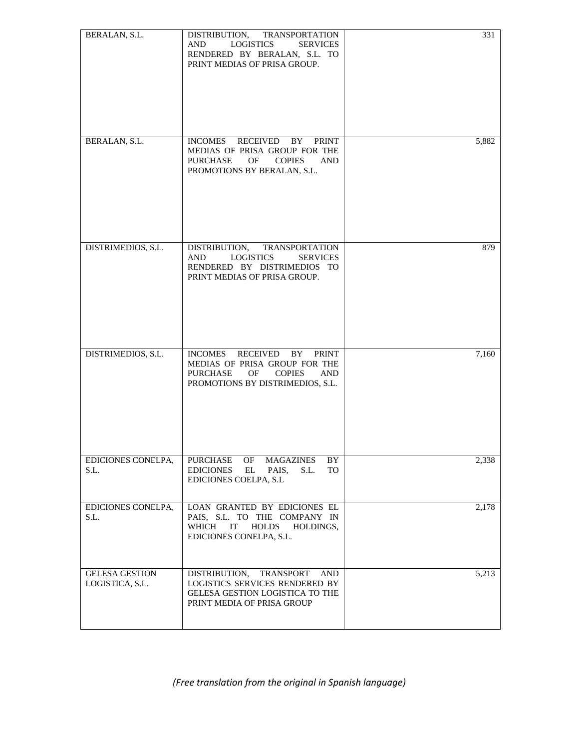| | | |
|---|---|---|
| BERALAN, S.L. | DISTRIBUTION, TRANSPORTATION AND LOGISTICS SERVICES RENDERED BY BERALAN, S.L. TO PRINT MEDIAS OF PRISA GROUP. | 331 |
| BERALAN, S.L. | INCOMES RECEIVED BY PRINT MEDIAS OF PRISA GROUP FOR THE PURCHASE OF COPIES AND PROMOTIONS BY BERALAN, S.L. | 5,882 |
| DISTRIMEDIOS, S.L. | DISTRIBUTION, TRANSPORTATION AND LOGISTICS SERVICES RENDERED BY DISTRIMEDIOS TO PRINT MEDIAS OF PRISA GROUP. | 879 |
| DISTRIMEDIOS, S.L. | INCOMES RECEIVED BY PRINT MEDIAS OF PRISA GROUP FOR THE PURCHASE OF COPIES AND PROMOTIONS BY DISTRIMEDIOS, S.L. | 7,160 |
| EDICIONES CONELPA, S.L. | PURCHASE OF MAGAZINES BY EDICIONES EL PAIS, S.L. TO EDICIONES COELPA, S.L | 2,338 |
| EDICIONES CONELPA, S.L. | LOAN GRANTED BY EDICIONES EL PAIS, S.L. TO THE COMPANY IN WHICH IT HOLDS HOLDINGS, EDICIONES CONELPA, S.L. | 2,178 |
| GELESA GESTION LOGISTICA, S.L. | DISTRIBUTION, TRANSPORT AND LOGISTICS SERVICES RENDERED BY GELESA GESTION LOGISTICA TO THE PRINT MEDIA OF PRISA GROUP | 5,213 |

*(Free translation from the original in Spanish language)*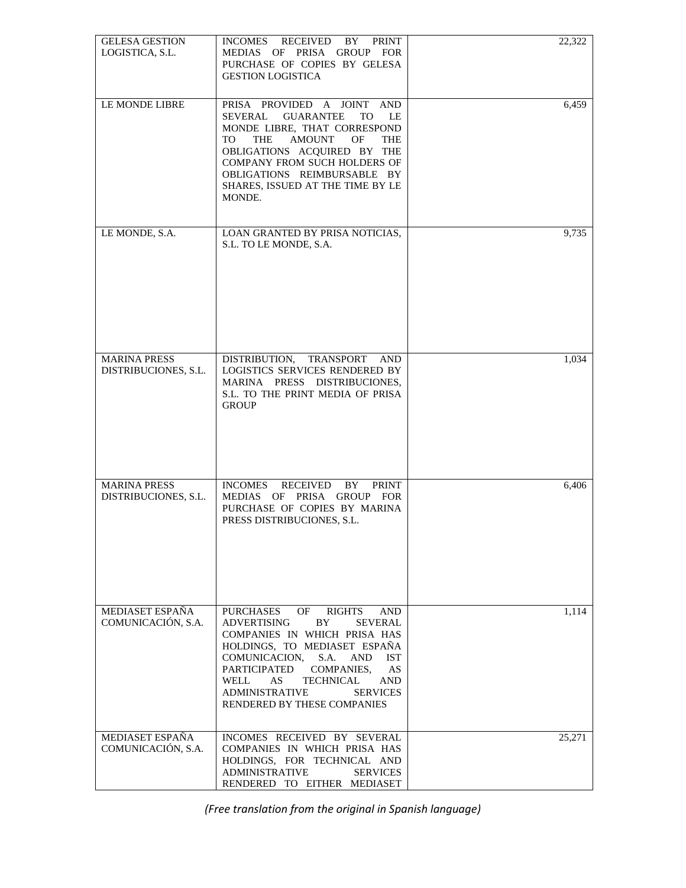| | | |
|---|---|---|
| GELESA GESTION LOGISTICA, S.L. | INCOMES RECEIVED BY PRINT MEDIAS OF PRISA GROUP FOR PURCHASE OF COPIES BY GELESA GESTION LOGISTICA | 22,322 |
| LE MONDE LIBRE | PRISA PROVIDED A JOINT AND SEVERAL GUARANTEE TO LE MONDE LIBRE, THAT CORRESPOND TO THE AMOUNT OF THE OBLIGATIONS ACQUIRED BY THE COMPANY FROM SUCH HOLDERS OF OBLIGATIONS REIMBURSABLE BY SHARES, ISSUED AT THE TIME BY LE MONDE. | 6,459 |
| LE MONDE, S.A. | LOAN GRANTED BY PRISA NOTICIAS, S.L. TO LE MONDE, S.A. | 9,735 |
| MARINA PRESS DISTRIBUCIONES, S.L. | DISTRIBUTION, TRANSPORT AND LOGISTICS SERVICES RENDERED BY MARINA PRESS DISTRIBUCIONES, S.L. TO THE PRINT MEDIA OF PRISA GROUP | 1,034 |
| MARINA PRESS DISTRIBUCIONES, S.L. | INCOMES RECEIVED BY PRINT MEDIAS OF PRISA GROUP FOR PURCHASE OF COPIES BY MARINA PRESS DISTRIBUCIONES, S.L. | 6,406 |
| MEDIASET ESPAÑA COMUNICACIÓN, S.A. | PURCHASES OF RIGHTS AND ADVERTISING BY SEVERAL COMPANIES IN WHICH PRISA HAS HOLDINGS, TO MEDIASET ESPAÑA COMUNICACION, S.A. AND IST PARTICIPATED COMPANIES, AS WELL AS TECHNICAL AND ADMINISTRATIVE SERVICES RENDERED BY THESE COMPANIES | 1,114 |
| MEDIASET ESPAÑA COMUNICACIÓN, S.A. | INCOMES RECEIVED BY SEVERAL COMPANIES IN WHICH PRISA HAS HOLDINGS, FOR TECHNICAL AND ADMINISTRATIVE SERVICES RENDERED TO EITHER MEDIASET | 25,271 |

*(Free translation from the original in Spanish language)*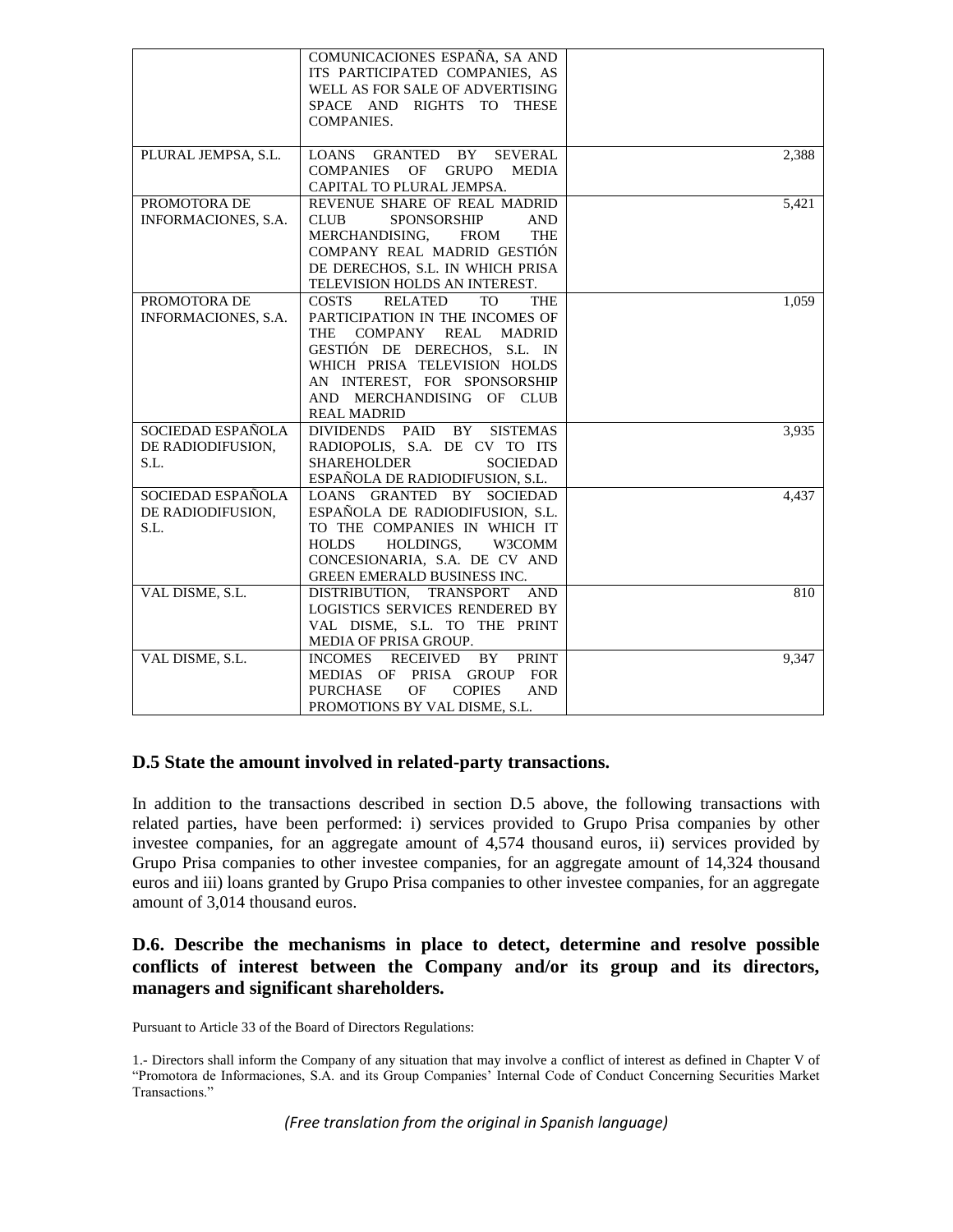|  | COMUNICACIONES ESPAÑA, SA AND ITS PARTICIPATED COMPANIES, AS WELL AS FOR SALE OF ADVERTISING SPACE AND RIGHTS TO THESE COMPANIES. |  |
|---|---|---|
| PLURAL JEMPSA, S.L. | LOANS GRANTED BY SEVERAL COMPANIES OF GRUPO MEDIA CAPITAL TO PLURAL JEMPSA. | 2,388 |
| PROMOTORA DE INFORMACIONES, S.A. | REVENUE SHARE OF REAL MADRID CLUB SPONSORSHIP AND MERCHANDISING, FROM THE COMPANY REAL MADRID GESTIÓN DE DERECHOS, S.L. IN WHICH PRISA TELEVISION HOLDS AN INTEREST. | 5,421 |
| PROMOTORA DE INFORMACIONES, S.A. | COSTS RELATED TO THE PARTICIPATION IN THE INCOMES OF THE COMPANY REAL MADRID GESTIÓN DE DERECHOS, S.L. IN WHICH PRISA TELEVISION HOLDS AN INTEREST, FOR SPONSORSHIP AND MERCHANDISING OF CLUB REAL MADRID | 1,059 |
| SOCIEDAD ESPAÑOLA DE RADIODIFUSION, S.L. | DIVIDENDS PAID BY SISTEMAS RADIOPOLIS, S.A. DE CV TO ITS SHAREHOLDER SOCIEDAD ESPAÑOLA DE RADIODIFUSION, S.L. | 3,935 |
| SOCIEDAD ESPAÑOLA DE RADIODIFUSION, S.L. | LOANS GRANTED BY SOCIEDAD ESPAÑOLA DE RADIODIFUSION, S.L. TO THE COMPANIES IN WHICH IT HOLDS HOLDINGS, W3COMM CONCESIONARIA, S.A. DE CV AND GREEN EMERALD BUSINESS INC. | 4,437 |
| VAL DISME, S.L. | DISTRIBUTION, TRANSPORT AND LOGISTICS SERVICES RENDERED BY VAL DISME, S.L. TO THE PRINT MEDIA OF PRISA GROUP. | 810 |
| VAL DISME, S.L. | INCOMES RECEIVED BY PRINT MEDIAS OF PRISA GROUP FOR PURCHASE OF COPIES AND PROMOTIONS BY VAL DISME, S.L. | 9,347 |

## D.5 State the amount involved in related-party transactions.

In addition to the transactions described in section D.5 above, the following transactions with related parties, have been performed: i) services provided to Grupo Prisa companies by other investee companies, for an aggregate amount of 4,574 thousand euros, ii) services provided by Grupo Prisa companies to other investee companies, for an aggregate amount of 14,324 thousand euros and iii) loans granted by Grupo Prisa companies to other investee companies, for an aggregate amount of 3,014 thousand euros.

## D.6. Describe the mechanisms in place to detect, determine and resolve possible conflicts of interest between the Company and/or its group and its directors, managers and significant shareholders.

Pursuant to Article 33 of the Board of Directors Regulations:

1.- Directors shall inform the Company of any situation that may involve a conflict of interest as defined in Chapter V of "Promotora de Informaciones, S.A. and its Group Companies' Internal Code of Conduct Concerning Securities Market Transactions."

*(Free translation from the original in Spanish language)*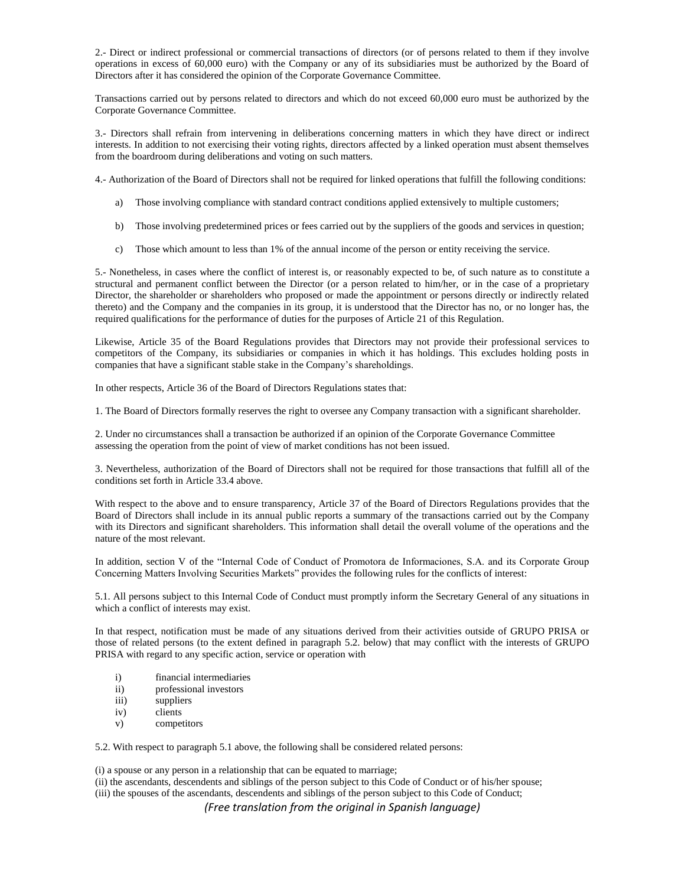2.- Direct or indirect professional or commercial transactions of directors (or of persons related to them if they involve operations in excess of 60,000 euro) with the Company or any of its subsidiaries must be authorized by the Board of Directors after it has considered the opinion of the Corporate Governance Committee.

Transactions carried out by persons related to directors and which do not exceed 60,000 euro must be authorized by the Corporate Governance Committee.

3.- Directors shall refrain from intervening in deliberations concerning matters in which they have direct or indirect interests. In addition to not exercising their voting rights, directors affected by a linked operation must absent themselves from the boardroom during deliberations and voting on such matters.

4.- Authorization of the Board of Directors shall not be required for linked operations that fulfill the following conditions:

a) Those involving compliance with standard contract conditions applied extensively to multiple customers;

b) Those involving predetermined prices or fees carried out by the suppliers of the goods and services in question;

c) Those which amount to less than 1% of the annual income of the person or entity receiving the service.

5.- Nonetheless, in cases where the conflict of interest is, or reasonably expected to be, of such nature as to constitute a structural and permanent conflict between the Director (or a person related to him/her, or in the case of a proprietary Director, the shareholder or shareholders who proposed or made the appointment or persons directly or indirectly related thereto) and the Company and the companies in its group, it is understood that the Director has no, or no longer has, the required qualifications for the performance of duties for the purposes of Article 21 of this Regulation.

Likewise, Article 35 of the Board Regulations provides that Directors may not provide their professional services to competitors of the Company, its subsidiaries or companies in which it has holdings. This excludes holding posts in companies that have a significant stable stake in the Company's shareholdings.

In other respects, Article 36 of the Board of Directors Regulations states that:

1. The Board of Directors formally reserves the right to oversee any Company transaction with a significant shareholder.

2. Under no circumstances shall a transaction be authorized if an opinion of the Corporate Governance Committee assessing the operation from the point of view of market conditions has not been issued.

3. Nevertheless, authorization of the Board of Directors shall not be required for those transactions that fulfill all of the conditions set forth in Article 33.4 above.

With respect to the above and to ensure transparency, Article 37 of the Board of Directors Regulations provides that the Board of Directors shall include in its annual public reports a summary of the transactions carried out by the Company with its Directors and significant shareholders. This information shall detail the overall volume of the operations and the nature of the most relevant.

In addition, section V of the "Internal Code of Conduct of Promotora de Informaciones, S.A. and its Corporate Group Concerning Matters Involving Securities Markets" provides the following rules for the conflicts of interest:

5.1. All persons subject to this Internal Code of Conduct must promptly inform the Secretary General of any situations in which a conflict of interests may exist.

In that respect, notification must be made of any situations derived from their activities outside of GRUPO PRISA or those of related persons (to the extent defined in paragraph 5.2. below) that may conflict with the interests of GRUPO PRISA with regard to any specific action, service or operation with

i) financial intermediaries
ii) professional investors
iii) suppliers
iv) clients
v) competitors

5.2. With respect to paragraph 5.1 above, the following shall be considered related persons:

(i) a spouse or any person in a relationship that can be equated to marriage;
(ii) the ascendants, descendents and siblings of the person subject to this Code of Conduct or of his/her spouse;
(iii) the spouses of the ascendants, descendents and siblings of the person subject to this Code of Conduct;

*(Free translation from the original in Spanish language)*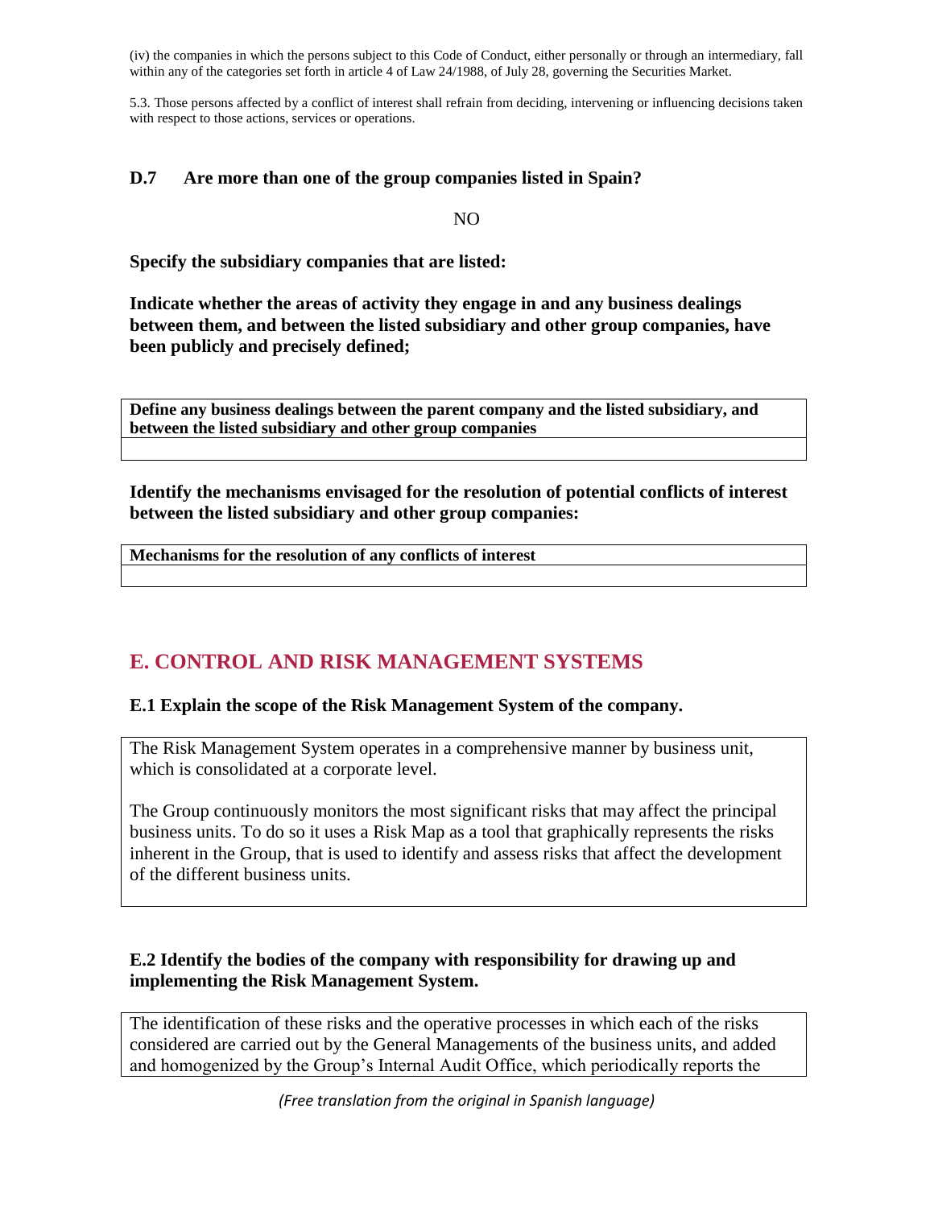(iv) the companies in which the persons subject to this Code of Conduct, either personally or through an intermediary, fall within any of the categories set forth in article 4 of Law 24/1988, of July 28, governing the Securities Market.

5.3. Those persons affected by a conflict of interest shall refrain from deciding, intervening or influencing decisions taken with respect to those actions, services or operations.

### D.7 Are more than one of the group companies listed in Spain?

NO

**Specify the subsidiary companies that are listed:**

**Indicate whether the areas of activity they engage in and any business dealings between them, and between the listed subsidiary and other group companies, have been publicly and precisely defined;**

| Define any business dealings between the parent company and the listed subsidiary, and between the listed subsidiary and other group companies |
| --- |
| |

**Identify the mechanisms envisaged for the resolution of potential conflicts of interest between the listed subsidiary and other group companies:**

| Mechanisms for the resolution of any conflicts of interest |
| --- |
| |

## E. CONTROL AND RISK MANAGEMENT SYSTEMS

### E.1 Explain the scope of the Risk Management System of the company.

The Risk Management System operates in a comprehensive manner by business unit, which is consolidated at a corporate level.

The Group continuously monitors the most significant risks that may affect the principal business units. To do so it uses a Risk Map as a tool that graphically represents the risks inherent in the Group, that is used to identify and assess risks that affect the development of the different business units.

### E.2 Identify the bodies of the company with responsibility for drawing up and implementing the Risk Management System.

The identification of these risks and the operative processes in which each of the risks considered are carried out by the General Managements of the business units, and added and homogenized by the Group's Internal Audit Office, which periodically reports the

*(Free translation from the original in Spanish language)*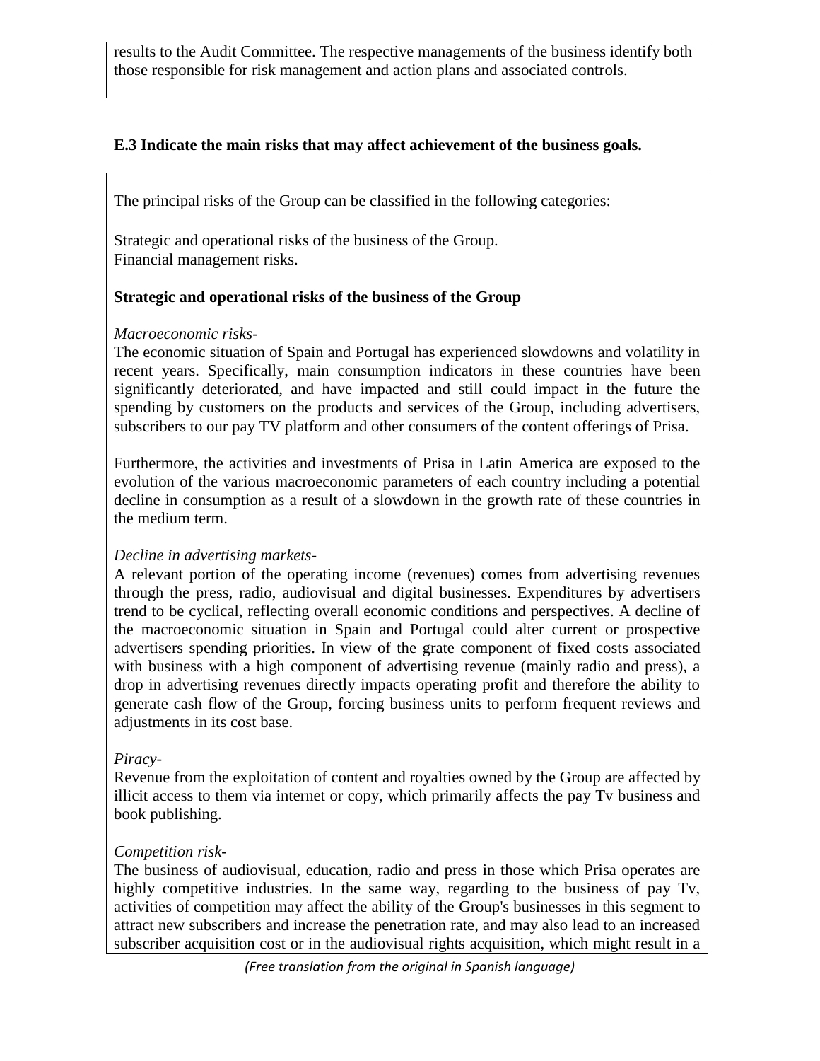results to the Audit Committee. The respective managements of the business identify both those responsible for risk management and action plans and associated controls.

**E.3 Indicate the main risks that may affect achievement of the business goals.**

The principal risks of the Group can be classified in the following categories:

Strategic and operational risks of the business of the Group.
Financial management risks.

**Strategic and operational risks of the business of the Group**

*Macroeconomic risks-*
The economic situation of Spain and Portugal has experienced slowdowns and volatility in recent years. Specifically, main consumption indicators in these countries have been significantly deteriorated, and have impacted and still could impact in the future the spending by customers on the products and services of the Group, including advertisers, subscribers to our pay TV platform and other consumers of the content offerings of Prisa.

Furthermore, the activities and investments of Prisa in Latin America are exposed to the evolution of the various macroeconomic parameters of each country including a potential decline in consumption as a result of a slowdown in the growth rate of these countries in the medium term.

*Decline in advertising markets-*
A relevant portion of the operating income (revenues) comes from advertising revenues through the press, radio, audiovisual and digital businesses. Expenditures by advertisers trend to be cyclical, reflecting overall economic conditions and perspectives. A decline of the macroeconomic situation in Spain and Portugal could alter current or prospective advertisers spending priorities. In view of the grate component of fixed costs associated with business with a high component of advertising revenue (mainly radio and press), a drop in advertising revenues directly impacts operating profit and therefore the ability to generate cash flow of the Group, forcing business units to perform frequent reviews and adjustments in its cost base.

*Piracy-*
Revenue from the exploitation of content and royalties owned by the Group are affected by illicit access to them via internet or copy, which primarily affects the pay Tv business and book publishing.

*Competition risk-*
The business of audiovisual, education, radio and press in those which Prisa operates are highly competitive industries. In the same way, regarding to the business of pay Tv, activities of competition may affect the ability of the Group's businesses in this segment to attract new subscribers and increase the penetration rate, and may also lead to an increased subscriber acquisition cost or in the audiovisual rights acquisition, which might result in a

*(Free translation from the original in Spanish language)*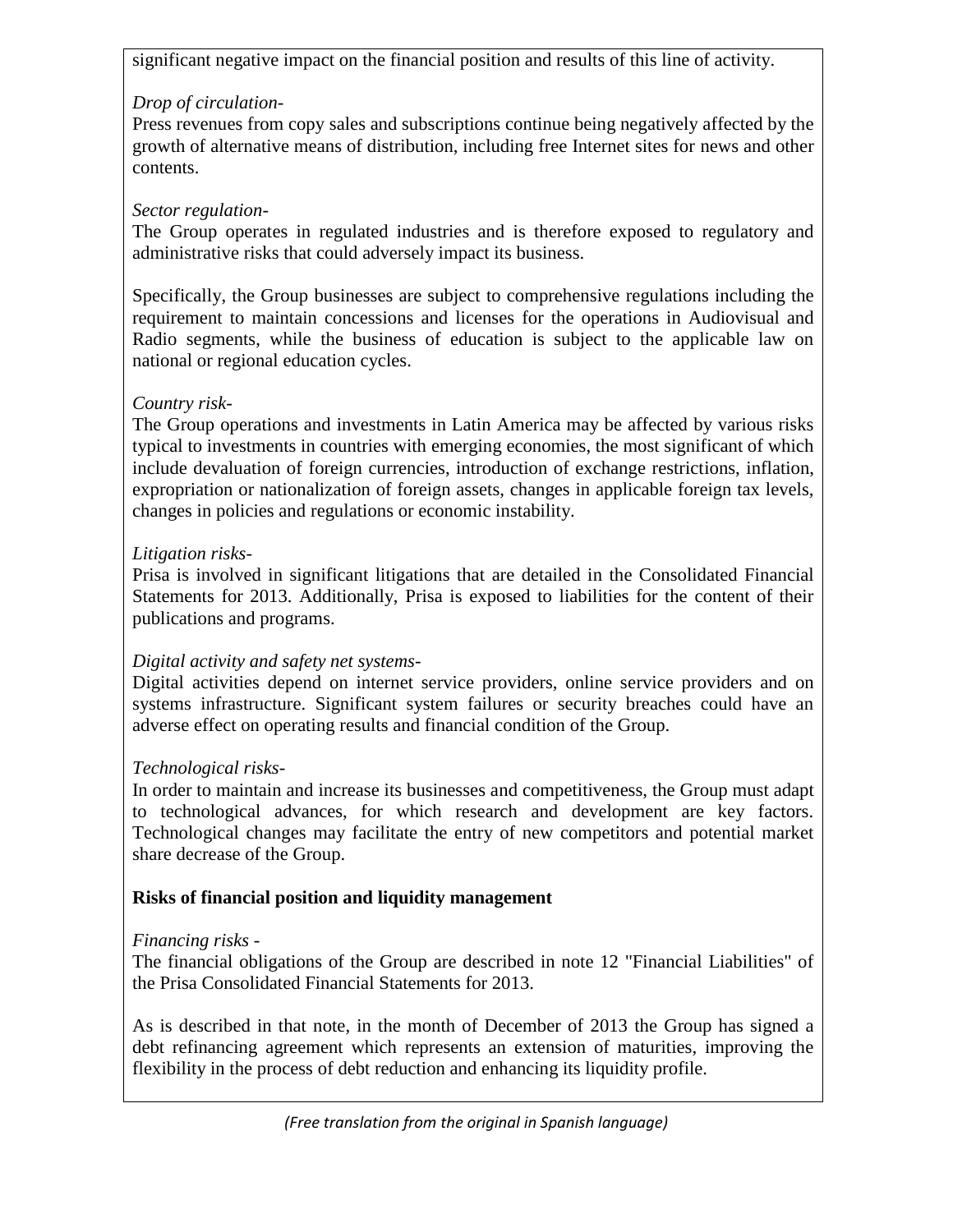significant negative impact on the financial position and results of this line of activity.

*Drop of circulation-*

Press revenues from copy sales and subscriptions continue being negatively affected by the growth of alternative means of distribution, including free Internet sites for news and other contents.

*Sector regulation-*

The Group operates in regulated industries and is therefore exposed to regulatory and administrative risks that could adversely impact its business.

Specifically, the Group businesses are subject to comprehensive regulations including the requirement to maintain concessions and licenses for the operations in Audiovisual and Radio segments, while the business of education is subject to the applicable law on national or regional education cycles.

*Country risk-*

The Group operations and investments in Latin America may be affected by various risks typical to investments in countries with emerging economies, the most significant of which include devaluation of foreign currencies, introduction of exchange restrictions, inflation, expropriation or nationalization of foreign assets, changes in applicable foreign tax levels, changes in policies and regulations or economic instability.

*Litigation risks-*

Prisa is involved in significant litigations that are detailed in the Consolidated Financial Statements for 2013. Additionally, Prisa is exposed to liabilities for the content of their publications and programs.

*Digital activity and safety net systems-*

Digital activities depend on internet service providers, online service providers and on systems infrastructure. Significant system failures or security breaches could have an adverse effect on operating results and financial condition of the Group.

*Technological risks-*

In order to maintain and increase its businesses and competitiveness, the Group must adapt to technological advances, for which research and development are key factors. Technological changes may facilitate the entry of new competitors and potential market share decrease of the Group.

**Risks of financial position and liquidity management**

*Financing risks -*

The financial obligations of the Group are described in note 12 "Financial Liabilities" of the Prisa Consolidated Financial Statements for 2013.

As is described in that note, in the month of December of 2013 the Group has signed a debt refinancing agreement which represents an extension of maturities, improving the flexibility in the process of debt reduction and enhancing its liquidity profile.

*(Free translation from the original in Spanish language)*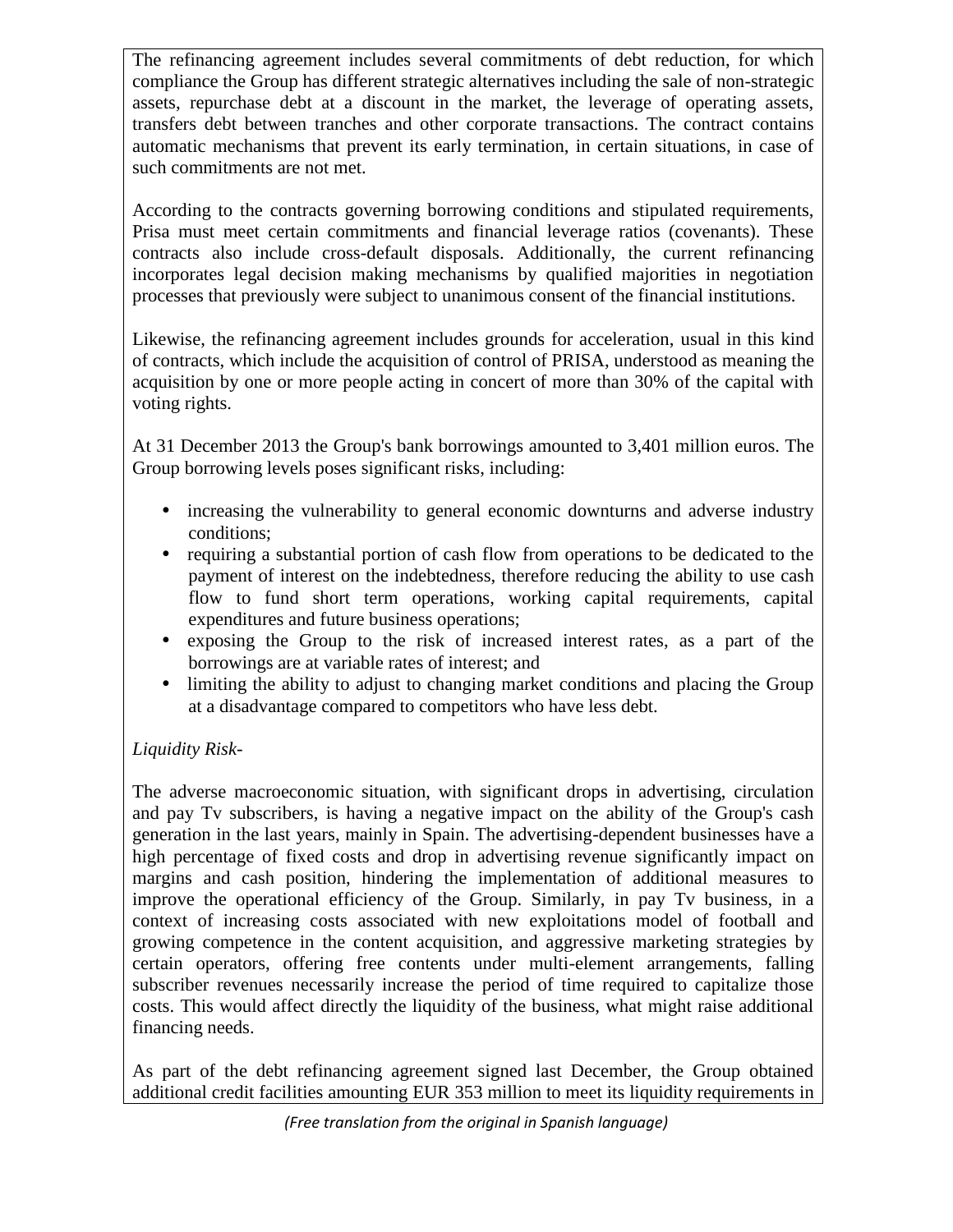The refinancing agreement includes several commitments of debt reduction, for which compliance the Group has different strategic alternatives including the sale of non-strategic assets, repurchase debt at a discount in the market, the leverage of operating assets, transfers debt between tranches and other corporate transactions. The contract contains automatic mechanisms that prevent its early termination, in certain situations, in case of such commitments are not met.

According to the contracts governing borrowing conditions and stipulated requirements, Prisa must meet certain commitments and financial leverage ratios (covenants). These contracts also include cross-default disposals. Additionally, the current refinancing incorporates legal decision making mechanisms by qualified majorities in negotiation processes that previously were subject to unanimous consent of the financial institutions.

Likewise, the refinancing agreement includes grounds for acceleration, usual in this kind of contracts, which include the acquisition of control of PRISA, understood as meaning the acquisition by one or more people acting in concert of more than 30% of the capital with voting rights.

At 31 December 2013 the Group's bank borrowings amounted to 3,401 million euros. The Group borrowing levels poses significant risks, including:

- increasing the vulnerability to general economic downturns and adverse industry conditions;
- requiring a substantial portion of cash flow from operations to be dedicated to the payment of interest on the indebtedness, therefore reducing the ability to use cash flow to fund short term operations, working capital requirements, capital expenditures and future business operations;
- exposing the Group to the risk of increased interest rates, as a part of the borrowings are at variable rates of interest; and
- limiting the ability to adjust to changing market conditions and placing the Group at a disadvantage compared to competitors who have less debt.

*Liquidity Risk-*

The adverse macroeconomic situation, with significant drops in advertising, circulation and pay Tv subscribers, is having a negative impact on the ability of the Group's cash generation in the last years, mainly in Spain. The advertising-dependent businesses have a high percentage of fixed costs and drop in advertising revenue significantly impact on margins and cash position, hindering the implementation of additional measures to improve the operational efficiency of the Group. Similarly, in pay Tv business, in a context of increasing costs associated with new exploitations model of football and growing competence in the content acquisition, and aggressive marketing strategies by certain operators, offering free contents under multi-element arrangements, falling subscriber revenues necessarily increase the period of time required to capitalize those costs. This would affect directly the liquidity of the business, what might raise additional financing needs.

As part of the debt refinancing agreement signed last December, the Group obtained additional credit facilities amounting EUR 353 million to meet its liquidity requirements in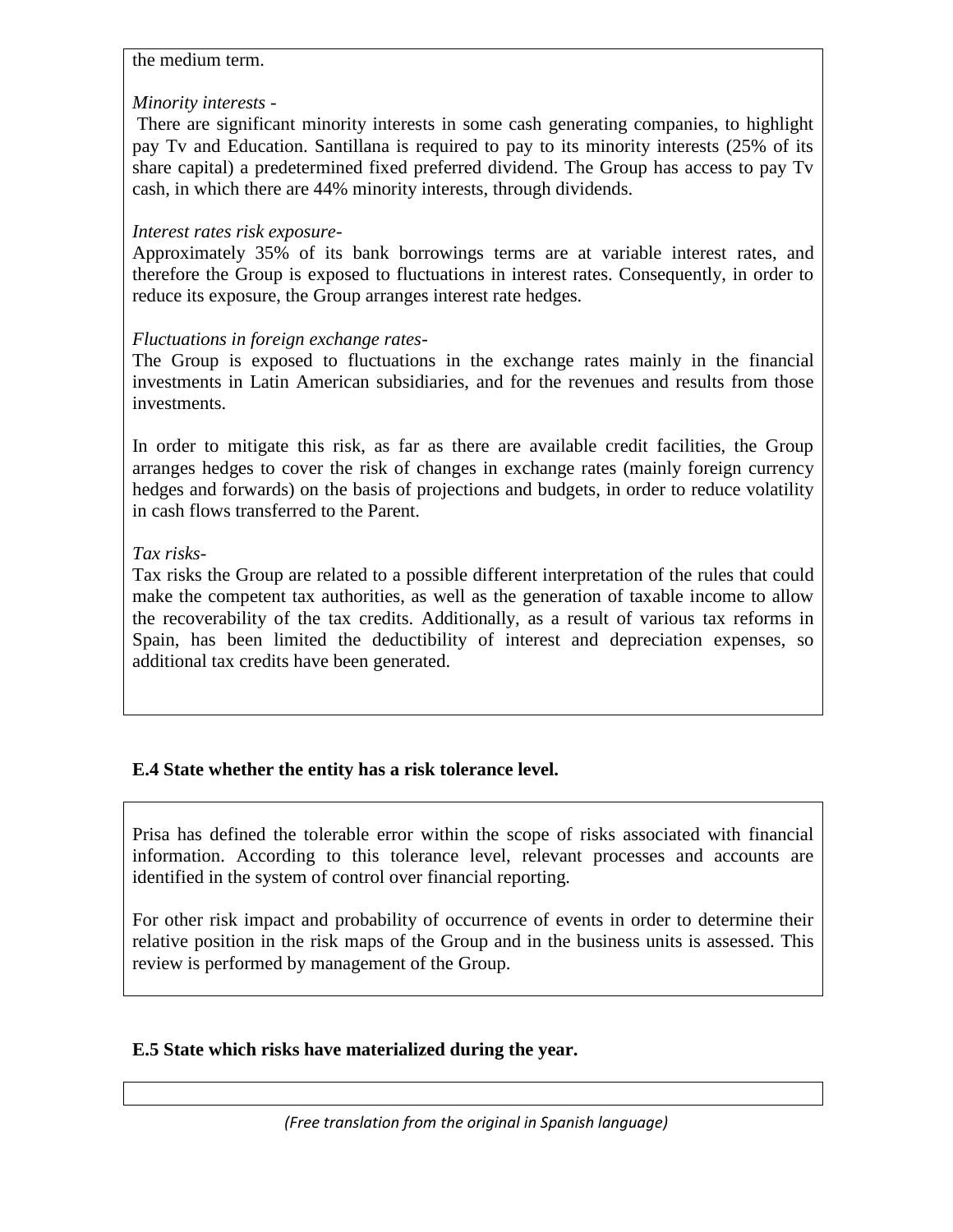the medium term.

*Minority interests -*

There are significant minority interests in some cash generating companies, to highlight pay Tv and Education. Santillana is required to pay to its minority interests (25% of its share capital) a predetermined fixed preferred dividend. The Group has access to pay Tv cash, in which there are 44% minority interests, through dividends.

*Interest rates risk exposure-*

Approximately 35% of its bank borrowings terms are at variable interest rates, and therefore the Group is exposed to fluctuations in interest rates. Consequently, in order to reduce its exposure, the Group arranges interest rate hedges.

*Fluctuations in foreign exchange rates-*

The Group is exposed to fluctuations in the exchange rates mainly in the financial investments in Latin American subsidiaries, and for the revenues and results from those investments.

In order to mitigate this risk, as far as there are available credit facilities, the Group arranges hedges to cover the risk of changes in exchange rates (mainly foreign currency hedges and forwards) on the basis of projections and budgets, in order to reduce volatility in cash flows transferred to the Parent.

*Tax risks-*

Tax risks the Group are related to a possible different interpretation of the rules that could make the competent tax authorities, as well as the generation of taxable income to allow the recoverability of the tax credits. Additionally, as a result of various tax reforms in Spain, has been limited the deductibility of interest and depreciation expenses, so additional tax credits have been generated.

**E.4 State whether the entity has a risk tolerance level.**

Prisa has defined the tolerable error within the scope of risks associated with financial information. According to this tolerance level, relevant processes and accounts are identified in the system of control over financial reporting.

For other risk impact and probability of occurrence of events in order to determine their relative position in the risk maps of the Group and in the business units is assessed. This review is performed by management of the Group.

**E.5 State which risks have materialized during the year.**

*(Free translation from the original in Spanish language)*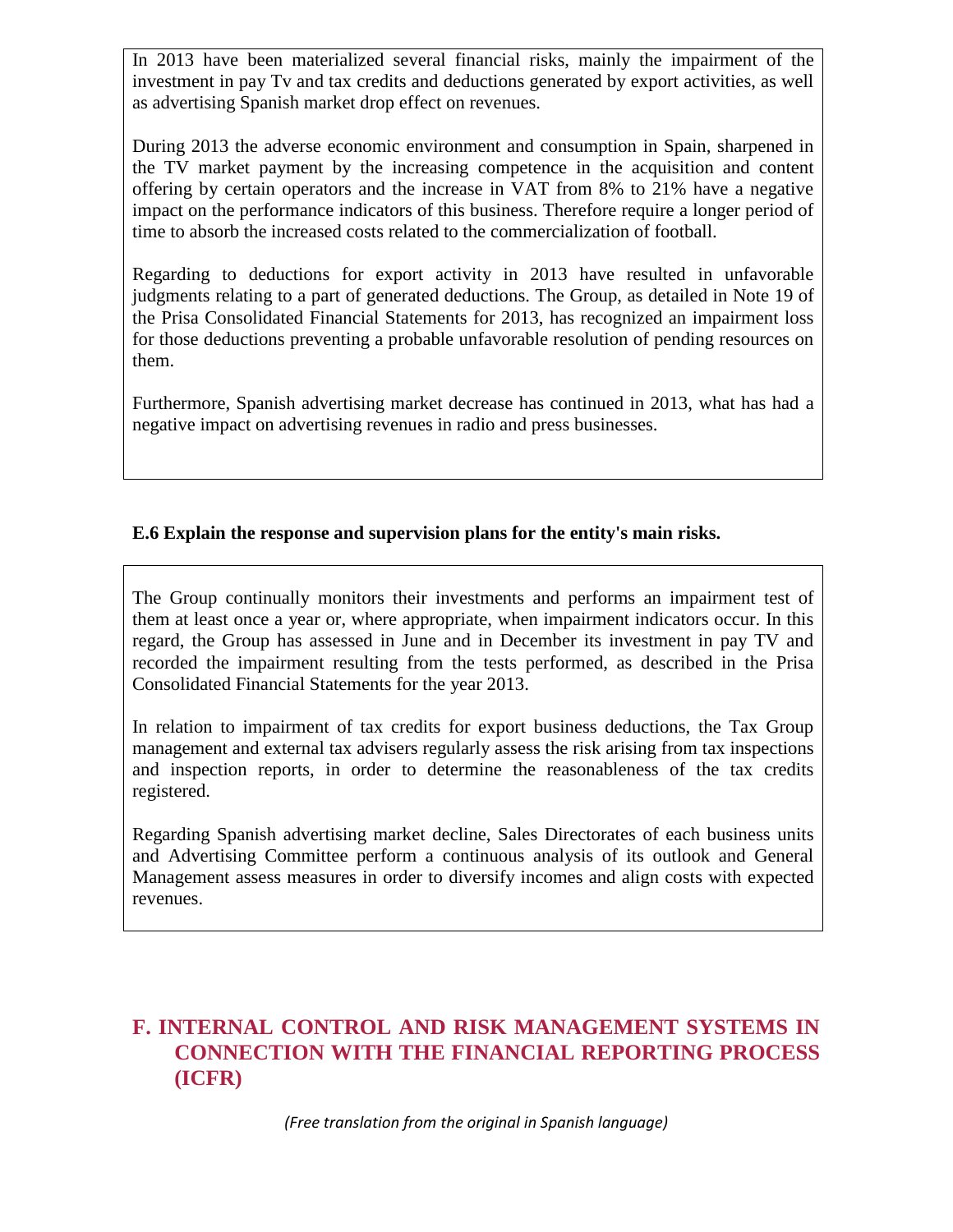In 2013 have been materialized several financial risks, mainly the impairment of the investment in pay Tv and tax credits and deductions generated by export activities, as well as advertising Spanish market drop effect on revenues.

During 2013 the adverse economic environment and consumption in Spain, sharpened in the TV market payment by the increasing competence in the acquisition and content offering by certain operators and the increase in VAT from 8% to 21% have a negative impact on the performance indicators of this business. Therefore require a longer period of time to absorb the increased costs related to the commercialization of football.

Regarding to deductions for export activity in 2013 have resulted in unfavorable judgments relating to a part of generated deductions. The Group, as detailed in Note 19 of the Prisa Consolidated Financial Statements for 2013, has recognized an impairment loss for those deductions preventing a probable unfavorable resolution of pending resources on them.

Furthermore, Spanish advertising market decrease has continued in 2013, what has had a negative impact on advertising revenues in radio and press businesses.

**E.6 Explain the response and supervision plans for the entity's main risks.**

The Group continually monitors their investments and performs an impairment test of them at least once a year or, where appropriate, when impairment indicators occur. In this regard, the Group has assessed in June and in December its investment in pay TV and recorded the impairment resulting from the tests performed, as described in the Prisa Consolidated Financial Statements for the year 2013.

In relation to impairment of tax credits for export business deductions, the Tax Group management and external tax advisers regularly assess the risk arising from tax inspections and inspection reports, in order to determine the reasonableness of the tax credits registered.

Regarding Spanish advertising market decline, Sales Directorates of each business units and Advertising Committee perform a continuous analysis of its outlook and General Management assess measures in order to diversify incomes and align costs with expected revenues.

## F. INTERNAL CONTROL AND RISK MANAGEMENT SYSTEMS IN CONNECTION WITH THE FINANCIAL REPORTING PROCESS (ICFR)

*(Free translation from the original in Spanish language)*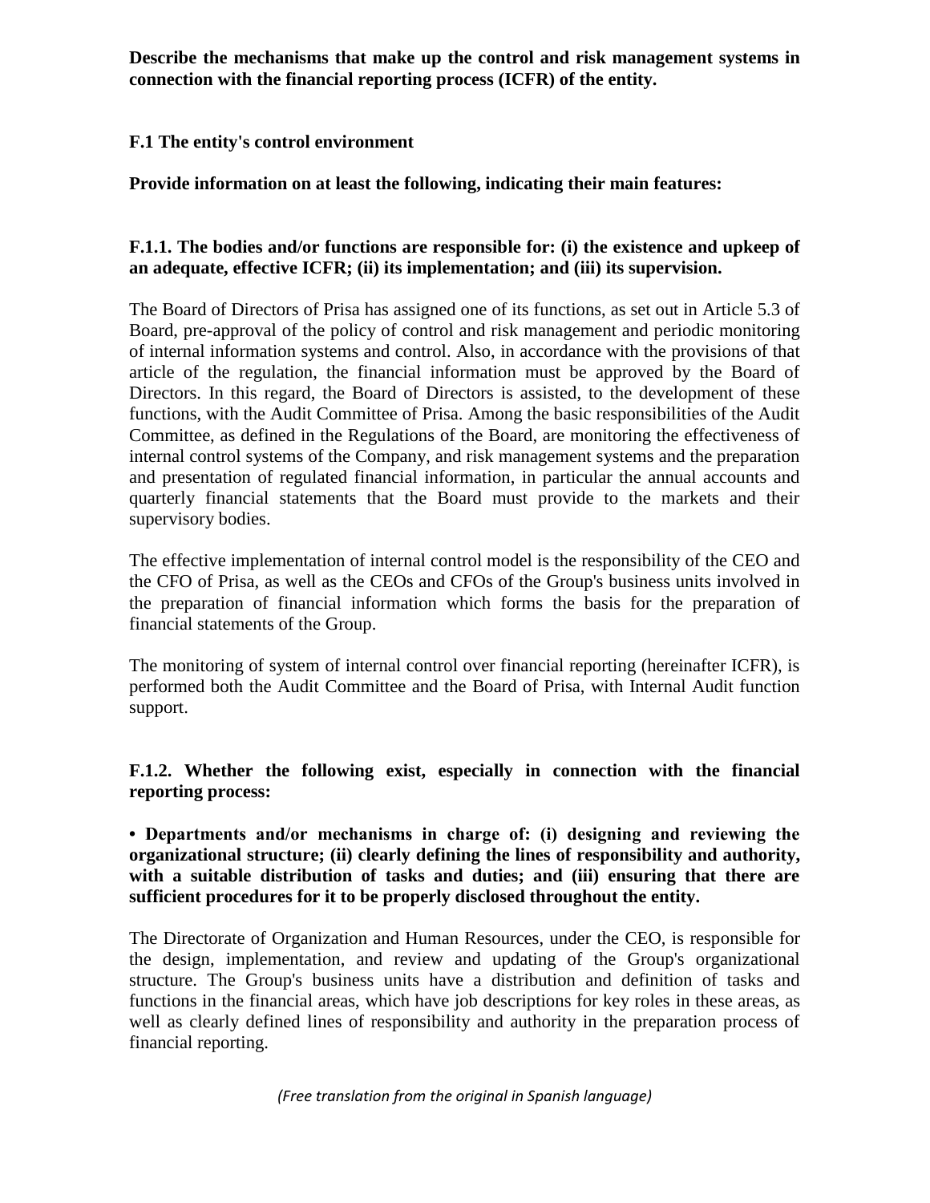**Describe the mechanisms that make up the control and risk management systems in connection with the financial reporting process (ICFR) of the entity.**

**F.1 The entity's control environment**

**Provide information on at least the following, indicating their main features:**

**F.1.1. The bodies and/or functions are responsible for: (i) the existence and upkeep of an adequate, effective ICFR; (ii) its implementation; and (iii) its supervision.**

The Board of Directors of Prisa has assigned one of its functions, as set out in Article 5.3 of Board, pre-approval of the policy of control and risk management and periodic monitoring of internal information systems and control. Also, in accordance with the provisions of that article of the regulation, the financial information must be approved by the Board of Directors. In this regard, the Board of Directors is assisted, to the development of these functions, with the Audit Committee of Prisa. Among the basic responsibilities of the Audit Committee, as defined in the Regulations of the Board, are monitoring the effectiveness of internal control systems of the Company, and risk management systems and the preparation and presentation of regulated financial information, in particular the annual accounts and quarterly financial statements that the Board must provide to the markets and their supervisory bodies.

The effective implementation of internal control model is the responsibility of the CEO and the CFO of Prisa, as well as the CEOs and CFOs of the Group's business units involved in the preparation of financial information which forms the basis for the preparation of financial statements of the Group.

The monitoring of system of internal control over financial reporting (hereinafter ICFR), is performed both the Audit Committee and the Board of Prisa, with Internal Audit function support.

**F.1.2. Whether the following exist, especially in connection with the financial reporting process:**

**• Departments and/or mechanisms in charge of: (i) designing and reviewing the organizational structure; (ii) clearly defining the lines of responsibility and authority, with a suitable distribution of tasks and duties; and (iii) ensuring that there are sufficient procedures for it to be properly disclosed throughout the entity.**

The Directorate of Organization and Human Resources, under the CEO, is responsible for the design, implementation, and review and updating of the Group's organizational structure. The Group's business units have a distribution and definition of tasks and functions in the financial areas, which have job descriptions for key roles in these areas, as well as clearly defined lines of responsibility and authority in the preparation process of financial reporting.

*(Free translation from the original in Spanish language)*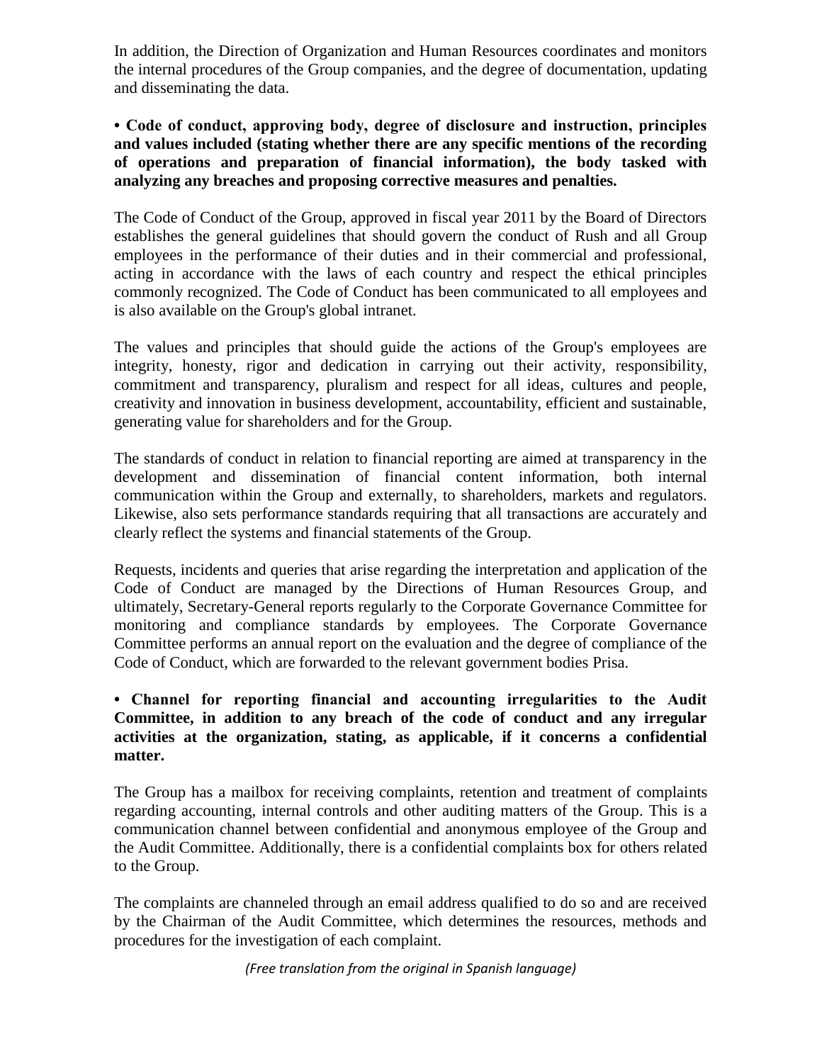In addition, the Direction of Organization and Human Resources coordinates and monitors the internal procedures of the Group companies, and the degree of documentation, updating and disseminating the data.

**• Code of conduct, approving body, degree of disclosure and instruction, principles and values included (stating whether there are any specific mentions of the recording of operations and preparation of financial information), the body tasked with analyzing any breaches and proposing corrective measures and penalties.**

The Code of Conduct of the Group, approved in fiscal year 2011 by the Board of Directors establishes the general guidelines that should govern the conduct of Rush and all Group employees in the performance of their duties and in their commercial and professional, acting in accordance with the laws of each country and respect the ethical principles commonly recognized. The Code of Conduct has been communicated to all employees and is also available on the Group's global intranet.

The values and principles that should guide the actions of the Group's employees are integrity, honesty, rigor and dedication in carrying out their activity, responsibility, commitment and transparency, pluralism and respect for all ideas, cultures and people, creativity and innovation in business development, accountability, efficient and sustainable, generating value for shareholders and for the Group.

The standards of conduct in relation to financial reporting are aimed at transparency in the development and dissemination of financial content information, both internal communication within the Group and externally, to shareholders, markets and regulators. Likewise, also sets performance standards requiring that all transactions are accurately and clearly reflect the systems and financial statements of the Group.

Requests, incidents and queries that arise regarding the interpretation and application of the Code of Conduct are managed by the Directions of Human Resources Group, and ultimately, Secretary-General reports regularly to the Corporate Governance Committee for monitoring and compliance standards by employees. The Corporate Governance Committee performs an annual report on the evaluation and the degree of compliance of the Code of Conduct, which are forwarded to the relevant government bodies Prisa.

**• Channel for reporting financial and accounting irregularities to the Audit Committee, in addition to any breach of the code of conduct and any irregular activities at the organization, stating, as applicable, if it concerns a confidential matter.**

The Group has a mailbox for receiving complaints, retention and treatment of complaints regarding accounting, internal controls and other auditing matters of the Group. This is a communication channel between confidential and anonymous employee of the Group and the Audit Committee. Additionally, there is a confidential complaints box for others related to the Group.

The complaints are channeled through an email address qualified to do so and are received by the Chairman of the Audit Committee, which determines the resources, methods and procedures for the investigation of each complaint.

*(Free translation from the original in Spanish language)*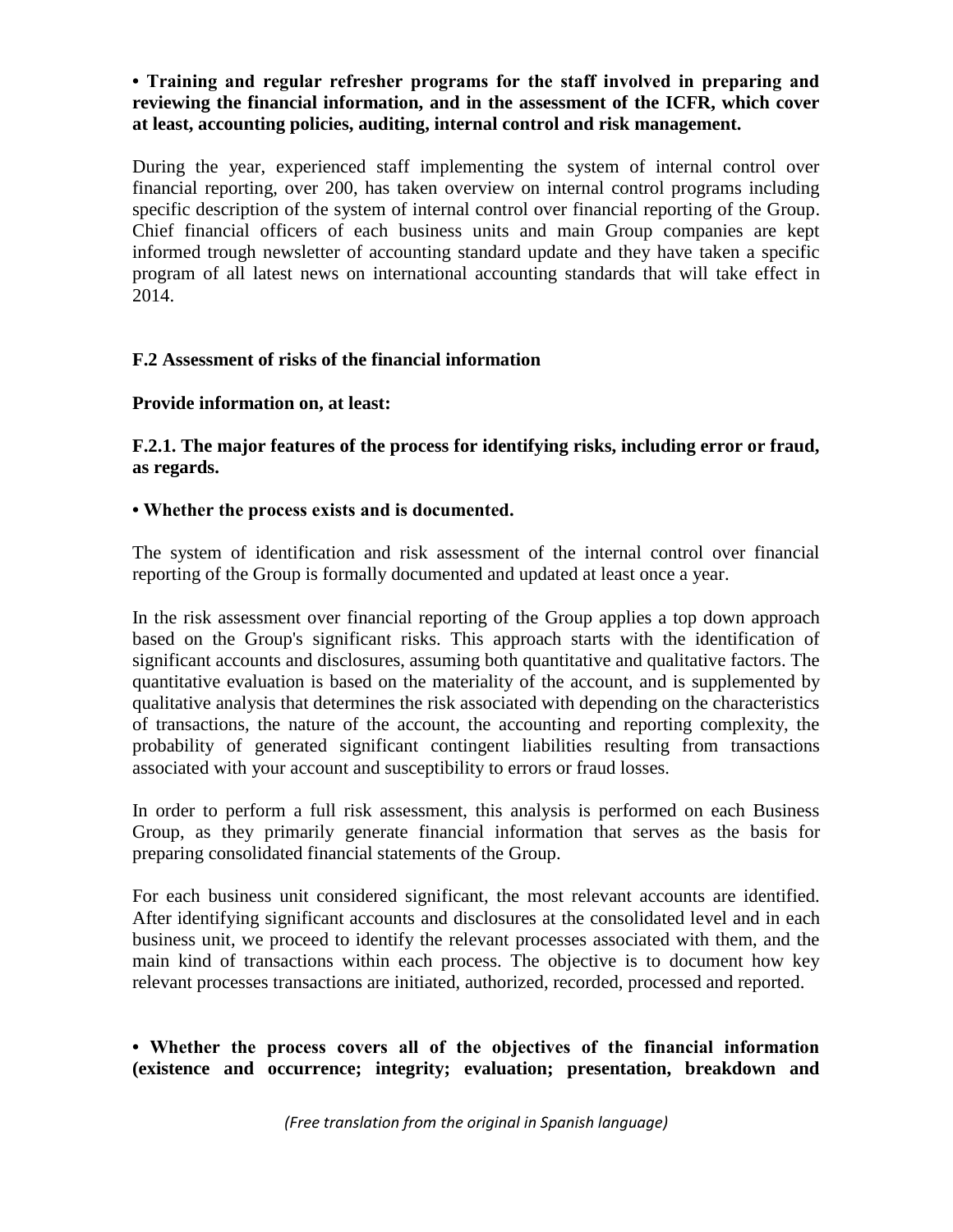**• Training and regular refresher programs for the staff involved in preparing and reviewing the financial information, and in the assessment of the ICFR, which cover at least, accounting policies, auditing, internal control and risk management.**

During the year, experienced staff implementing the system of internal control over financial reporting, over 200, has taken overview on internal control programs including specific description of the system of internal control over financial reporting of the Group. Chief financial officers of each business units and main Group companies are kept informed trough newsletter of accounting standard update and they have taken a specific program of all latest news on international accounting standards that will take effect in 2014.

**F.2 Assessment of risks of the financial information**

**Provide information on, at least:**

**F.2.1. The major features of the process for identifying risks, including error or fraud, as regards.**

**• Whether the process exists and is documented.**

The system of identification and risk assessment of the internal control over financial reporting of the Group is formally documented and updated at least once a year.

In the risk assessment over financial reporting of the Group applies a top down approach based on the Group's significant risks. This approach starts with the identification of significant accounts and disclosures, assuming both quantitative and qualitative factors. The quantitative evaluation is based on the materiality of the account, and is supplemented by qualitative analysis that determines the risk associated with depending on the characteristics of transactions, the nature of the account, the accounting and reporting complexity, the probability of generated significant contingent liabilities resulting from transactions associated with your account and susceptibility to errors or fraud losses.

In order to perform a full risk assessment, this analysis is performed on each Business Group, as they primarily generate financial information that serves as the basis for preparing consolidated financial statements of the Group.

For each business unit considered significant, the most relevant accounts are identified. After identifying significant accounts and disclosures at the consolidated level and in each business unit, we proceed to identify the relevant processes associated with them, and the main kind of transactions within each process. The objective is to document how key relevant processes transactions are initiated, authorized, recorded, processed and reported.

**• Whether the process covers all of the objectives of the financial information (existence and occurrence; integrity; evaluation; presentation, breakdown and**

*(Free translation from the original in Spanish language)*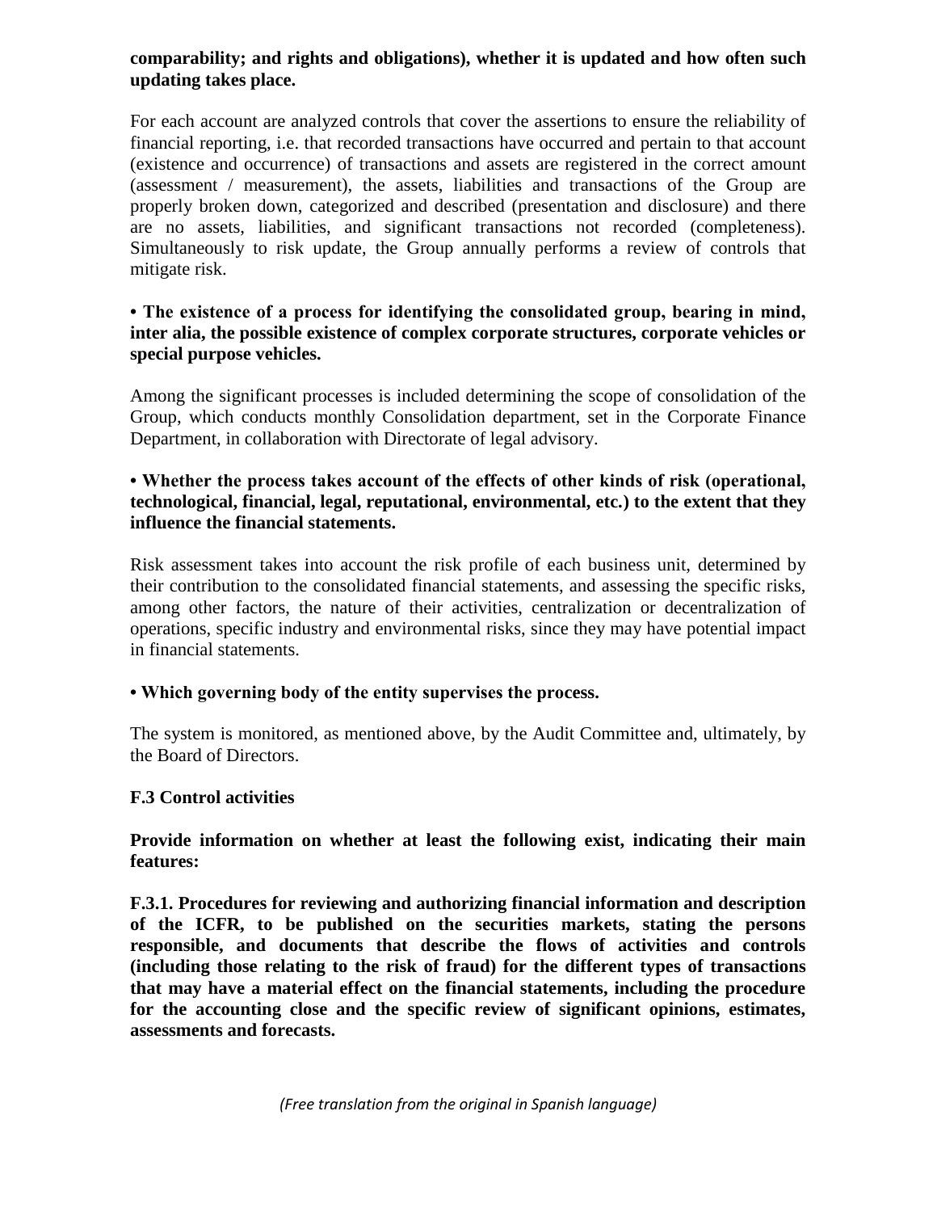**comparability; and rights and obligations), whether it is updated and how often such updating takes place.**

For each account are analyzed controls that cover the assertions to ensure the reliability of financial reporting, i.e. that recorded transactions have occurred and pertain to that account (existence and occurrence) of transactions and assets are registered in the correct amount (assessment / measurement), the assets, liabilities and transactions of the Group are properly broken down, categorized and described (presentation and disclosure) and there are no assets, liabilities, and significant transactions not recorded (completeness). Simultaneously to risk update, the Group annually performs a review of controls that mitigate risk.

**• The existence of a process for identifying the consolidated group, bearing in mind, inter alia, the possible existence of complex corporate structures, corporate vehicles or special purpose vehicles.**

Among the significant processes is included determining the scope of consolidation of the Group, which conducts monthly Consolidation department, set in the Corporate Finance Department, in collaboration with Directorate of legal advisory.

**• Whether the process takes account of the effects of other kinds of risk (operational, technological, financial, legal, reputational, environmental, etc.) to the extent that they influence the financial statements.**

Risk assessment takes into account the risk profile of each business unit, determined by their contribution to the consolidated financial statements, and assessing the specific risks, among other factors, the nature of their activities, centralization or decentralization of operations, specific industry and environmental risks, since they may have potential impact in financial statements.

**• Which governing body of the entity supervises the process.**

The system is monitored, as mentioned above, by the Audit Committee and, ultimately, by the Board of Directors.

**F.3 Control activities**

**Provide information on whether at least the following exist, indicating their main features:**

**F.3.1. Procedures for reviewing and authorizing financial information and description of the ICFR, to be published on the securities markets, stating the persons responsible, and documents that describe the flows of activities and controls (including those relating to the risk of fraud) for the different types of transactions that may have a material effect on the financial statements, including the procedure for the accounting close and the specific review of significant opinions, estimates, assessments and forecasts.**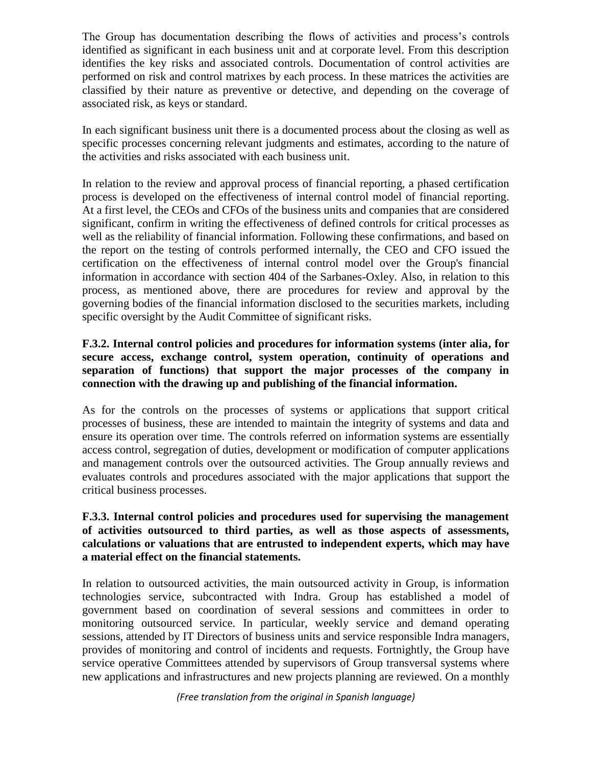The Group has documentation describing the flows of activities and process's controls identified as significant in each business unit and at corporate level. From this description identifies the key risks and associated controls. Documentation of control activities are performed on risk and control matrixes by each process. In these matrices the activities are classified by their nature as preventive or detective, and depending on the coverage of associated risk, as keys or standard.

In each significant business unit there is a documented process about the closing as well as specific processes concerning relevant judgments and estimates, according to the nature of the activities and risks associated with each business unit.

In relation to the review and approval process of financial reporting, a phased certification process is developed on the effectiveness of internal control model of financial reporting. At a first level, the CEOs and CFOs of the business units and companies that are considered significant, confirm in writing the effectiveness of defined controls for critical processes as well as the reliability of financial information. Following these confirmations, and based on the report on the testing of controls performed internally, the CEO and CFO issued the certification on the effectiveness of internal control model over the Group's financial information in accordance with section 404 of the Sarbanes-Oxley. Also, in relation to this process, as mentioned above, there are procedures for review and approval by the governing bodies of the financial information disclosed to the securities markets, including specific oversight by the Audit Committee of significant risks.

**F.3.2. Internal control policies and procedures for information systems (inter alia, for secure access, exchange control, system operation, continuity of operations and separation of functions) that support the major processes of the company in connection with the drawing up and publishing of the financial information.**

As for the controls on the processes of systems or applications that support critical processes of business, these are intended to maintain the integrity of systems and data and ensure its operation over time. The controls referred on information systems are essentially access control, segregation of duties, development or modification of computer applications and management controls over the outsourced activities. The Group annually reviews and evaluates controls and procedures associated with the major applications that support the critical business processes.

**F.3.3. Internal control policies and procedures used for supervising the management of activities outsourced to third parties, as well as those aspects of assessments, calculations or valuations that are entrusted to independent experts, which may have a material effect on the financial statements.**

In relation to outsourced activities, the main outsourced activity in Group, is information technologies service, subcontracted with Indra. Group has established a model of government based on coordination of several sessions and committees in order to monitoring outsourced service. In particular, weekly service and demand operating sessions, attended by IT Directors of business units and service responsible Indra managers, provides of monitoring and control of incidents and requests. Fortnightly, the Group have service operative Committees attended by supervisors of Group transversal systems where new applications and infrastructures and new projects planning are reviewed. On a monthly

*(Free translation from the original in Spanish language)*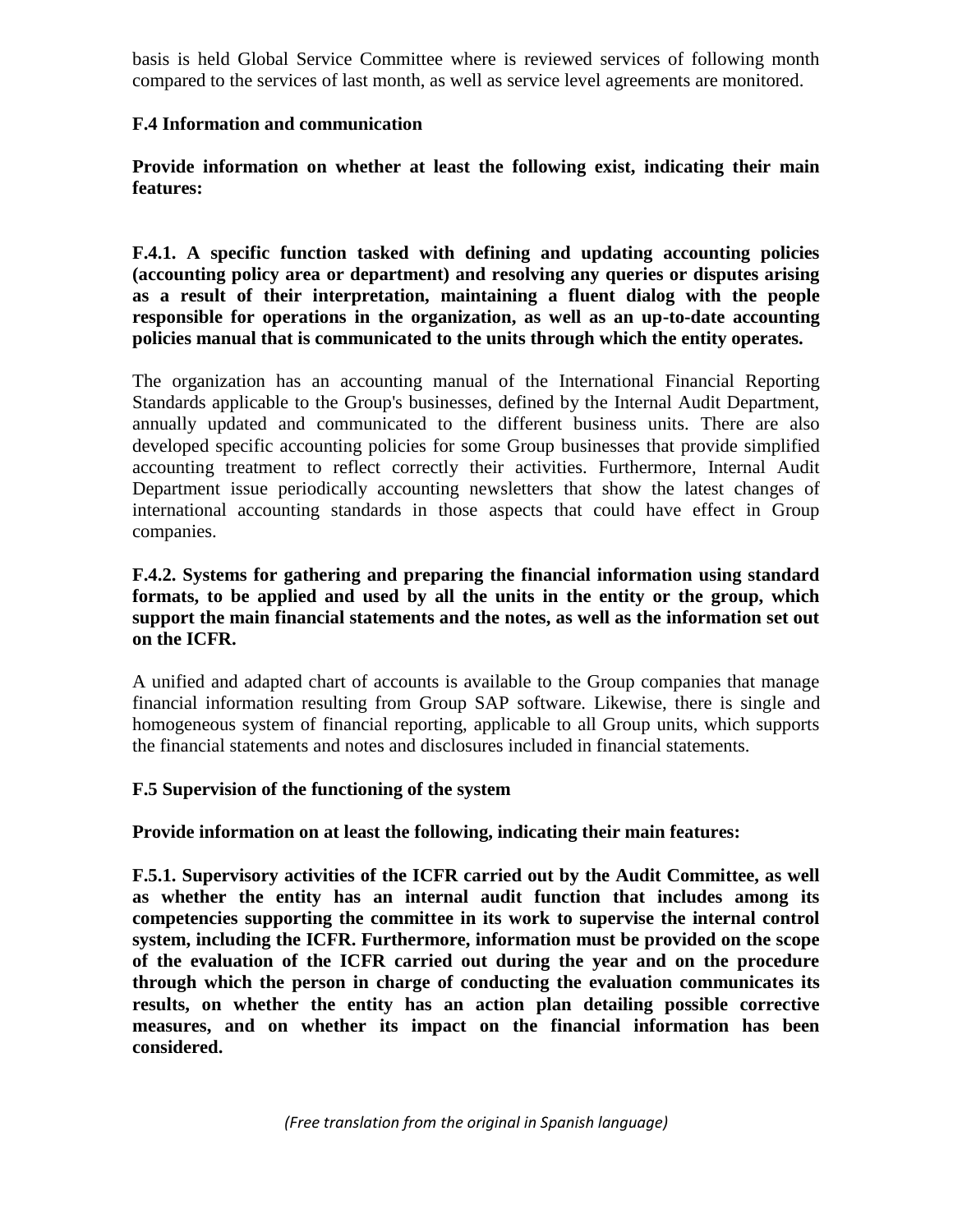basis is held Global Service Committee where is reviewed services of following month compared to the services of last month, as well as service level agreements are monitored.

### F.4 Information and communication

**Provide information on whether at least the following exist, indicating their main features:**

**F.4.1. A specific function tasked with defining and updating accounting policies (accounting policy area or department) and resolving any queries or disputes arising as a result of their interpretation, maintaining a fluent dialog with the people responsible for operations in the organization, as well as an up-to-date accounting policies manual that is communicated to the units through which the entity operates.**

The organization has an accounting manual of the International Financial Reporting Standards applicable to the Group's businesses, defined by the Internal Audit Department, annually updated and communicated to the different business units. There are also developed specific accounting policies for some Group businesses that provide simplified accounting treatment to reflect correctly their activities. Furthermore, Internal Audit Department issue periodically accounting newsletters that show the latest changes of international accounting standards in those aspects that could have effect in Group companies.

**F.4.2. Systems for gathering and preparing the financial information using standard formats, to be applied and used by all the units in the entity or the group, which support the main financial statements and the notes, as well as the information set out on the ICFR.**

A unified and adapted chart of accounts is available to the Group companies that manage financial information resulting from Group SAP software. Likewise, there is single and homogeneous system of financial reporting, applicable to all Group units, which supports the financial statements and notes and disclosures included in financial statements.

### F.5 Supervision of the functioning of the system

**Provide information on at least the following, indicating their main features:**

**F.5.1. Supervisory activities of the ICFR carried out by the Audit Committee, as well as whether the entity has an internal audit function that includes among its competencies supporting the committee in its work to supervise the internal control system, including the ICFR. Furthermore, information must be provided on the scope of the evaluation of the ICFR carried out during the year and on the procedure through which the person in charge of conducting the evaluation communicates its results, on whether the entity has an action plan detailing possible corrective measures, and on whether its impact on the financial information has been considered.**

*(Free translation from the original in Spanish language)*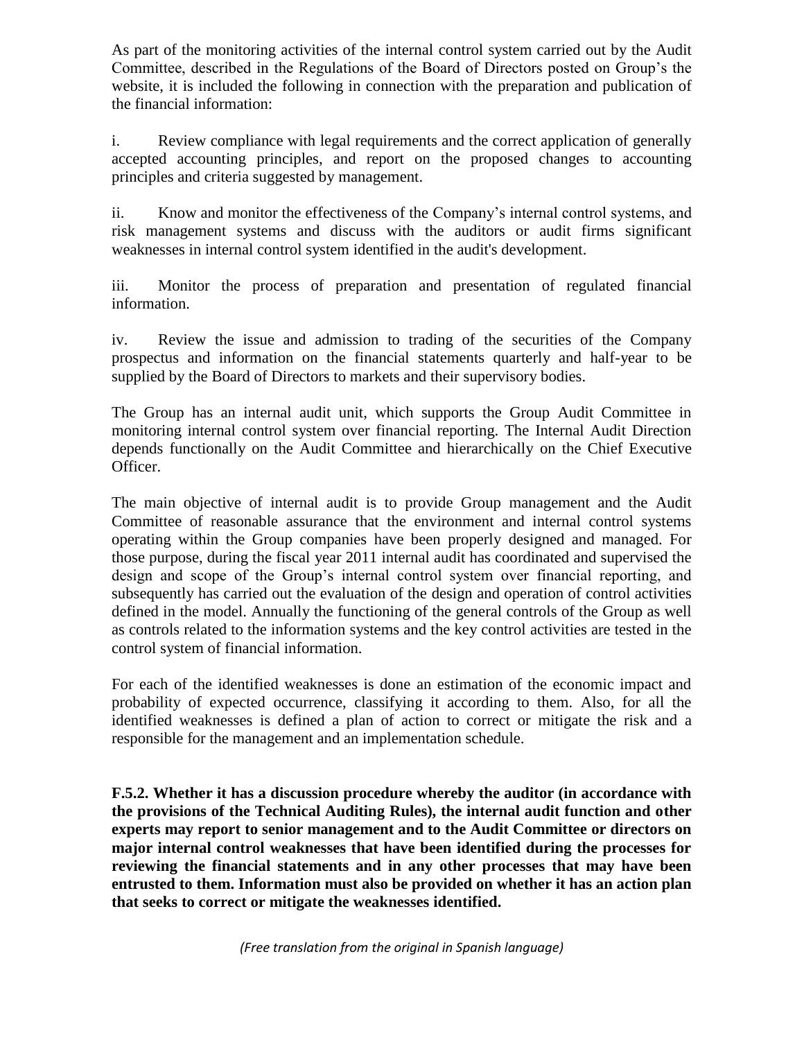As part of the monitoring activities of the internal control system carried out by the Audit Committee, described in the Regulations of the Board of Directors posted on Group's the website, it is included the following in connection with the preparation and publication of the financial information:

i. Review compliance with legal requirements and the correct application of generally accepted accounting principles, and report on the proposed changes to accounting principles and criteria suggested by management.

ii. Know and monitor the effectiveness of the Company's internal control systems, and risk management systems and discuss with the auditors or audit firms significant weaknesses in internal control system identified in the audit's development.

iii. Monitor the process of preparation and presentation of regulated financial information.

iv. Review the issue and admission to trading of the securities of the Company prospectus and information on the financial statements quarterly and half-year to be supplied by the Board of Directors to markets and their supervisory bodies.

The Group has an internal audit unit, which supports the Group Audit Committee in monitoring internal control system over financial reporting. The Internal Audit Direction depends functionally on the Audit Committee and hierarchically on the Chief Executive Officer.

The main objective of internal audit is to provide Group management and the Audit Committee of reasonable assurance that the environment and internal control systems operating within the Group companies have been properly designed and managed. For those purpose, during the fiscal year 2011 internal audit has coordinated and supervised the design and scope of the Group's internal control system over financial reporting, and subsequently has carried out the evaluation of the design and operation of control activities defined in the model. Annually the functioning of the general controls of the Group as well as controls related to the information systems and the key control activities are tested in the control system of financial information.

For each of the identified weaknesses is done an estimation of the economic impact and probability of expected occurrence, classifying it according to them. Also, for all the identified weaknesses is defined a plan of action to correct or mitigate the risk and a responsible for the management and an implementation schedule.

**F.5.2. Whether it has a discussion procedure whereby the auditor (in accordance with the provisions of the Technical Auditing Rules), the internal audit function and other experts may report to senior management and to the Audit Committee or directors on major internal control weaknesses that have been identified during the processes for reviewing the financial statements and in any other processes that may have been entrusted to them. Information must also be provided on whether it has an action plan that seeks to correct or mitigate the weaknesses identified.**

*(Free translation from the original in Spanish language)*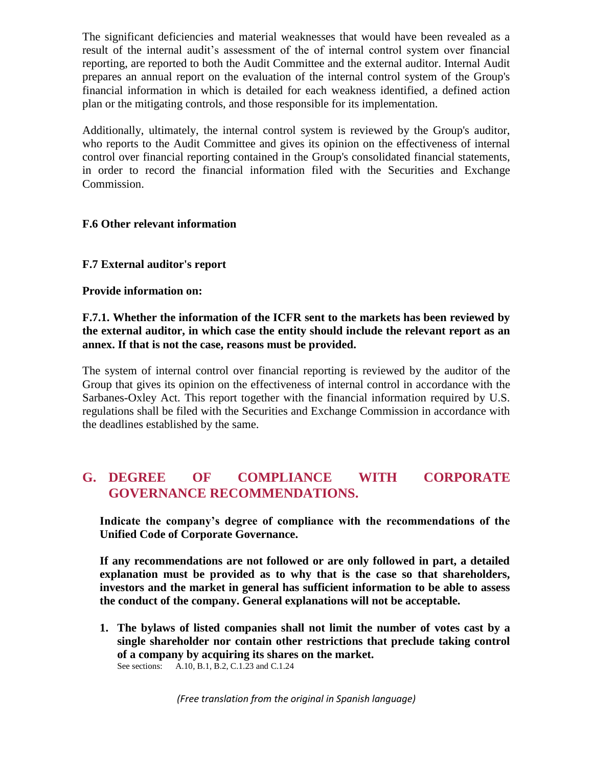The significant deficiencies and material weaknesses that would have been revealed as a result of the internal audit's assessment of the of internal control system over financial reporting, are reported to both the Audit Committee and the external auditor. Internal Audit prepares an annual report on the evaluation of the internal control system of the Group's financial information in which is detailed for each weakness identified, a defined action plan or the mitigating controls, and those responsible for its implementation.

Additionally, ultimately, the internal control system is reviewed by the Group's auditor, who reports to the Audit Committee and gives its opinion on the effectiveness of internal control over financial reporting contained in the Group's consolidated financial statements, in order to record the financial information filed with the Securities and Exchange Commission.

**F.6 Other relevant information**

**F.7 External auditor's report**

**Provide information on:**

**F.7.1. Whether the information of the ICFR sent to the markets has been reviewed by the external auditor, in which case the entity should include the relevant report as an annex. If that is not the case, reasons must be provided.**

The system of internal control over financial reporting is reviewed by the auditor of the Group that gives its opinion on the effectiveness of internal control in accordance with the Sarbanes-Oxley Act. This report together with the financial information required by U.S. regulations shall be filed with the Securities and Exchange Commission in accordance with the deadlines established by the same.

## G. DEGREE OF COMPLIANCE WITH CORPORATE GOVERNANCE RECOMMENDATIONS.

**Indicate the company's degree of compliance with the recommendations of the Unified Code of Corporate Governance.**

**If any recommendations are not followed or are only followed in part, a detailed explanation must be provided as to why that is the case so that shareholders, investors and the market in general has sufficient information to be able to assess the conduct of the company. General explanations will not be acceptable.**

1. **The bylaws of listed companies shall not limit the number of votes cast by a single shareholder nor contain other restrictions that preclude taking control of a company by acquiring its shares on the market.**
   See sections: A.10, B.1, B.2, C.1.23 and C.1.24

*(Free translation from the original in Spanish language)*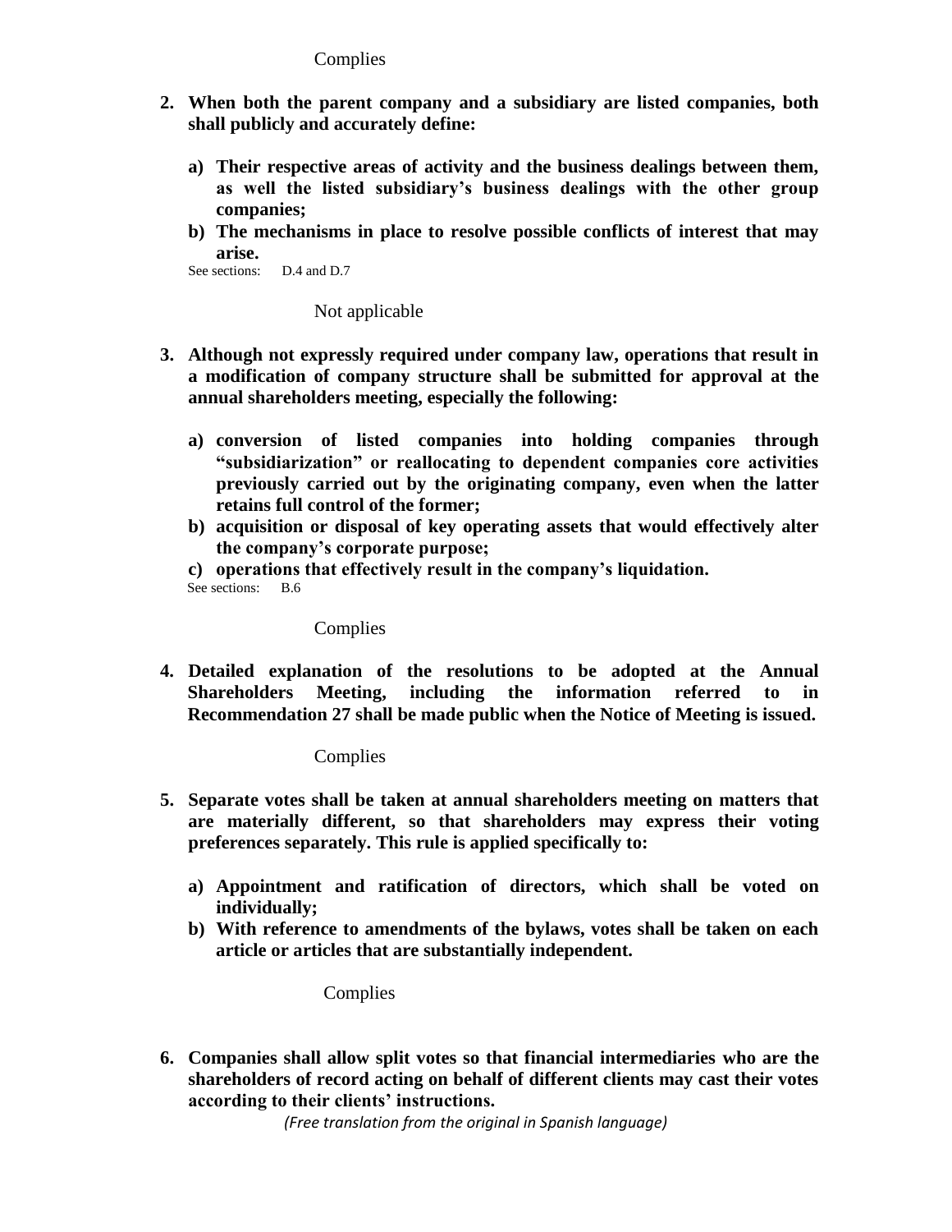Complies

**2. When both the parent company and a subsidiary are listed companies, both shall publicly and accurately define:**

**a) Their respective areas of activity and the business dealings between them, as well the listed subsidiary's business dealings with the other group companies;**

**b) The mechanisms in place to resolve possible conflicts of interest that may arise.**

See sections: D.4 and D.7

Not applicable

**3. Although not expressly required under company law, operations that result in a modification of company structure shall be submitted for approval at the annual shareholders meeting, especially the following:**

**a) conversion of listed companies into holding companies through "subsidiarization" or reallocating to dependent companies core activities previously carried out by the originating company, even when the latter retains full control of the former;**

**b) acquisition or disposal of key operating assets that would effectively alter the company's corporate purpose;**

**c) operations that effectively result in the company's liquidation.**

See sections: B.6

Complies

**4. Detailed explanation of the resolutions to be adopted at the Annual Shareholders Meeting, including the information referred to in Recommendation 27 shall be made public when the Notice of Meeting is issued.**

Complies

**5. Separate votes shall be taken at annual shareholders meeting on matters that are materially different, so that shareholders may express their voting preferences separately. This rule is applied specifically to:**

**a) Appointment and ratification of directors, which shall be voted on individually;**

**b) With reference to amendments of the bylaws, votes shall be taken on each article or articles that are substantially independent.**

Complies

**6. Companies shall allow split votes so that financial intermediaries who are the shareholders of record acting on behalf of different clients may cast their votes according to their clients' instructions.**

*(Free translation from the original in Spanish language)*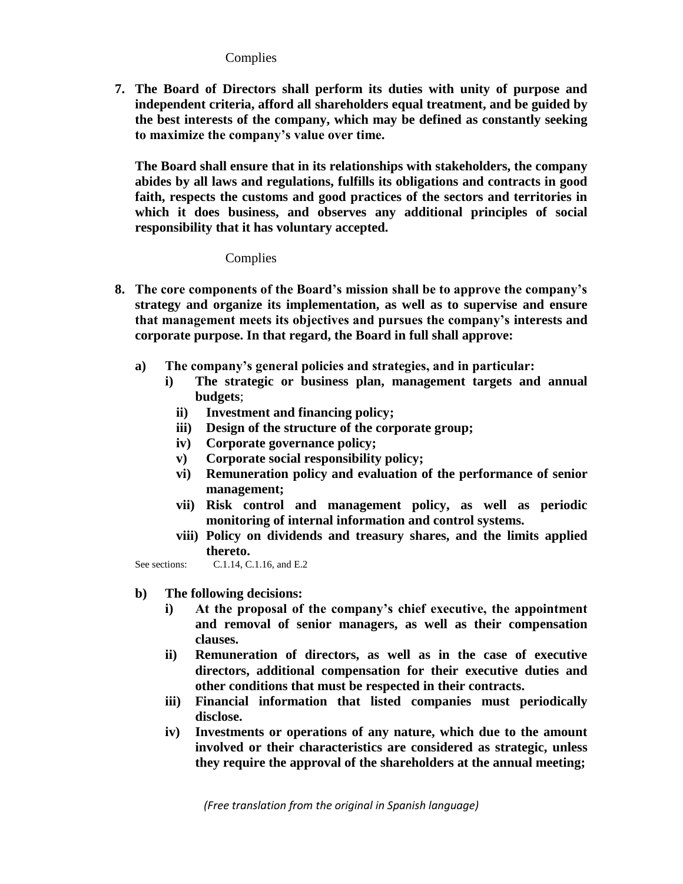Complies

**7. The Board of Directors shall perform its duties with unity of purpose and independent criteria, afford all shareholders equal treatment, and be guided by the best interests of the company, which may be defined as constantly seeking to maximize the company's value over time.**

**The Board shall ensure that in its relationships with stakeholders, the company abides by all laws and regulations, fulfills its obligations and contracts in good faith, respects the customs and good practices of the sectors and territories in which it does business, and observes any additional principles of social responsibility that it has voluntary accepted.**

Complies

**8. The core components of the Board's mission shall be to approve the company's strategy and organize its implementation, as well as to supervise and ensure that management meets its objectives and pursues the company's interests and corporate purpose. In that regard, the Board in full shall approve:**

**a) The company's general policies and strategies, and in particular:**

**i) The strategic or business plan, management targets and annual budgets**;

**ii) Investment and financing policy;**

**iii) Design of the structure of the corporate group;**

**iv) Corporate governance policy;**

**v) Corporate social responsibility policy;**

**vi) Remuneration policy and evaluation of the performance of senior management;**

**vii) Risk control and management policy, as well as periodic monitoring of internal information and control systems.**

**viii) Policy on dividends and treasury shares, and the limits applied thereto.**

See sections: C.1.14, C.1.16, and E.2

**b) The following decisions:**

**i) At the proposal of the company's chief executive, the appointment and removal of senior managers, as well as their compensation clauses.**

**ii) Remuneration of directors, as well as in the case of executive directors, additional compensation for their executive duties and other conditions that must be respected in their contracts.**

**iii) Financial information that listed companies must periodically disclose.**

**iv) Investments or operations of any nature, which due to the amount involved or their characteristics are considered as strategic, unless they require the approval of the shareholders at the annual meeting;**

*(Free translation from the original in Spanish language)*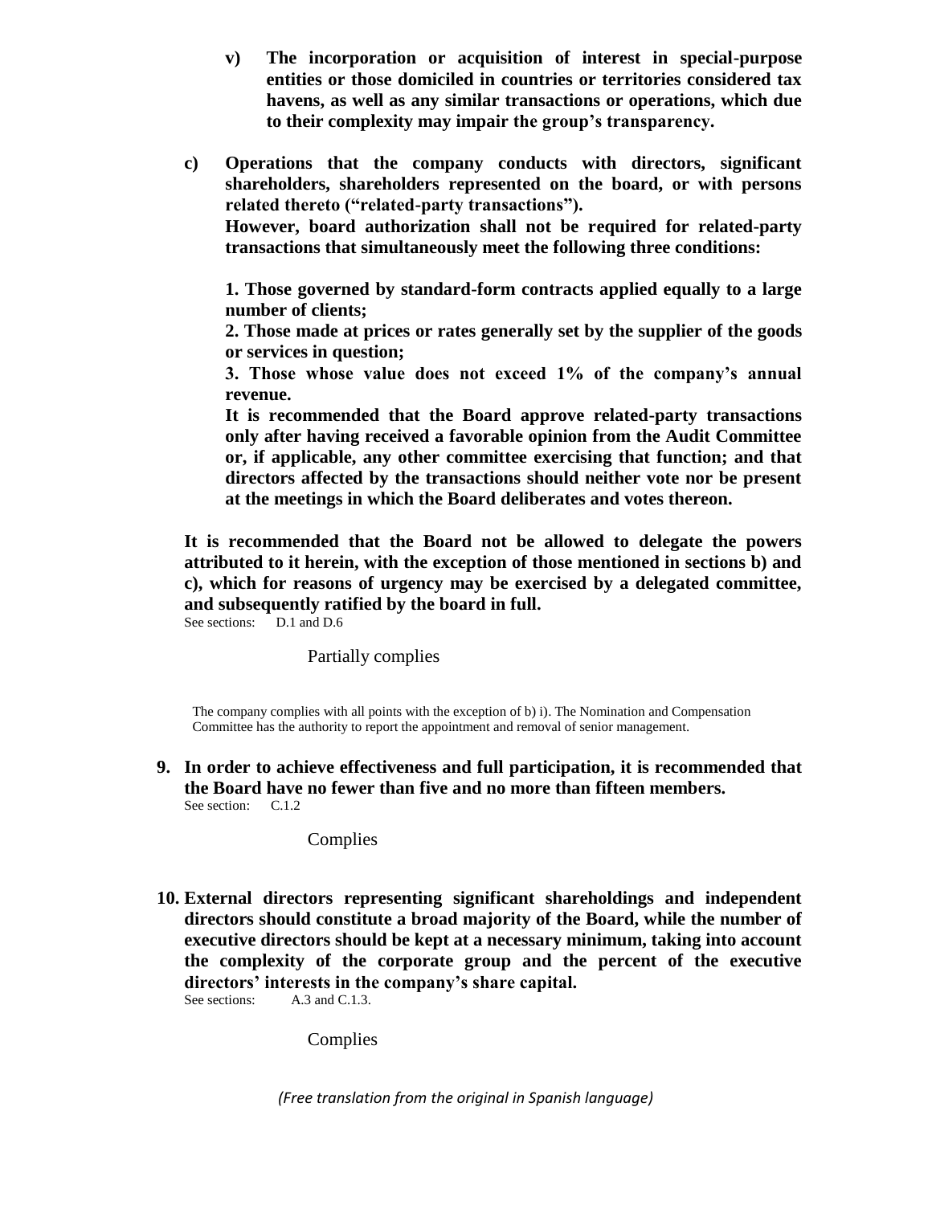**v) The incorporation or acquisition of interest in special-purpose entities or those domiciled in countries or territories considered tax havens, as well as any similar transactions or operations, which due to their complexity may impair the group's transparency.**

**c) Operations that the company conducts with directors, significant shareholders, shareholders represented on the board, or with persons related thereto ("related-party transactions").**

**However, board authorization shall not be required for related-party transactions that simultaneously meet the following three conditions:**

**1. Those governed by standard-form contracts applied equally to a large number of clients;**

**2. Those made at prices or rates generally set by the supplier of the goods or services in question;**

**3. Those whose value does not exceed 1% of the company's annual revenue.**

**It is recommended that the Board approve related-party transactions only after having received a favorable opinion from the Audit Committee or, if applicable, any other committee exercising that function; and that directors affected by the transactions should neither vote nor be present at the meetings in which the Board deliberates and votes thereon.**

**It is recommended that the Board not be allowed to delegate the powers attributed to it herein, with the exception of those mentioned in sections b) and c), which for reasons of urgency may be exercised by a delegated committee, and subsequently ratified by the board in full.**

See sections: D.1 and D.6

Partially complies

The company complies with all points with the exception of b) i). The Nomination and Compensation Committee has the authority to report the appointment and removal of senior management.

**9. In order to achieve effectiveness and full participation, it is recommended that the Board have no fewer than five and no more than fifteen members.**

See section: C.1.2

Complies

**10. External directors representing significant shareholdings and independent directors should constitute a broad majority of the Board, while the number of executive directors should be kept at a necessary minimum, taking into account the complexity of the corporate group and the percent of the executive directors' interests in the company's share capital.**

See sections: A.3 and C.1.3.

Complies

*(Free translation from the original in Spanish language)*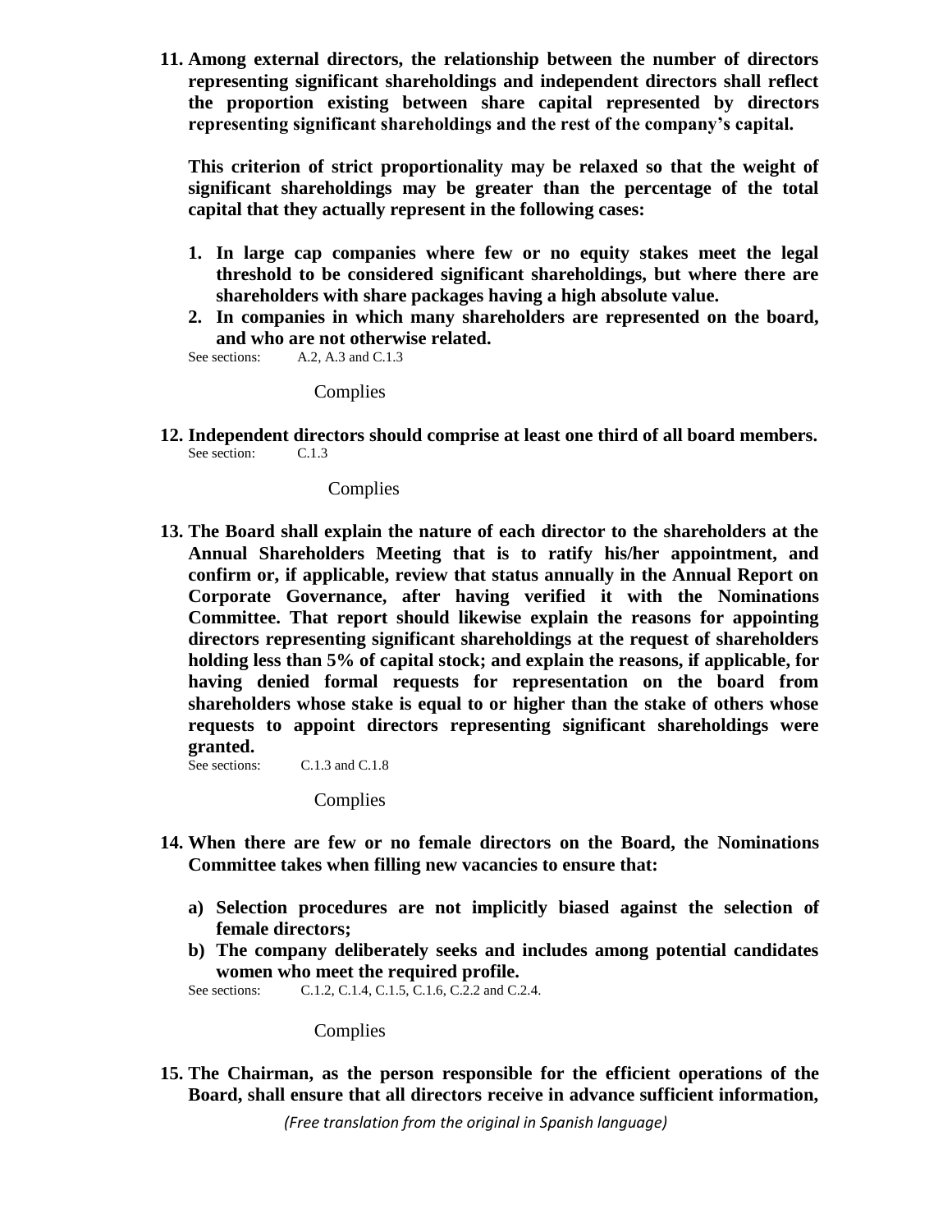**11. Among external directors, the relationship between the number of directors representing significant shareholdings and independent directors shall reflect the proportion existing between share capital represented by directors representing significant shareholdings and the rest of the company's capital.**

**This criterion of strict proportionality may be relaxed so that the weight of significant shareholdings may be greater than the percentage of the total capital that they actually represent in the following cases:**

1. **In large cap companies where few or no equity stakes meet the legal threshold to be considered significant shareholdings, but where there are shareholders with share packages having a high absolute value.**
2. **In companies in which many shareholders are represented on the board, and who are not otherwise related.**

See sections: A.2, A.3 and C.1.3

Complies

**12. Independent directors should comprise at least one third of all board members.**

See section: C.1.3

Complies

**13. The Board shall explain the nature of each director to the shareholders at the Annual Shareholders Meeting that is to ratify his/her appointment, and confirm or, if applicable, review that status annually in the Annual Report on Corporate Governance, after having verified it with the Nominations Committee. That report should likewise explain the reasons for appointing directors representing significant shareholdings at the request of shareholders holding less than 5% of capital stock; and explain the reasons, if applicable, for having denied formal requests for representation on the board from shareholders whose stake is equal to or higher than the stake of others whose requests to appoint directors representing significant shareholdings were granted.**

See sections: C.1.3 and C.1.8

Complies

**14. When there are few or no female directors on the Board, the Nominations Committee takes when filling new vacancies to ensure that:**

a) **Selection procedures are not implicitly biased against the selection of female directors;**
b) **The company deliberately seeks and includes among potential candidates women who meet the required profile.**

See sections: C.1.2, C.1.4, C.1.5, C.1.6, C.2.2 and C.2.4.

Complies

**15. The Chairman, as the person responsible for the efficient operations of the Board, shall ensure that all directors receive in advance sufficient information,**

*(Free translation from the original in Spanish language)*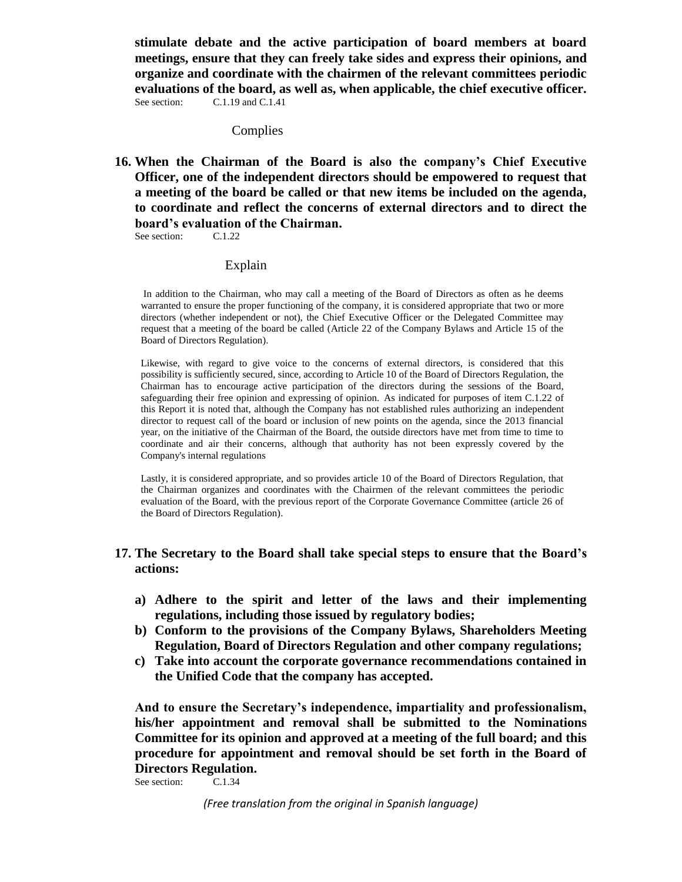**stimulate debate and the active participation of board members at board meetings, ensure that they can freely take sides and express their opinions, and organize and coordinate with the chairmen of the relevant committees periodic evaluations of the board, as well as, when applicable, the chief executive officer.**

See section: C.1.19 and C.1.41

Complies

**16. When the Chairman of the Board is also the company's Chief Executive Officer, one of the independent directors should be empowered to request that a meeting of the board be called or that new items be included on the agenda, to coordinate and reflect the concerns of external directors and to direct the board's evaluation of the Chairman.**

See section: C.1.22

Explain

In addition to the Chairman, who may call a meeting of the Board of Directors as often as he deems warranted to ensure the proper functioning of the company, it is considered appropriate that two or more directors (whether independent or not), the Chief Executive Officer or the Delegated Committee may request that a meeting of the board be called (Article 22 of the Company Bylaws and Article 15 of the Board of Directors Regulation).

Likewise, with regard to give voice to the concerns of external directors, is considered that this possibility is sufficiently secured, since, according to Article 10 of the Board of Directors Regulation, the Chairman has to encourage active participation of the directors during the sessions of the Board, safeguarding their free opinion and expressing of opinion. As indicated for purposes of item C.1.22 of this Report it is noted that, although the Company has not established rules authorizing an independent director to request call of the board or inclusion of new points on the agenda, since the 2013 financial year, on the initiative of the Chairman of the Board, the outside directors have met from time to time to coordinate and air their concerns, although that authority has not been expressly covered by the Company's internal regulations

Lastly, it is considered appropriate, and so provides article 10 of the Board of Directors Regulation, that the Chairman organizes and coordinates with the Chairmen of the relevant committees the periodic evaluation of the Board, with the previous report of the Corporate Governance Committee (article 26 of the Board of Directors Regulation).

**17. The Secretary to the Board shall take special steps to ensure that the Board's actions:**

**a) Adhere to the spirit and letter of the laws and their implementing regulations, including those issued by regulatory bodies;**

**b) Conform to the provisions of the Company Bylaws, Shareholders Meeting Regulation, Board of Directors Regulation and other company regulations;**

**c) Take into account the corporate governance recommendations contained in the Unified Code that the company has accepted.**

**And to ensure the Secretary's independence, impartiality and professionalism, his/her appointment and removal shall be submitted to the Nominations Committee for its opinion and approved at a meeting of the full board; and this procedure for appointment and removal should be set forth in the Board of Directors Regulation.**

See section: C.1.34

*(Free translation from the original in Spanish language)*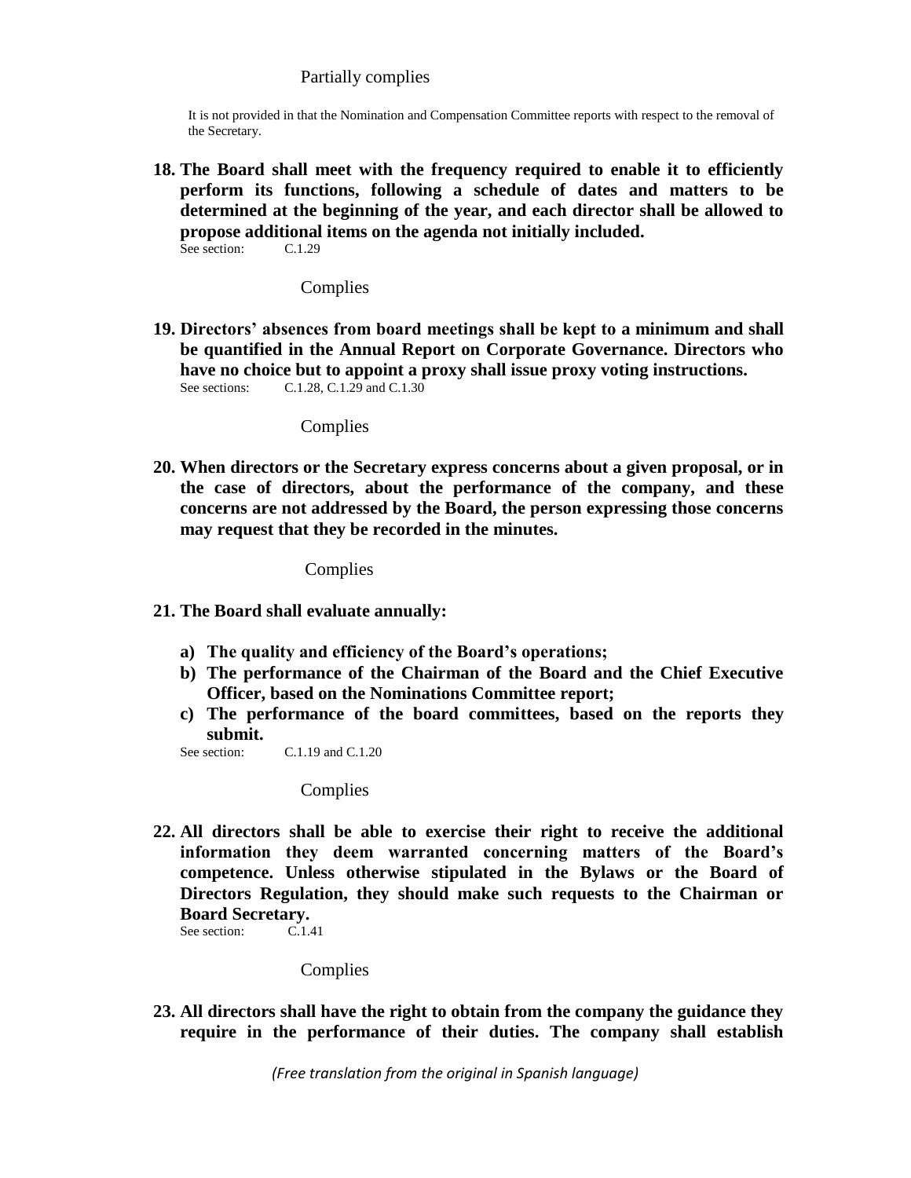Partially complies

It is not provided in that the Nomination and Compensation Committee reports with respect to the removal of the Secretary.

**18. The Board shall meet with the frequency required to enable it to efficiently perform its functions, following a schedule of dates and matters to be determined at the beginning of the year, and each director shall be allowed to propose additional items on the agenda not initially included.**

See section: C.1.29

Complies

**19. Directors' absences from board meetings shall be kept to a minimum and shall be quantified in the Annual Report on Corporate Governance. Directors who have no choice but to appoint a proxy shall issue proxy voting instructions.**

See sections: C.1.28, C.1.29 and C.1.30

Complies

**20. When directors or the Secretary express concerns about a given proposal, or in the case of directors, about the performance of the company, and these concerns are not addressed by the Board, the person expressing those concerns may request that they be recorded in the minutes.**

Complies

**21. The Board shall evaluate annually:**

- **a) The quality and efficiency of the Board's operations;**
- **b) The performance of the Chairman of the Board and the Chief Executive Officer, based on the Nominations Committee report;**
- **c) The performance of the board committees, based on the reports they submit.**

See section: C.1.19 and C.1.20

Complies

**22. All directors shall be able to exercise their right to receive the additional information they deem warranted concerning matters of the Board's competence. Unless otherwise stipulated in the Bylaws or the Board of Directors Regulation, they should make such requests to the Chairman or Board Secretary.**

See section: C.1.41

Complies

**23. All directors shall have the right to obtain from the company the guidance they require in the performance of their duties. The company shall establish**

*(Free translation from the original in Spanish language)*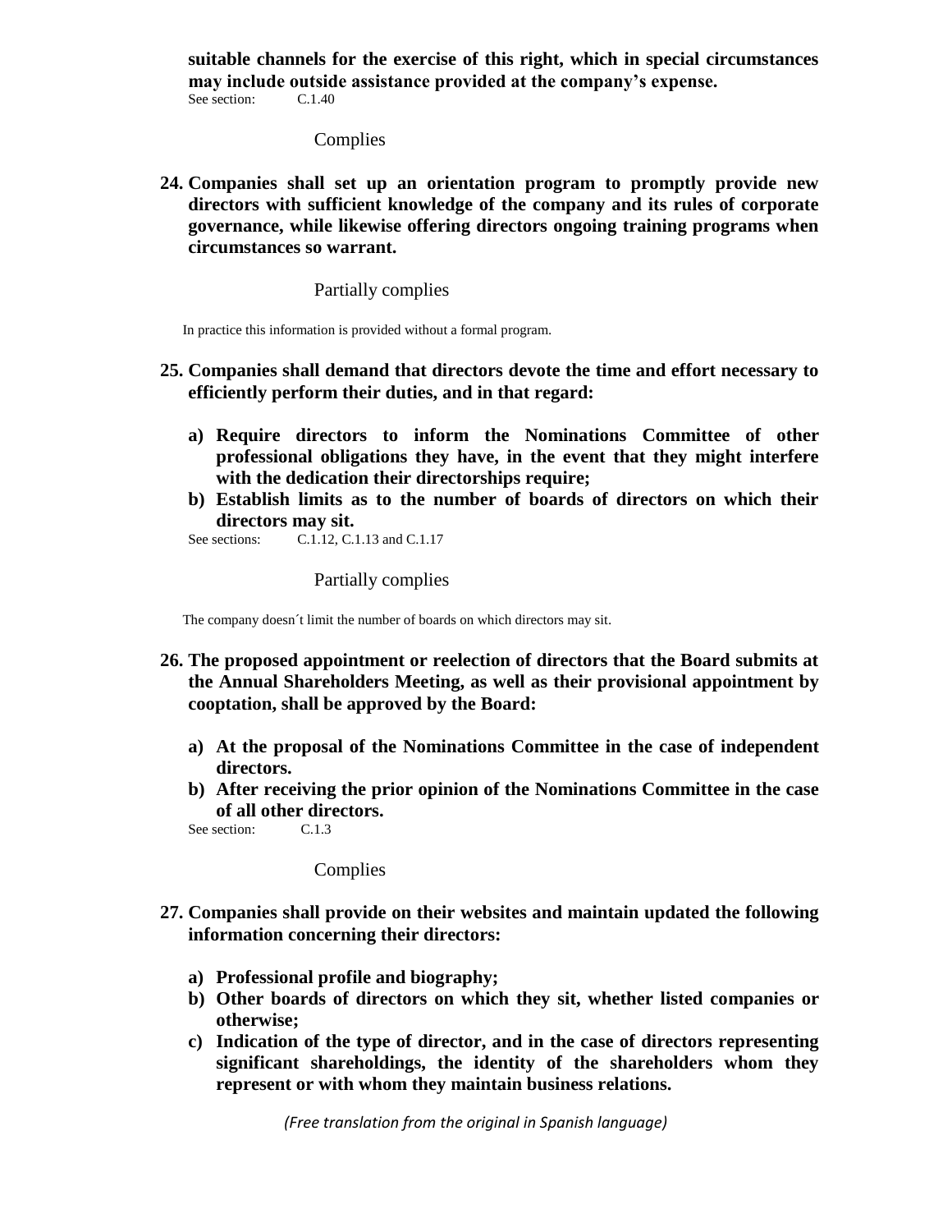**suitable channels for the exercise of this right, which in special circumstances may include outside assistance provided at the company's expense.**

See section: C.1.40

Complies

**24. Companies shall set up an orientation program to promptly provide new directors with sufficient knowledge of the company and its rules of corporate governance, while likewise offering directors ongoing training programs when circumstances so warrant.**

Partially complies

In practice this information is provided without a formal program.

**25. Companies shall demand that directors devote the time and effort necessary to efficiently perform their duties, and in that regard:**

**a) Require directors to inform the Nominations Committee of other professional obligations they have, in the event that they might interfere with the dedication their directorships require;**

**b) Establish limits as to the number of boards of directors on which their directors may sit.**

See sections: C.1.12, C.1.13 and C.1.17

Partially complies

The company doesn´t limit the number of boards on which directors may sit.

**26. The proposed appointment or reelection of directors that the Board submits at the Annual Shareholders Meeting, as well as their provisional appointment by cooptation, shall be approved by the Board:**

**a) At the proposal of the Nominations Committee in the case of independent directors.**

**b) After receiving the prior opinion of the Nominations Committee in the case of all other directors.**

See section: C.1.3

Complies

**27. Companies shall provide on their websites and maintain updated the following information concerning their directors:**

**a) Professional profile and biography;**

**b) Other boards of directors on which they sit, whether listed companies or otherwise;**

**c) Indication of the type of director, and in the case of directors representing significant shareholdings, the identity of the shareholders whom they represent or with whom they maintain business relations.**

*(Free translation from the original in Spanish language)*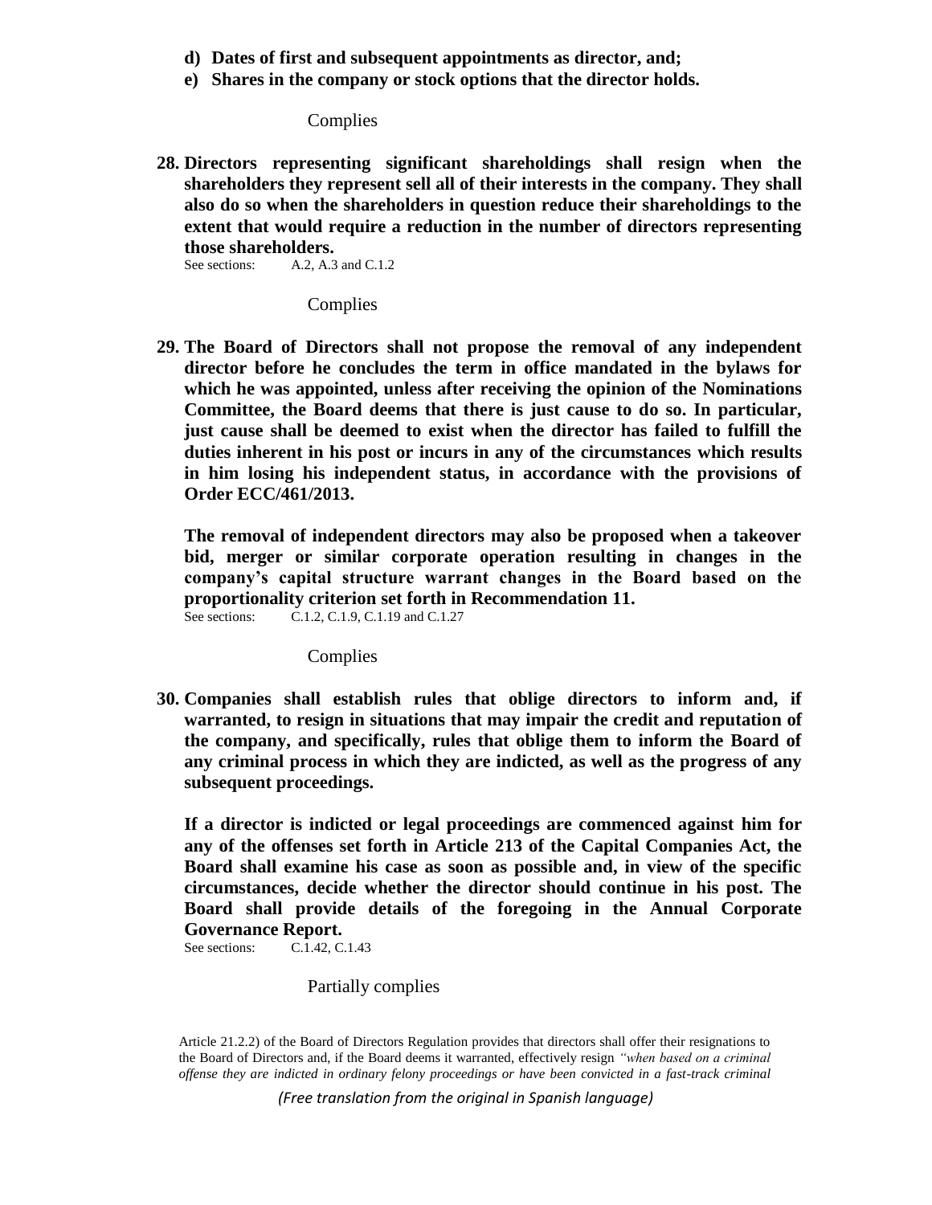**d) Dates of first and subsequent appointments as director, and;**

**e) Shares in the company or stock options that the director holds.**

Complies

**28. Directors representing significant shareholdings shall resign when the shareholders they represent sell all of their interests in the company. They shall also do so when the shareholders in question reduce their shareholdings to the extent that would require a reduction in the number of directors representing those shareholders.**

See sections: A.2, A.3 and C.1.2

Complies

**29. The Board of Directors shall not propose the removal of any independent director before he concludes the term in office mandated in the bylaws for which he was appointed, unless after receiving the opinion of the Nominations Committee, the Board deems that there is just cause to do so. In particular, just cause shall be deemed to exist when the director has failed to fulfill the duties inherent in his post or incurs in any of the circumstances which results in him losing his independent status, in accordance with the provisions of Order ECC/461/2013.**

**The removal of independent directors may also be proposed when a takeover bid, merger or similar corporate operation resulting in changes in the company's capital structure warrant changes in the Board based on the proportionality criterion set forth in Recommendation 11.**

See sections: C.1.2, C.1.9, C.1.19 and C.1.27

Complies

**30. Companies shall establish rules that oblige directors to inform and, if warranted, to resign in situations that may impair the credit and reputation of the company, and specifically, rules that oblige them to inform the Board of any criminal process in which they are indicted, as well as the progress of any subsequent proceedings.**

**If a director is indicted or legal proceedings are commenced against him for any of the offenses set forth in Article 213 of the Capital Companies Act, the Board shall examine his case as soon as possible and, in view of the specific circumstances, decide whether the director should continue in his post. The Board shall provide details of the foregoing in the Annual Corporate Governance Report.**

See sections: C.1.42, C.1.43

Partially complies

Article 21.2.2) of the Board of Directors Regulation provides that directors shall offer their resignations to the Board of Directors and, if the Board deems it warranted, effectively resign *"when based on a criminal offense they are indicted in ordinary felony proceedings or have been convicted in a fast-track criminal*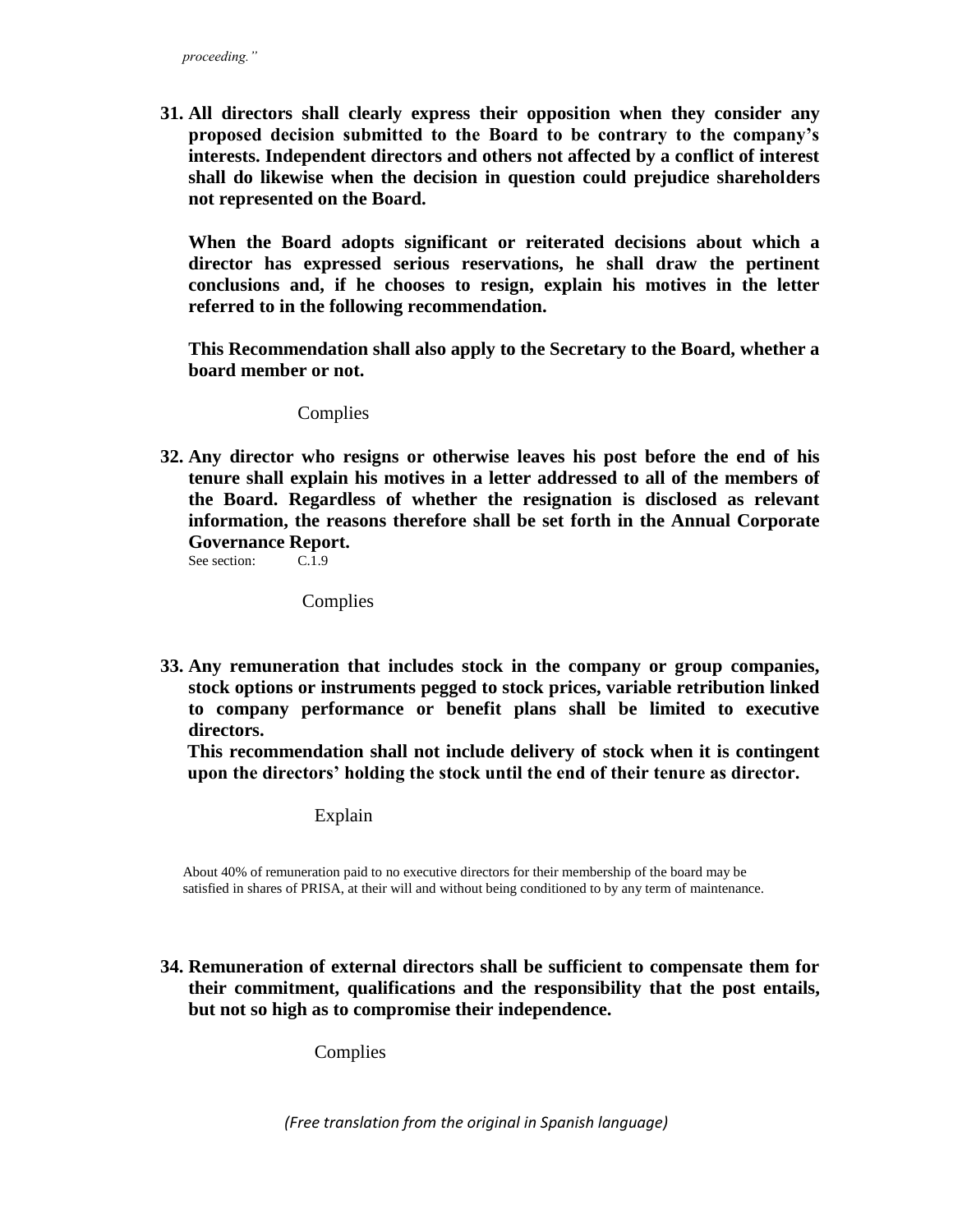*proceeding."*

**31. All directors shall clearly express their opposition when they consider any proposed decision submitted to the Board to be contrary to the company's interests. Independent directors and others not affected by a conflict of interest shall do likewise when the decision in question could prejudice shareholders not represented on the Board.**

**When the Board adopts significant or reiterated decisions about which a director has expressed serious reservations, he shall draw the pertinent conclusions and, if he chooses to resign, explain his motives in the letter referred to in the following recommendation.**

**This Recommendation shall also apply to the Secretary to the Board, whether a board member or not.**

Complies

**32. Any director who resigns or otherwise leaves his post before the end of his tenure shall explain his motives in a letter addressed to all of the members of the Board. Regardless of whether the resignation is disclosed as relevant information, the reasons therefore shall be set forth in the Annual Corporate Governance Report.**

See section: C.1.9

Complies

**33. Any remuneration that includes stock in the company or group companies, stock options or instruments pegged to stock prices, variable retribution linked to company performance or benefit plans shall be limited to executive directors.**

**This recommendation shall not include delivery of stock when it is contingent upon the directors' holding the stock until the end of their tenure as director.**

Explain

About 40% of remuneration paid to no executive directors for their membership of the board may be satisfied in shares of PRISA, at their will and without being conditioned to by any term of maintenance.

**34. Remuneration of external directors shall be sufficient to compensate them for their commitment, qualifications and the responsibility that the post entails, but not so high as to compromise their independence.**

Complies

*(Free translation from the original in Spanish language)*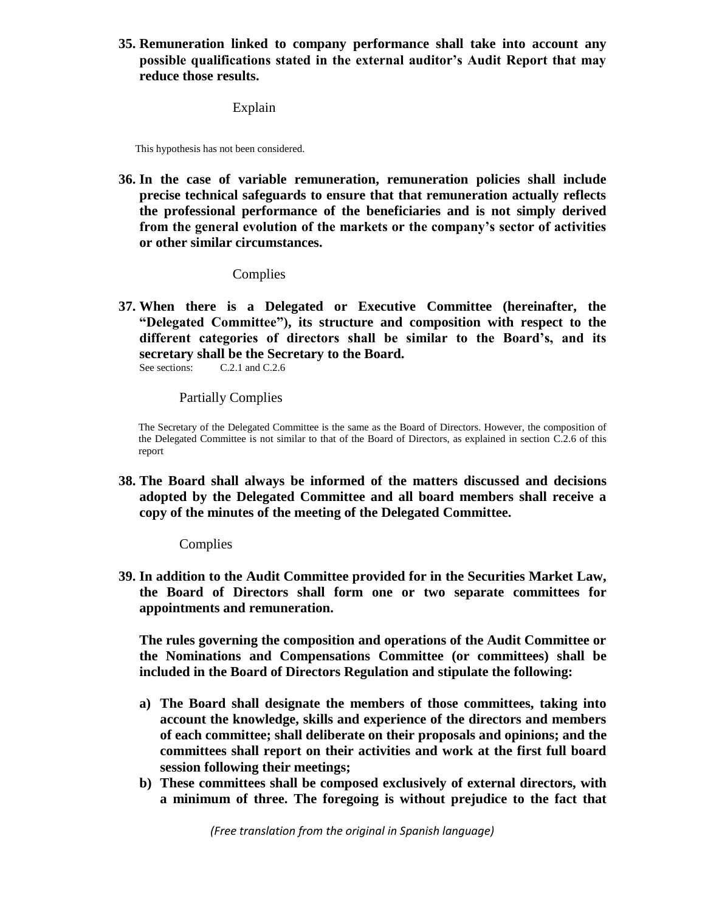**35. Remuneration linked to company performance shall take into account any possible qualifications stated in the external auditor's Audit Report that may reduce those results.**

Explain

This hypothesis has not been considered.

**36. In the case of variable remuneration, remuneration policies shall include precise technical safeguards to ensure that that remuneration actually reflects the professional performance of the beneficiaries and is not simply derived from the general evolution of the markets or the company's sector of activities or other similar circumstances.**

Complies

**37. When there is a Delegated or Executive Committee (hereinafter, the "Delegated Committee"), its structure and composition with respect to the different categories of directors shall be similar to the Board's, and its secretary shall be the Secretary to the Board.**

See sections: C.2.1 and C.2.6

Partially Complies

The Secretary of the Delegated Committee is the same as the Board of Directors. However, the composition of the Delegated Committee is not similar to that of the Board of Directors, as explained in section C.2.6 of this report

**38. The Board shall always be informed of the matters discussed and decisions adopted by the Delegated Committee and all board members shall receive a copy of the minutes of the meeting of the Delegated Committee.**

Complies

**39. In addition to the Audit Committee provided for in the Securities Market Law, the Board of Directors shall form one or two separate committees for appointments and remuneration.**

**The rules governing the composition and operations of the Audit Committee or the Nominations and Compensations Committee (or committees) shall be included in the Board of Directors Regulation and stipulate the following:**

**a) The Board shall designate the members of those committees, taking into account the knowledge, skills and experience of the directors and members of each committee; shall deliberate on their proposals and opinions; and the committees shall report on their activities and work at the first full board session following their meetings;**

**b) These committees shall be composed exclusively of external directors, with a minimum of three. The foregoing is without prejudice to the fact that**

*(Free translation from the original in Spanish language)*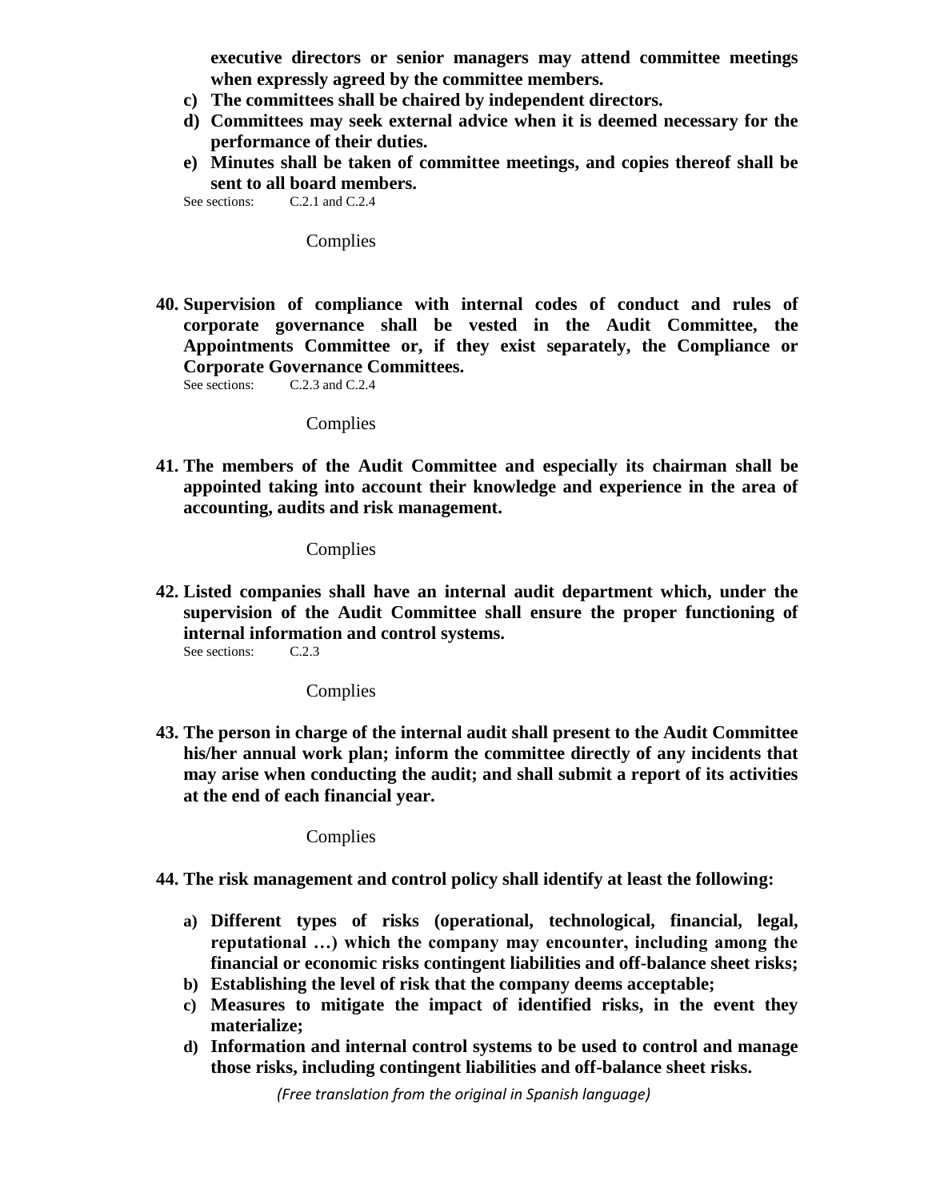**executive directors or senior managers may attend committee meetings when expressly agreed by the committee members.**

c) **The committees shall be chaired by independent directors.**
d) **Committees may seek external advice when it is deemed necessary for the performance of their duties.**
e) **Minutes shall be taken of committee meetings, and copies thereof shall be sent to all board members.**

See sections: C.2.1 and C.2.4

Complies

40. **Supervision of compliance with internal codes of conduct and rules of corporate governance shall be vested in the Audit Committee, the Appointments Committee or, if they exist separately, the Compliance or Corporate Governance Committees.**

See sections: C.2.3 and C.2.4

Complies

41. **The members of the Audit Committee and especially its chairman shall be appointed taking into account their knowledge and experience in the area of accounting, audits and risk management.**

Complies

42. **Listed companies shall have an internal audit department which, under the supervision of the Audit Committee shall ensure the proper functioning of internal information and control systems.**

See sections: C.2.3

Complies

43. **The person in charge of the internal audit shall present to the Audit Committee his/her annual work plan; inform the committee directly of any incidents that may arise when conducting the audit; and shall submit a report of its activities at the end of each financial year.**

Complies

44. **The risk management and control policy shall identify at least the following:**

a) **Different types of risks (operational, technological, financial, legal, reputational …) which the company may encounter, including among the financial or economic risks contingent liabilities and off-balance sheet risks;**
b) **Establishing the level of risk that the company deems acceptable;**
c) **Measures to mitigate the impact of identified risks, in the event they materialize;**
d) **Information and internal control systems to be used to control and manage those risks, including contingent liabilities and off-balance sheet risks.**

*(Free translation from the original in Spanish language)*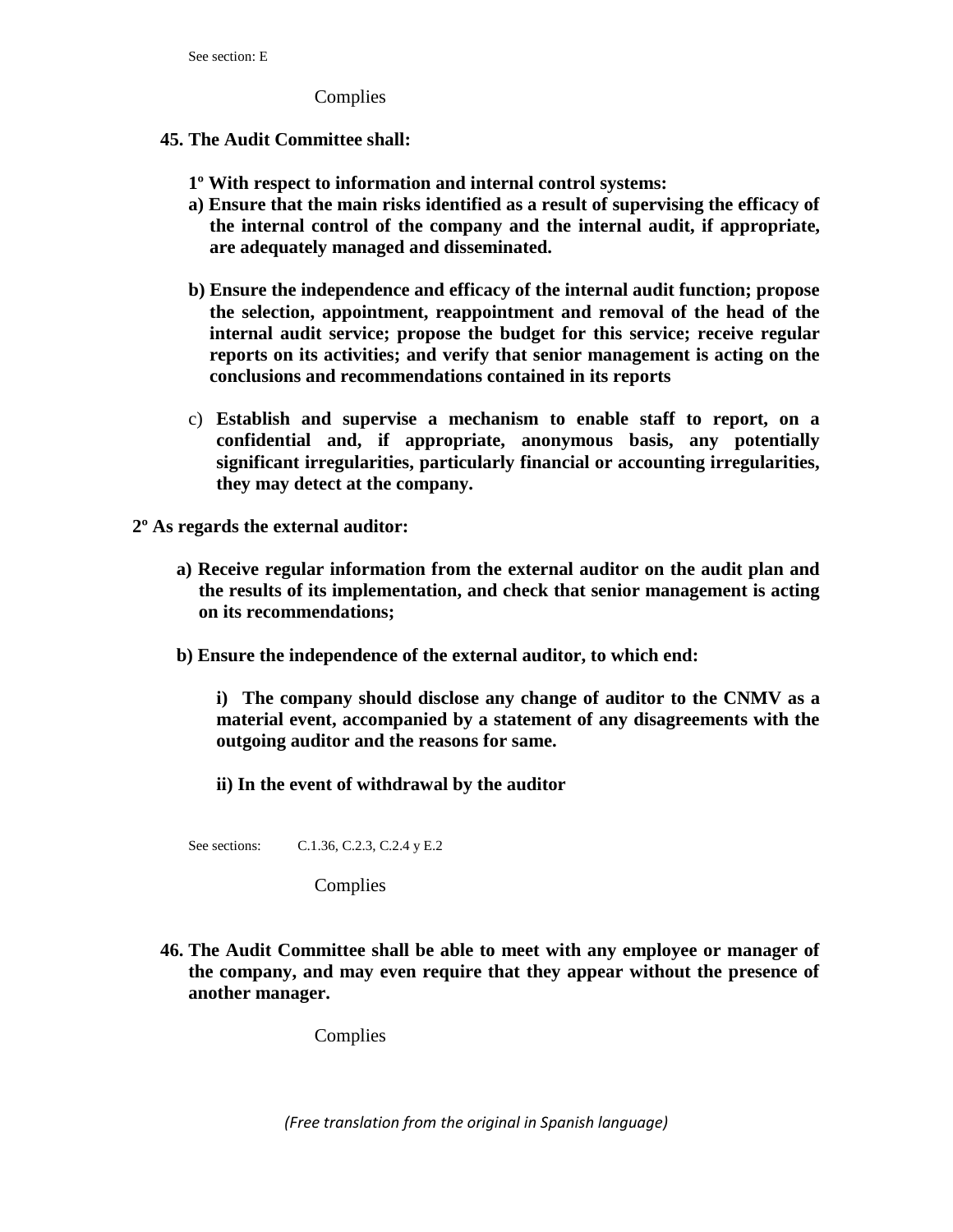See section: E

Complies

**45. The Audit Committee shall:**

**1º With respect to information and internal control systems:**

**a) Ensure that the main risks identified as a result of supervising the efficacy of the internal control of the company and the internal audit, if appropriate, are adequately managed and disseminated.**

**b) Ensure the independence and efficacy of the internal audit function; propose the selection, appointment, reappointment and removal of the head of the internal audit service; propose the budget for this service; receive regular reports on its activities; and verify that senior management is acting on the conclusions and recommendations contained in its reports**

c) **Establish and supervise a mechanism to enable staff to report, on a confidential and, if appropriate, anonymous basis, any potentially significant irregularities, particularly financial or accounting irregularities, they may detect at the company.**

**2º As regards the external auditor:**

**a) Receive regular information from the external auditor on the audit plan and the results of its implementation, and check that senior management is acting on its recommendations;**

**b) Ensure the independence of the external auditor, to which end:**

**i) The company should disclose any change of auditor to the CNMV as a material event, accompanied by a statement of any disagreements with the outgoing auditor and the reasons for same.**

**ii) In the event of withdrawal by the auditor**

See sections: C.1.36, C.2.3, C.2.4 y E.2

Complies

**46. The Audit Committee shall be able to meet with any employee or manager of the company, and may even require that they appear without the presence of another manager.**

Complies

*(Free translation from the original in Spanish language)*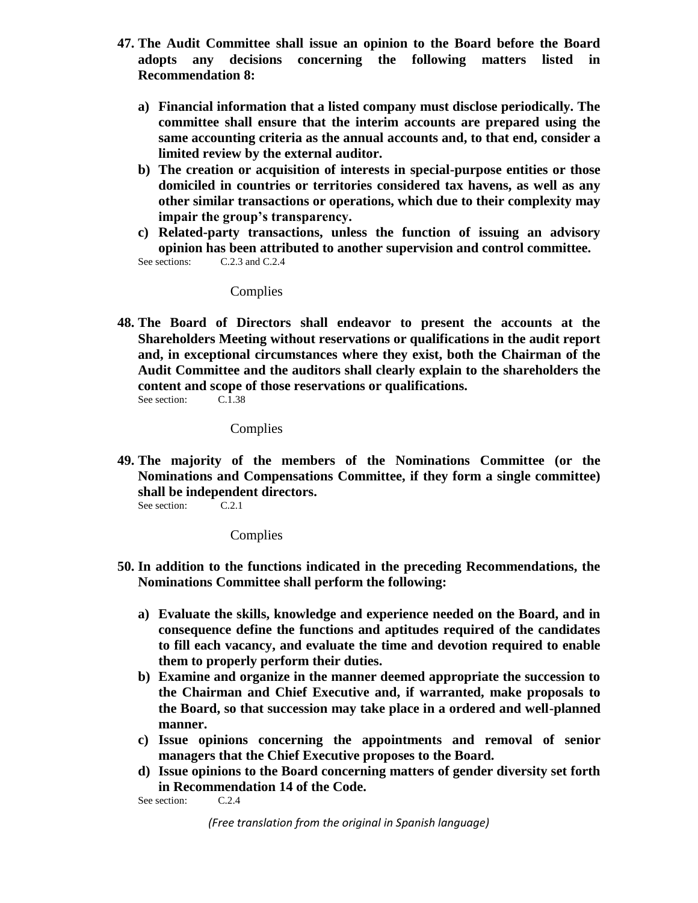**47. The Audit Committee shall issue an opinion to the Board before the Board adopts any decisions concerning the following matters listed in Recommendation 8:**

- **a) Financial information that a listed company must disclose periodically. The committee shall ensure that the interim accounts are prepared using the same accounting criteria as the annual accounts and, to that end, consider a limited review by the external auditor.**
- **b) The creation or acquisition of interests in special-purpose entities or those domiciled in countries or territories considered tax havens, as well as any other similar transactions or operations, which due to their complexity may impair the group's transparency.**
- **c) Related-party transactions, unless the function of issuing an advisory opinion has been attributed to another supervision and control committee.**

See sections: C.2.3 and C.2.4

Complies

**48. The Board of Directors shall endeavor to present the accounts at the Shareholders Meeting without reservations or qualifications in the audit report and, in exceptional circumstances where they exist, both the Chairman of the Audit Committee and the auditors shall clearly explain to the shareholders the content and scope of those reservations or qualifications.**

See section: C.1.38

Complies

**49. The majority of the members of the Nominations Committee (or the Nominations and Compensations Committee, if they form a single committee) shall be independent directors.**

See section: C.2.1

Complies

**50. In addition to the functions indicated in the preceding Recommendations, the Nominations Committee shall perform the following:**

- **a) Evaluate the skills, knowledge and experience needed on the Board, and in consequence define the functions and aptitudes required of the candidates to fill each vacancy, and evaluate the time and devotion required to enable them to properly perform their duties.**
- **b) Examine and organize in the manner deemed appropriate the succession to the Chairman and Chief Executive and, if warranted, make proposals to the Board, so that succession may take place in a ordered and well-planned manner.**
- **c) Issue opinions concerning the appointments and removal of senior managers that the Chief Executive proposes to the Board.**
- **d) Issue opinions to the Board concerning matters of gender diversity set forth in Recommendation 14 of the Code.**

See section: C.2.4

*(Free translation from the original in Spanish language)*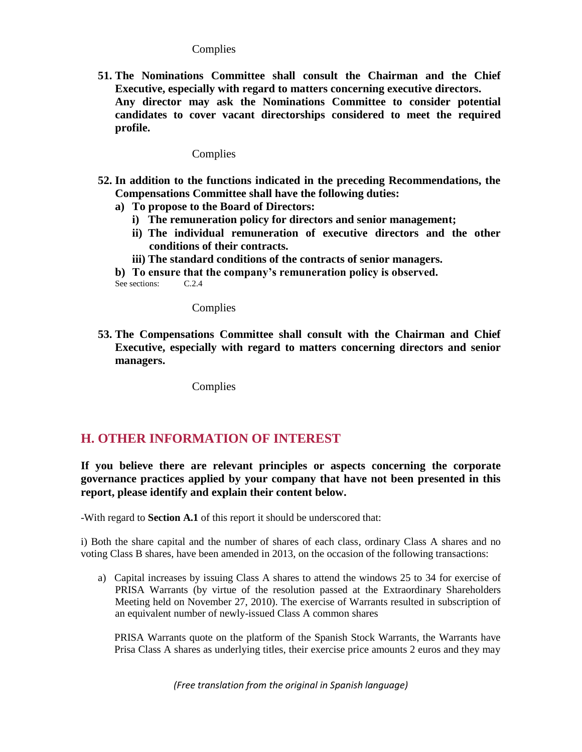Complies

**51. The Nominations Committee shall consult the Chairman and the Chief Executive, especially with regard to matters concerning executive directors.**
**Any director may ask the Nominations Committee to consider potential candidates to cover vacant directorships considered to meet the required profile.**

Complies

**52. In addition to the functions indicated in the preceding Recommendations, the Compensations Committee shall have the following duties:**

**a) To propose to the Board of Directors:**

**i) The remuneration policy for directors and senior management;**

**ii) The individual remuneration of executive directors and the other conditions of their contracts.**

**iii) The standard conditions of the contracts of senior managers.**

**b) To ensure that the company's remuneration policy is observed.**

See sections: C.2.4

Complies

**53. The Compensations Committee shall consult with the Chairman and Chief Executive, especially with regard to matters concerning directors and senior managers.**

Complies

## H. OTHER INFORMATION OF INTEREST

**If you believe there are relevant principles or aspects concerning the corporate governance practices applied by your company that have not been presented in this report, please identify and explain their content below.**

-With regard to **Section A.1** of this report it should be underscored that:

i) Both the share capital and the number of shares of each class, ordinary Class A shares and no voting Class B shares, have been amended in 2013, on the occasion of the following transactions:

a) Capital increases by issuing Class A shares to attend the windows 25 to 34 for exercise of PRISA Warrants (by virtue of the resolution passed at the Extraordinary Shareholders Meeting held on November 27, 2010). The exercise of Warrants resulted in subscription of an equivalent number of newly-issued Class A common shares

PRISA Warrants quote on the platform of the Spanish Stock Warrants, the Warrants have Prisa Class A shares as underlying titles, their exercise price amounts 2 euros and they may

*(Free translation from the original in Spanish language)*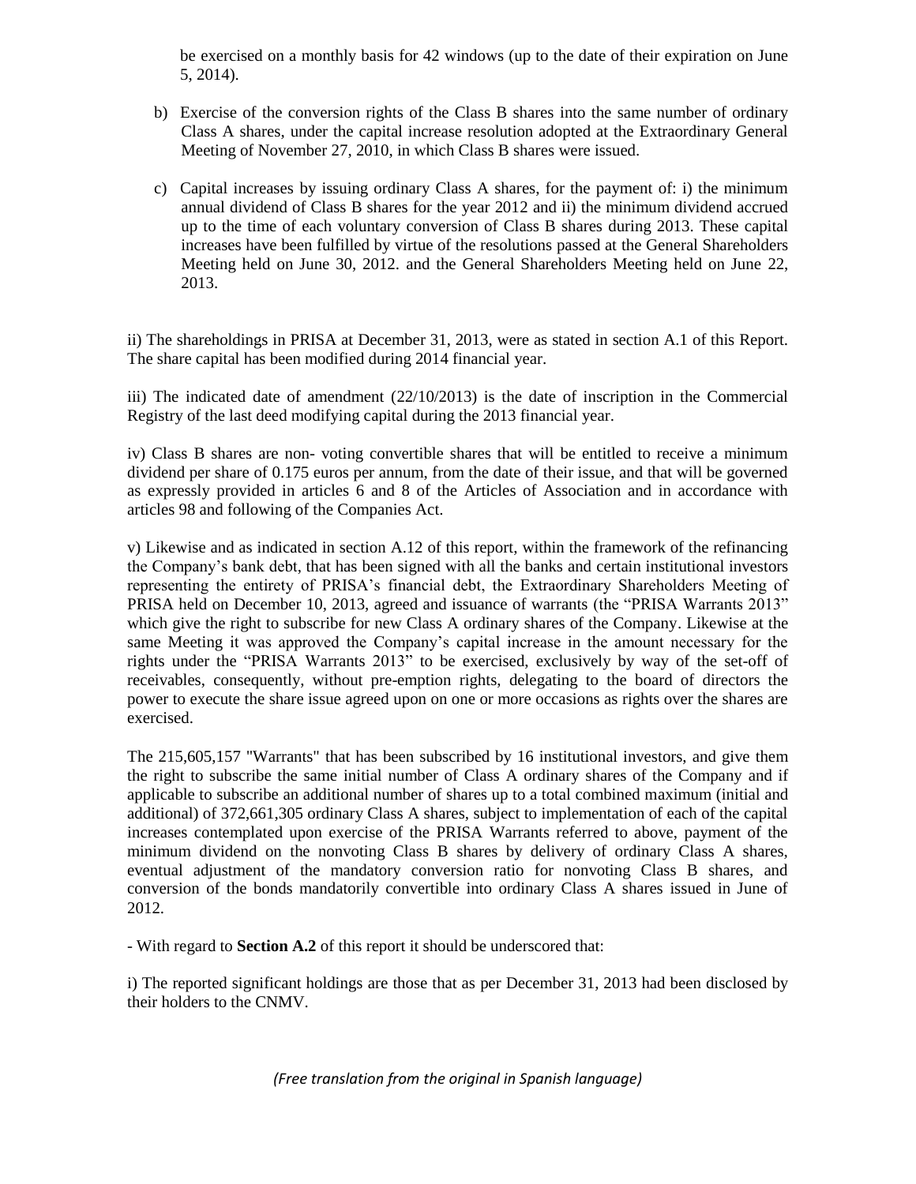be exercised on a monthly basis for 42 windows (up to the date of their expiration on June 5, 2014).

b) Exercise of the conversion rights of the Class B shares into the same number of ordinary Class A shares, under the capital increase resolution adopted at the Extraordinary General Meeting of November 27, 2010, in which Class B shares were issued.

c) Capital increases by issuing ordinary Class A shares, for the payment of: i) the minimum annual dividend of Class B shares for the year 2012 and ii) the minimum dividend accrued up to the time of each voluntary conversion of Class B shares during 2013. These capital increases have been fulfilled by virtue of the resolutions passed at the General Shareholders Meeting held on June 30, 2012. and the General Shareholders Meeting held on June 22, 2013.

ii) The shareholdings in PRISA at December 31, 2013, were as stated in section A.1 of this Report. The share capital has been modified during 2014 financial year.

iii) The indicated date of amendment (22/10/2013) is the date of inscription in the Commercial Registry of the last deed modifying capital during the 2013 financial year.

iv) Class B shares are non- voting convertible shares that will be entitled to receive a minimum dividend per share of 0.175 euros per annum, from the date of their issue, and that will be governed as expressly provided in articles 6 and 8 of the Articles of Association and in accordance with articles 98 and following of the Companies Act.

v) Likewise and as indicated in section A.12 of this report, within the framework of the refinancing the Company's bank debt, that has been signed with all the banks and certain institutional investors representing the entirety of PRISA's financial debt, the Extraordinary Shareholders Meeting of PRISA held on December 10, 2013, agreed and issuance of warrants (the "PRISA Warrants 2013" which give the right to subscribe for new Class A ordinary shares of the Company. Likewise at the same Meeting it was approved the Company's capital increase in the amount necessary for the rights under the "PRISA Warrants 2013" to be exercised, exclusively by way of the set-off of receivables, consequently, without pre-emption rights, delegating to the board of directors the power to execute the share issue agreed upon on one or more occasions as rights over the shares are exercised.

The 215,605,157 "Warrants" that has been subscribed by 16 institutional investors, and give them the right to subscribe the same initial number of Class A ordinary shares of the Company and if applicable to subscribe an additional number of shares up to a total combined maximum (initial and additional) of 372,661,305 ordinary Class A shares, subject to implementation of each of the capital increases contemplated upon exercise of the PRISA Warrants referred to above, payment of the minimum dividend on the nonvoting Class B shares by delivery of ordinary Class A shares, eventual adjustment of the mandatory conversion ratio for nonvoting Class B shares, and conversion of the bonds mandatorily convertible into ordinary Class A shares issued in June of 2012.

- With regard to **Section A.2** of this report it should be underscored that:

i) The reported significant holdings are those that as per December 31, 2013 had been disclosed by their holders to the CNMV.

*(Free translation from the original in Spanish language)*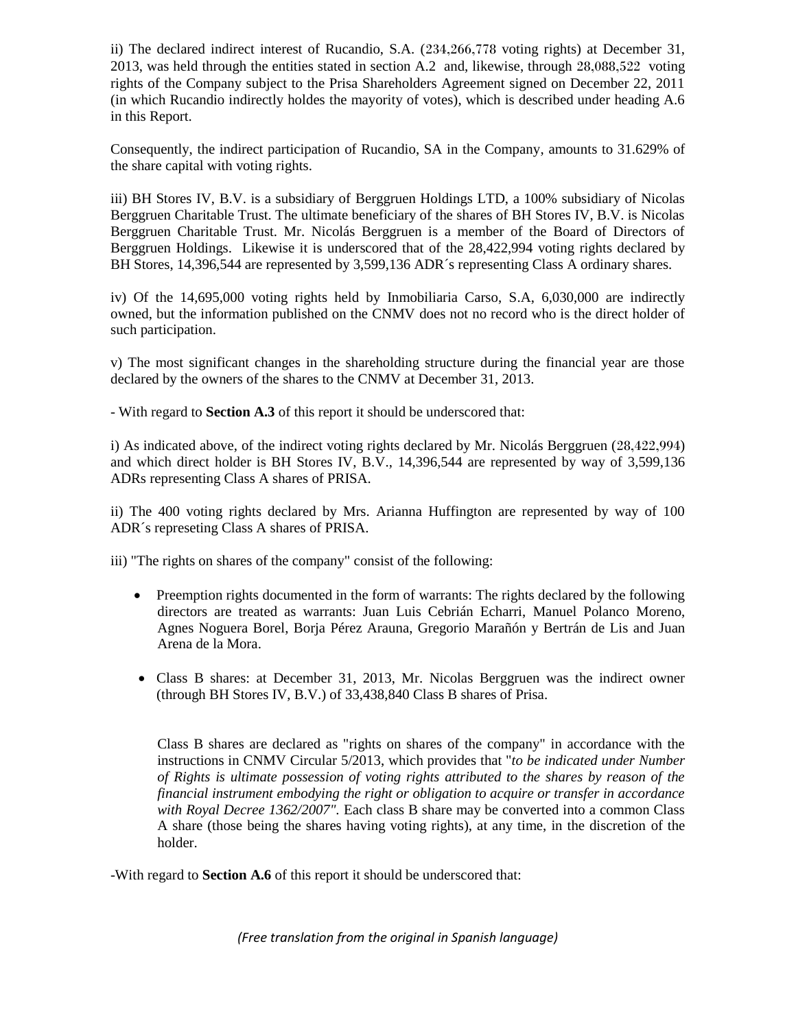ii) The declared indirect interest of Rucandio, S.A. (234,266,778 voting rights) at December 31, 2013, was held through the entities stated in section A.2 and, likewise, through 28,088,522 voting rights of the Company subject to the Prisa Shareholders Agreement signed on December 22, 2011 (in which Rucandio indirectly holdes the mayority of votes), which is described under heading A.6 in this Report.

Consequently, the indirect participation of Rucandio, SA in the Company, amounts to 31.629% of the share capital with voting rights.

iii) BH Stores IV, B.V. is a subsidiary of Berggruen Holdings LTD, a 100% subsidiary of Nicolas Berggruen Charitable Trust. The ultimate beneficiary of the shares of BH Stores IV, B.V. is Nicolas Berggruen Charitable Trust. Mr. Nicolás Berggruen is a member of the Board of Directors of Berggruen Holdings. Likewise it is underscored that of the 28,422,994 voting rights declared by BH Stores, 14,396,544 are represented by 3,599,136 ADR´s representing Class A ordinary shares.

iv) Of the 14,695,000 voting rights held by Inmobiliaria Carso, S.A, 6,030,000 are indirectly owned, but the information published on the CNMV does not no record who is the direct holder of such participation.

v) The most significant changes in the shareholding structure during the financial year are those declared by the owners of the shares to the CNMV at December 31, 2013.

- With regard to **Section A.3** of this report it should be underscored that:

i) As indicated above, of the indirect voting rights declared by Mr. Nicolás Berggruen (28,422,994) and which direct holder is BH Stores IV, B.V., 14,396,544 are represented by way of 3,599,136 ADRs representing Class A shares of PRISA.

ii) The 400 voting rights declared by Mrs. Arianna Huffington are represented by way of 100 ADR´s represeting Class A shares of PRISA.

iii) "The rights on shares of the company" consist of the following:

- Preemption rights documented in the form of warrants: The rights declared by the following directors are treated as warrants: Juan Luis Cebrián Echarri, Manuel Polanco Moreno, Agnes Noguera Borel, Borja Pérez Arauna, Gregorio Marañón y Bertrán de Lis and Juan Arena de la Mora.

- Class B shares: at December 31, 2013, Mr. Nicolas Berggruen was the indirect owner (through BH Stores IV, B.V.) of 33,438,840 Class B shares of Prisa.

  Class B shares are declared as "rights on shares of the company" in accordance with the instructions in CNMV Circular 5/2013, which provides that "*to be indicated under Number of Rights is ultimate possession of voting rights attributed to the shares by reason of the financial instrument embodying the right or obligation to acquire or transfer in accordance with Royal Decree 1362/2007"*. Each class B share may be converted into a common Class A share (those being the shares having voting rights), at any time, in the discretion of the holder.

-With regard to **Section A.6** of this report it should be underscored that:

*(Free translation from the original in Spanish language)*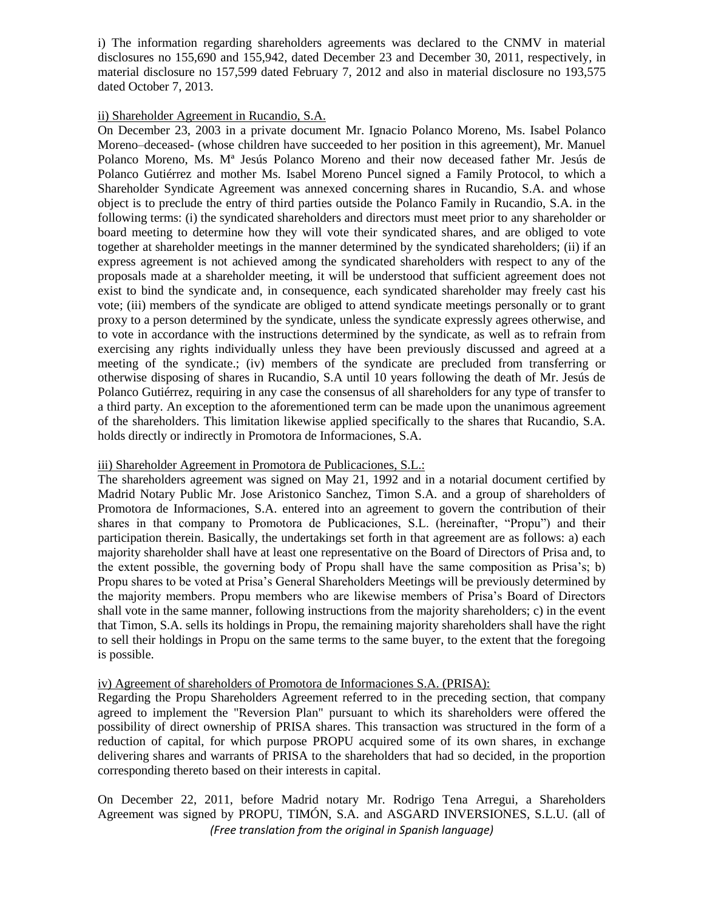i) The information regarding shareholders agreements was declared to the CNMV in material disclosures no 155,690 and 155,942, dated December 23 and December 30, 2011, respectively, in material disclosure no 157,599 dated February 7, 2012 and also in material disclosure no 193,575 dated October 7, 2013.

ii) Shareholder Agreement in Rucandio, S.A.

On December 23, 2003 in a private document Mr. Ignacio Polanco Moreno, Ms. Isabel Polanco Moreno–deceased- (whose children have succeeded to her position in this agreement), Mr. Manuel Polanco Moreno, Ms. Mª Jesús Polanco Moreno and their now deceased father Mr. Jesús de Polanco Gutiérrez and mother Ms. Isabel Moreno Puncel signed a Family Protocol, to which a Shareholder Syndicate Agreement was annexed concerning shares in Rucandio, S.A. and whose object is to preclude the entry of third parties outside the Polanco Family in Rucandio, S.A. in the following terms: (i) the syndicated shareholders and directors must meet prior to any shareholder or board meeting to determine how they will vote their syndicated shares, and are obliged to vote together at shareholder meetings in the manner determined by the syndicated shareholders; (ii) if an express agreement is not achieved among the syndicated shareholders with respect to any of the proposals made at a shareholder meeting, it will be understood that sufficient agreement does not exist to bind the syndicate and, in consequence, each syndicated shareholder may freely cast his vote; (iii) members of the syndicate are obliged to attend syndicate meetings personally or to grant proxy to a person determined by the syndicate, unless the syndicate expressly agrees otherwise, and to vote in accordance with the instructions determined by the syndicate, as well as to refrain from exercising any rights individually unless they have been previously discussed and agreed at a meeting of the syndicate.; (iv) members of the syndicate are precluded from transferring or otherwise disposing of shares in Rucandio, S.A until 10 years following the death of Mr. Jesús de Polanco Gutiérrez, requiring in any case the consensus of all shareholders for any type of transfer to a third party. An exception to the aforementioned term can be made upon the unanimous agreement of the shareholders. This limitation likewise applied specifically to the shares that Rucandio, S.A. holds directly or indirectly in Promotora de Informaciones, S.A.

iii) Shareholder Agreement in Promotora de Publicaciones, S.L.:

The shareholders agreement was signed on May 21, 1992 and in a notarial document certified by Madrid Notary Public Mr. Jose Aristonico Sanchez, Timon S.A. and a group of shareholders of Promotora de Informaciones, S.A. entered into an agreement to govern the contribution of their shares in that company to Promotora de Publicaciones, S.L. (hereinafter, "Propu") and their participation therein. Basically, the undertakings set forth in that agreement are as follows: a) each majority shareholder shall have at least one representative on the Board of Directors of Prisa and, to the extent possible, the governing body of Propu shall have the same composition as Prisa's; b) Propu shares to be voted at Prisa's General Shareholders Meetings will be previously determined by the majority members. Propu members who are likewise members of Prisa's Board of Directors shall vote in the same manner, following instructions from the majority shareholders; c) in the event that Timon, S.A. sells its holdings in Propu, the remaining majority shareholders shall have the right to sell their holdings in Propu on the same terms to the same buyer, to the extent that the foregoing is possible.

iv) Agreement of shareholders of Promotora de Informaciones S.A. (PRISA):

Regarding the Propu Shareholders Agreement referred to in the preceding section, that company agreed to implement the "Reversion Plan" pursuant to which its shareholders were offered the possibility of direct ownership of PRISA shares. This transaction was structured in the form of a reduction of capital, for which purpose PROPU acquired some of its own shares, in exchange delivering shares and warrants of PRISA to the shareholders that had so decided, in the proportion corresponding thereto based on their interests in capital.

On December 22, 2011, before Madrid notary Mr. Rodrigo Tena Arregui, a Shareholders Agreement was signed by PROPU, TIMÓN, S.A. and ASGARD INVERSIONES, S.L.U. (all of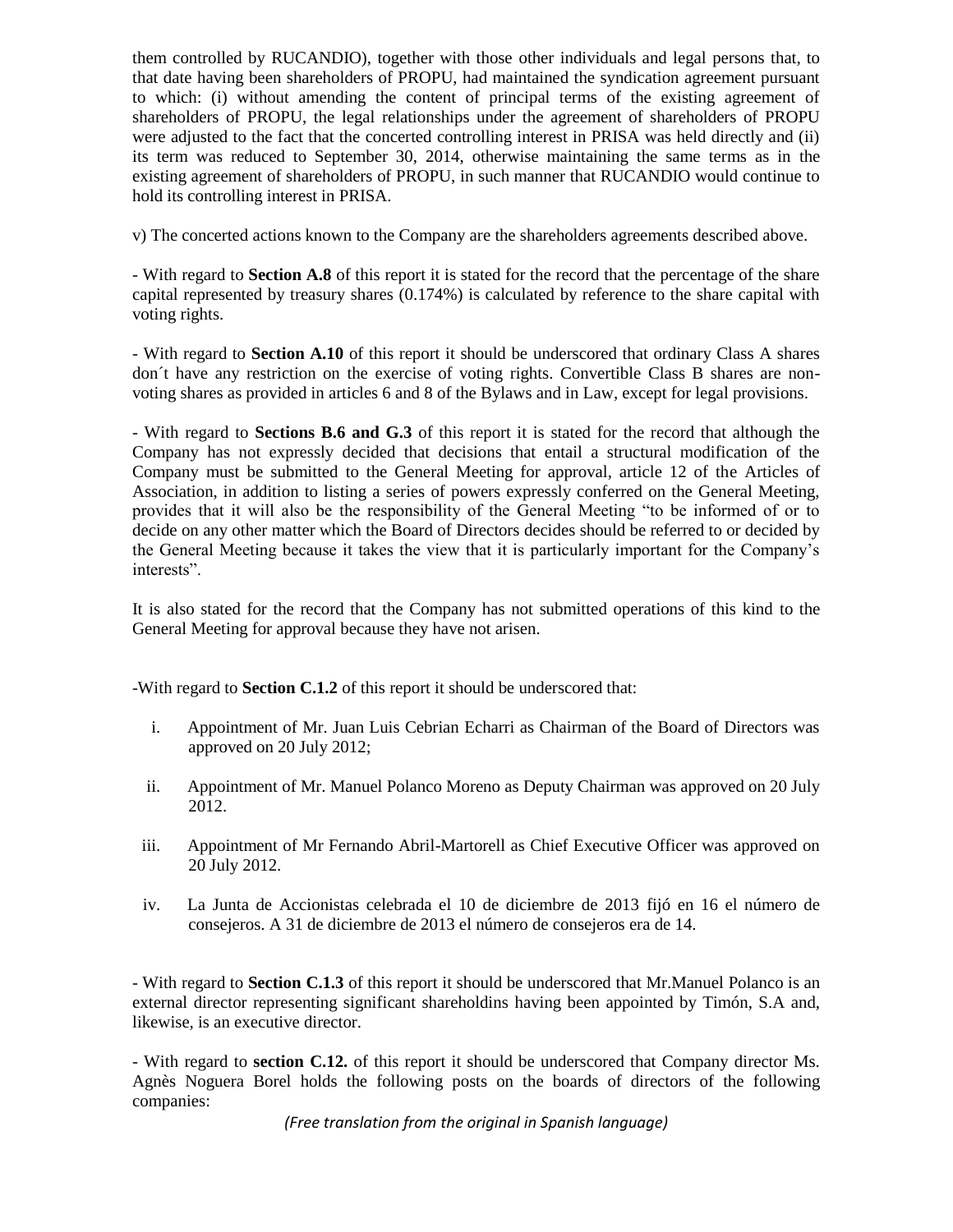them controlled by RUCANDIO), together with those other individuals and legal persons that, to that date having been shareholders of PROPU, had maintained the syndication agreement pursuant to which: (i) without amending the content of principal terms of the existing agreement of shareholders of PROPU, the legal relationships under the agreement of shareholders of PROPU were adjusted to the fact that the concerted controlling interest in PRISA was held directly and (ii) its term was reduced to September 30, 2014, otherwise maintaining the same terms as in the existing agreement of shareholders of PROPU, in such manner that RUCANDIO would continue to hold its controlling interest in PRISA.

v) The concerted actions known to the Company are the shareholders agreements described above.

- With regard to **Section A.8** of this report it is stated for the record that the percentage of the share capital represented by treasury shares (0.174%) is calculated by reference to the share capital with voting rights.

- With regard to **Section A.10** of this report it should be underscored that ordinary Class A shares don´t have any restriction on the exercise of voting rights. Convertible Class B shares are non-voting shares as provided in articles 6 and 8 of the Bylaws and in Law, except for legal provisions.

- With regard to **Sections B.6 and G.3** of this report it is stated for the record that although the Company has not expressly decided that decisions that entail a structural modification of the Company must be submitted to the General Meeting for approval, article 12 of the Articles of Association, in addition to listing a series of powers expressly conferred on the General Meeting, provides that it will also be the responsibility of the General Meeting "to be informed of or to decide on any other matter which the Board of Directors decides should be referred to or decided by the General Meeting because it takes the view that it is particularly important for the Company's interests".

It is also stated for the record that the Company has not submitted operations of this kind to the General Meeting for approval because they have not arisen.

-With regard to **Section C.1.2** of this report it should be underscored that:

i. Appointment of Mr. Juan Luis Cebrian Echarri as Chairman of the Board of Directors was approved on 20 July 2012;

ii. Appointment of Mr. Manuel Polanco Moreno as Deputy Chairman was approved on 20 July 2012.

iii. Appointment of Mr Fernando Abril-Martorell as Chief Executive Officer was approved on 20 July 2012.

iv. La Junta de Accionistas celebrada el 10 de diciembre de 2013 fijó en 16 el número de consejeros. A 31 de diciembre de 2013 el número de consejeros era de 14.

- With regard to **Section C.1.3** of this report it should be underscored that Mr.Manuel Polanco is an external director representing significant shareholdins having been appointed by Timón, S.A and, likewise, is an executive director.

- With regard to **section C.12.** of this report it should be underscored that Company director Ms. Agnès Noguera Borel holds the following posts on the boards of directors of the following companies:

*(Free translation from the original in Spanish language)*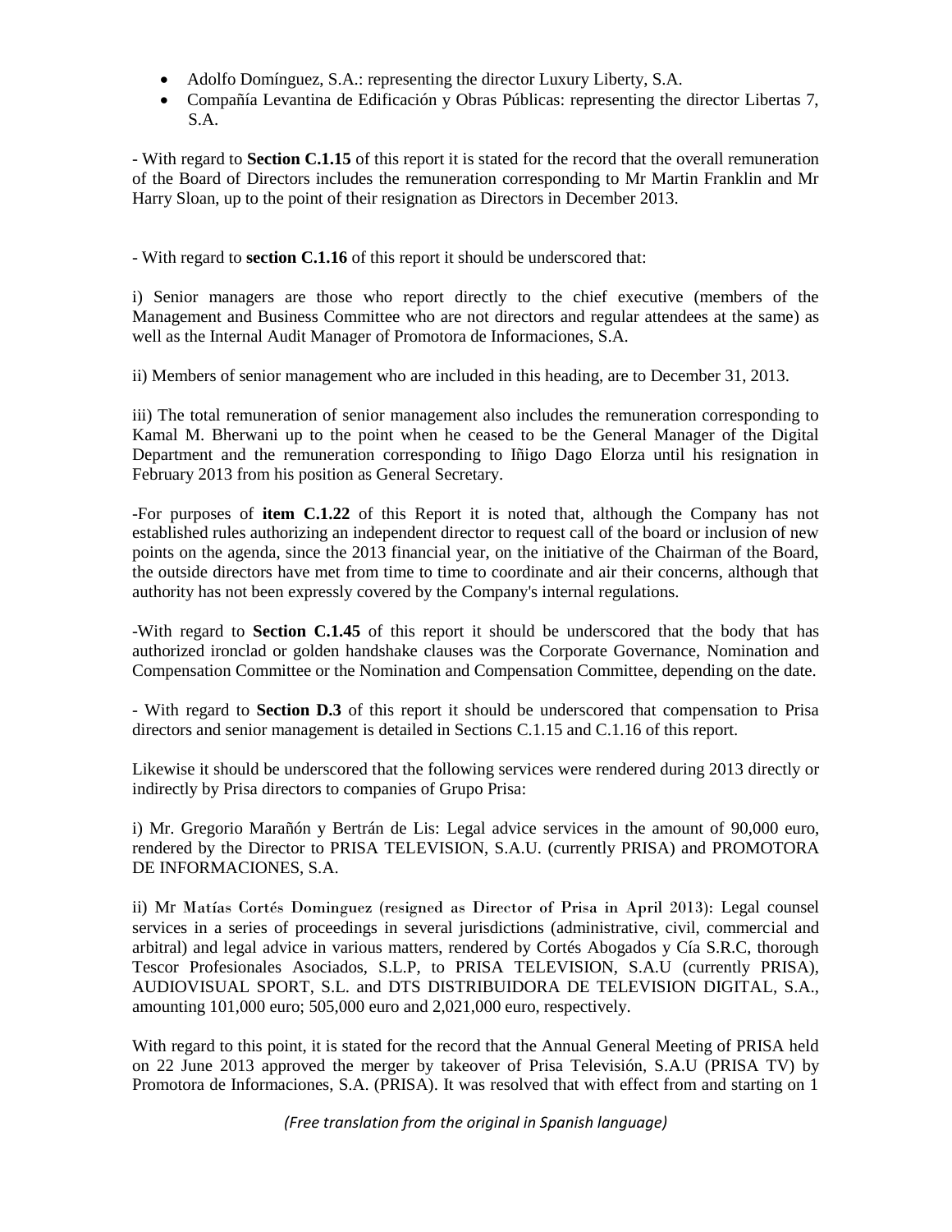- Adolfo Domínguez, S.A.: representing the director Luxury Liberty, S.A.
- Compañía Levantina de Edificación y Obras Públicas: representing the director Libertas 7, S.A.

- With regard to **Section C.1.15** of this report it is stated for the record that the overall remuneration of the Board of Directors includes the remuneration corresponding to Mr Martin Franklin and Mr Harry Sloan, up to the point of their resignation as Directors in December 2013.

- With regard to **section C.1.16** of this report it should be underscored that:

i) Senior managers are those who report directly to the chief executive (members of the Management and Business Committee who are not directors and regular attendees at the same) as well as the Internal Audit Manager of Promotora de Informaciones, S.A.

ii) Members of senior management who are included in this heading, are to December 31, 2013.

iii) The total remuneration of senior management also includes the remuneration corresponding to Kamal M. Bherwani up to the point when he ceased to be the General Manager of the Digital Department and the remuneration corresponding to Iñigo Dago Elorza until his resignation in February 2013 from his position as General Secretary.

-For purposes of **item C.1.22** of this Report it is noted that, although the Company has not established rules authorizing an independent director to request call of the board or inclusion of new points on the agenda, since the 2013 financial year, on the initiative of the Chairman of the Board, the outside directors have met from time to time to coordinate and air their concerns, although that authority has not been expressly covered by the Company's internal regulations.

-With regard to **Section C.1.45** of this report it should be underscored that the body that has authorized ironclad or golden handshake clauses was the Corporate Governance, Nomination and Compensation Committee or the Nomination and Compensation Committee, depending on the date.

- With regard to **Section D.3** of this report it should be underscored that compensation to Prisa directors and senior management is detailed in Sections C.1.15 and C.1.16 of this report.

Likewise it should be underscored that the following services were rendered during 2013 directly or indirectly by Prisa directors to companies of Grupo Prisa:

i) Mr. Gregorio Marañón y Bertrán de Lis: Legal advice services in the amount of 90,000 euro, rendered by the Director to PRISA TELEVISION, S.A.U. (currently PRISA) and PROMOTORA DE INFORMACIONES, S.A.

ii) Mr Matías Cortés Dominguez (resigned as Director of Prisa in April 2013): Legal counsel services in a series of proceedings in several jurisdictions (administrative, civil, commercial and arbitral) and legal advice in various matters, rendered by Cortés Abogados y Cía S.R.C, thorough Tescor Profesionales Asociados, S.L.P, to PRISA TELEVISION, S.A.U (currently PRISA), AUDIOVISUAL SPORT, S.L. and DTS DISTRIBUIDORA DE TELEVISION DIGITAL, S.A., amounting 101,000 euro; 505,000 euro and 2,021,000 euro, respectively.

With regard to this point, it is stated for the record that the Annual General Meeting of PRISA held on 22 June 2013 approved the merger by takeover of Prisa Televisión, S.A.U (PRISA TV) by Promotora de Informaciones, S.A. (PRISA). It was resolved that with effect from and starting on 1

*(Free translation from the original in Spanish language)*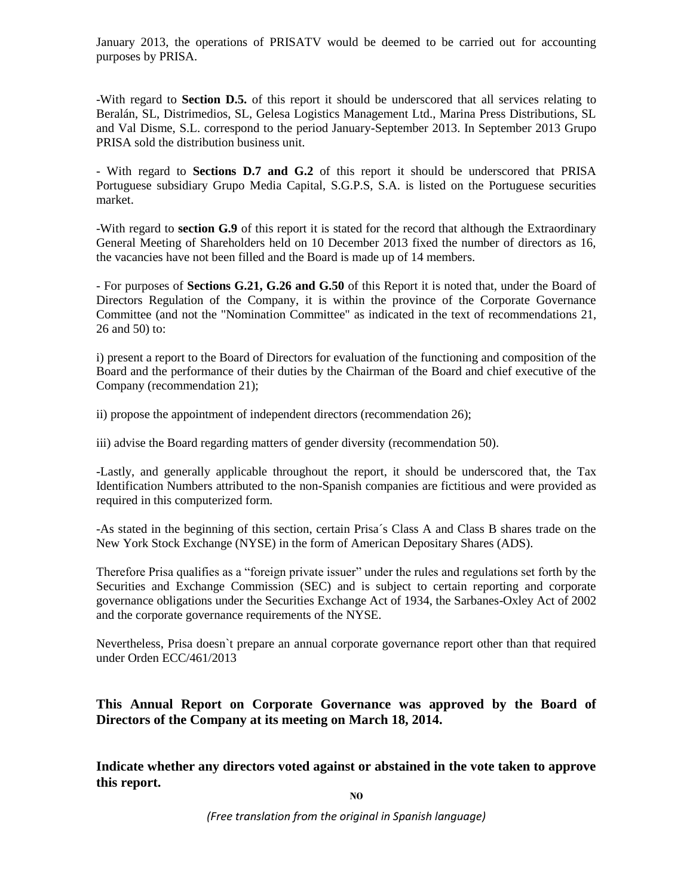January 2013, the operations of PRISATV would be deemed to be carried out for accounting purposes by PRISA.

-With regard to **Section D.5.** of this report it should be underscored that all services relating to Beralán, SL, Distrimedios, SL, Gelesa Logistics Management Ltd., Marina Press Distributions, SL and Val Disme, S.L. correspond to the period January-September 2013. In September 2013 Grupo PRISA sold the distribution business unit.

- With regard to **Sections D.7 and G.2** of this report it should be underscored that PRISA Portuguese subsidiary Grupo Media Capital, S.G.P.S, S.A. is listed on the Portuguese securities market.

-With regard to **section G.9** of this report it is stated for the record that although the Extraordinary General Meeting of Shareholders held on 10 December 2013 fixed the number of directors as 16, the vacancies have not been filled and the Board is made up of 14 members.

- For purposes of **Sections G.21, G.26 and G.50** of this Report it is noted that, under the Board of Directors Regulation of the Company, it is within the province of the Corporate Governance Committee (and not the "Nomination Committee" as indicated in the text of recommendations 21, 26 and 50) to:

i) present a report to the Board of Directors for evaluation of the functioning and composition of the Board and the performance of their duties by the Chairman of the Board and chief executive of the Company (recommendation 21);

ii) propose the appointment of independent directors (recommendation 26);

iii) advise the Board regarding matters of gender diversity (recommendation 50).

-Lastly, and generally applicable throughout the report, it should be underscored that, the Tax Identification Numbers attributed to the non-Spanish companies are fictitious and were provided as required in this computerized form.

-As stated in the beginning of this section, certain Prisa´s Class A and Class B shares trade on the New York Stock Exchange (NYSE) in the form of American Depositary Shares (ADS).

Therefore Prisa qualifies as a "foreign private issuer" under the rules and regulations set forth by the Securities and Exchange Commission (SEC) and is subject to certain reporting and corporate governance obligations under the Securities Exchange Act of 1934, the Sarbanes-Oxley Act of 2002 and the corporate governance requirements of the NYSE.

Nevertheless, Prisa doesn`t prepare an annual corporate governance report other than that required under Orden ECC/461/2013

**This Annual Report on Corporate Governance was approved by the Board of Directors of the Company at its meeting on March 18, 2014.**

**Indicate whether any directors voted against or abstained in the vote taken to approve this report.**

**NO**

*(Free translation from the original in Spanish language)*